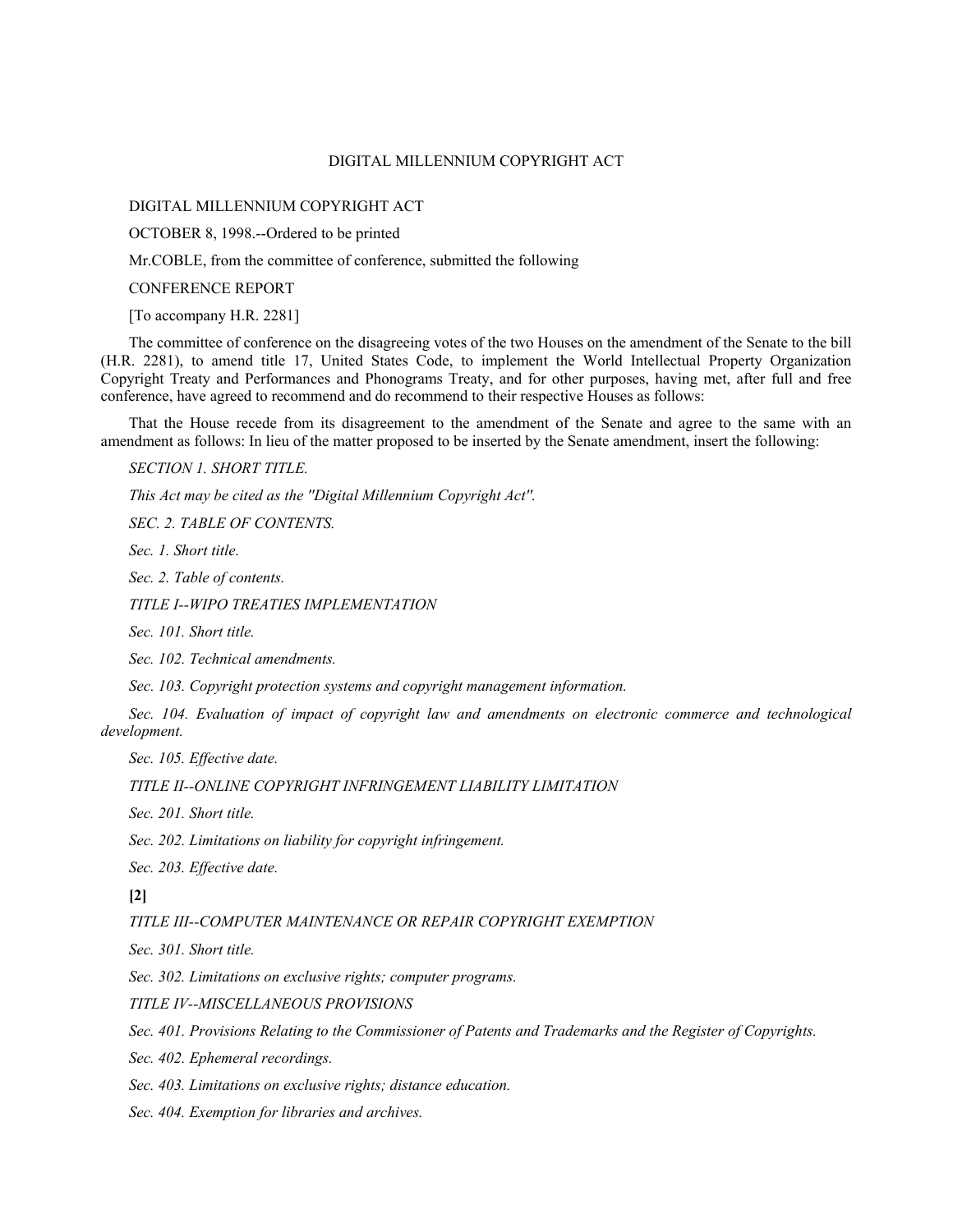# DIGITAL MILLENNIUM COPYRIGHT ACT

DIGITAL MILLENNIUM COPYRIGHT ACT

OCTOBER 8, 1998.--Ordered to be printed

Mr.COBLE, from the committee of conference, submitted the following

CONFERENCE REPORT

[To accompany H.R. 2281]

The committee of conference on the disagreeing votes of the two Houses on the amendment of the Senate to the bill (H.R. 2281), to amend title 17, United States Code, to implement the World Intellectual Property Organization Copyright Treaty and Performances and Phonograms Treaty, and for other purposes, having met, after full and free conference, have agreed to recommend and do recommend to their respective Houses as follows:

That the House recede from its disagreement to the amendment of the Senate and agree to the same with an amendment as follows: In lieu of the matter proposed to be inserted by the Senate amendment, insert the following:

*SECTION 1. SHORT TITLE.*

*This Act may be cited as the ''Digital Millennium Copyright Act''.*

*SEC. 2. TABLE OF CONTENTS.*

*Sec. 1. Short title.*

*Sec. 2. Table of contents.*

*TITLE I--WIPO TREATIES IMPLEMENTATION*

*Sec. 101. Short title.*

*Sec. 102. Technical amendments.*

*Sec. 103. Copyright protection systems and copyright management information.*

*Sec. 104. Evaluation of impact of copyright law and amendments on electronic commerce and technological development.*

*Sec. 105. Effective date.*

*TITLE II--ONLINE COPYRIGHT INFRINGEMENT LIABILITY LIMITATION*

*Sec. 201. Short title.*

*Sec. 202. Limitations on liability for copyright infringement.*

*Sec. 203. Effective date.*

**[2]**

*TITLE III--COMPUTER MAINTENANCE OR REPAIR COPYRIGHT EXEMPTION*

*Sec. 301. Short title.*

*Sec. 302. Limitations on exclusive rights; computer programs.*

*TITLE IV--MISCELLANEOUS PROVISIONS*

*Sec. 401. Provisions Relating to the Commissioner of Patents and Trademarks and the Register of Copyrights.*

*Sec. 402. Ephemeral recordings.*

*Sec. 403. Limitations on exclusive rights; distance education.*

*Sec. 404. Exemption for libraries and archives.*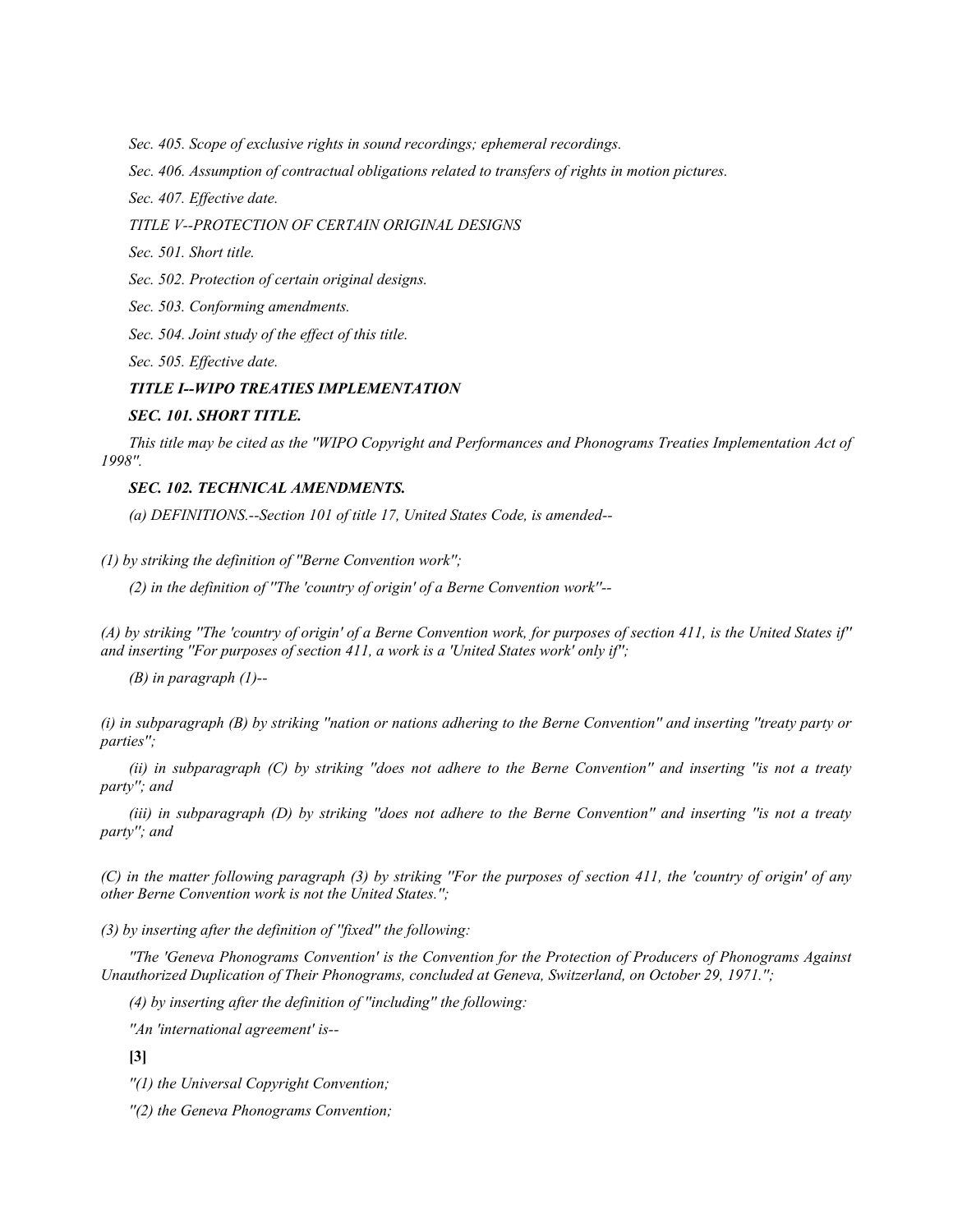*Sec. 405. Scope of exclusive rights in sound recordings; ephemeral recordings.*

*Sec. 406. Assumption of contractual obligations related to transfers of rights in motion pictures.*

*Sec. 407. Effective date.*

*TITLE V--PROTECTION OF CERTAIN ORIGINAL DESIGNS*

*Sec. 501. Short title.*

*Sec. 502. Protection of certain original designs.*

*Sec. 503. Conforming amendments.*

*Sec. 504. Joint study of the effect of this title.*

*Sec. 505. Effective date.*

***TITLE I--WIPO TREATIES IMPLEMENTATION***

***SEC. 101. SHORT TITLE.***

*This title may be cited as the ''WIPO Copyright and Performances and Phonograms Treaties Implementation Act of 1998''.*

***SEC. 102. TECHNICAL AMENDMENTS.***

*(a) DEFINITIONS.--Section 101 of title 17, United States Code, is amended--*

*(1) by striking the definition of ''Berne Convention work'';*

*(2) in the definition of ''The 'country of origin' of a Berne Convention work''--*

*(A) by striking ''The 'country of origin' of a Berne Convention work, for purposes of section 411, is the United States if'' and inserting ''For purposes of section 411, a work is a 'United States work' only if'';*

*(B) in paragraph (1)--*

*(i) in subparagraph (B) by striking ''nation or nations adhering to the Berne Convention'' and inserting ''treaty party or parties'';*

*(ii) in subparagraph (C) by striking ''does not adhere to the Berne Convention'' and inserting ''is not a treaty party''; and*

*(iii) in subparagraph (D) by striking ''does not adhere to the Berne Convention'' and inserting ''is not a treaty party''; and*

*(C) in the matter following paragraph (3) by striking ''For the purposes of section 411, the 'country of origin' of any other Berne Convention work is not the United States.'';*

*(3) by inserting after the definition of ''fixed'' the following:*

*''The 'Geneva Phonograms Convention' is the Convention for the Protection of Producers of Phonograms Against Unauthorized Duplication of Their Phonograms, concluded at Geneva, Switzerland, on October 29, 1971.'';*

*(4) by inserting after the definition of ''including'' the following:*

*''An 'international agreement' is--*

**[3]**

*''(1) the Universal Copyright Convention;*

*''(2) the Geneva Phonograms Convention;*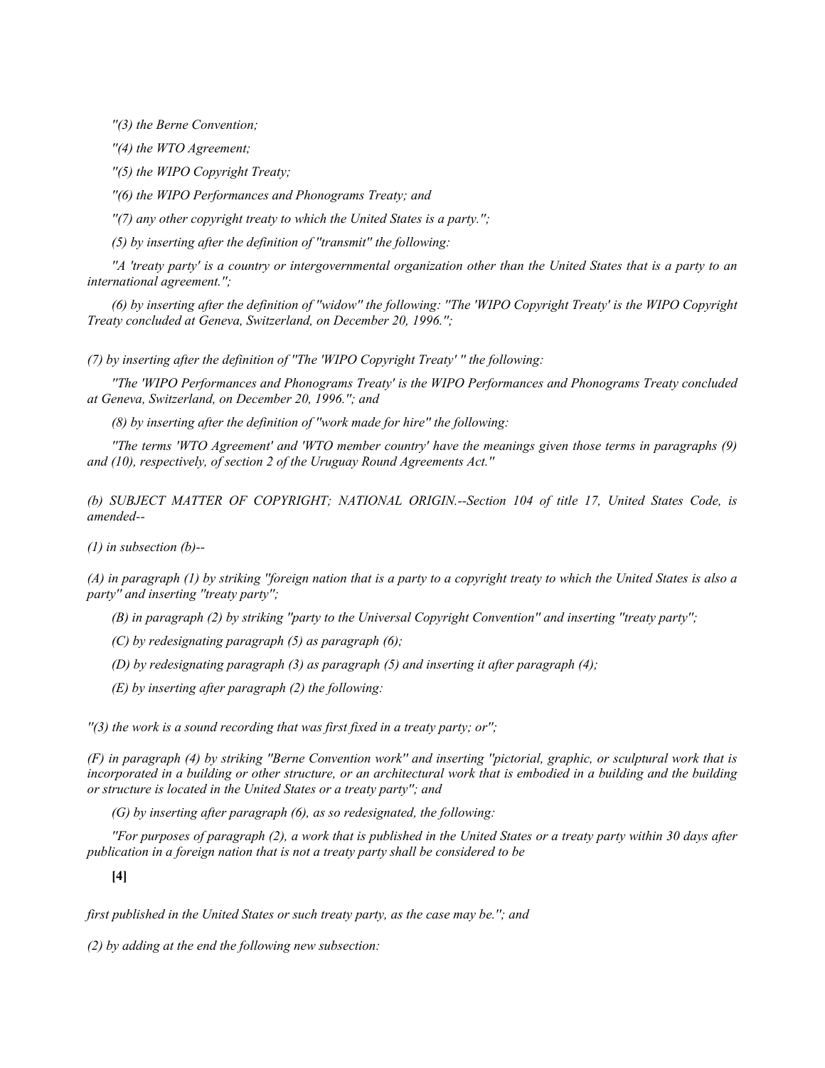*''(3) the Berne Convention;*

*''(4) the WTO Agreement;*

*''(5) the WIPO Copyright Treaty;*

*''(6) the WIPO Performances and Phonograms Treaty; and*

*''(7) any other copyright treaty to which the United States is a party.'';*

*(5) by inserting after the definition of ''transmit'' the following:*

*''A 'treaty party' is a country or intergovernmental organization other than the United States that is a party to an international agreement.'';*

*(6) by inserting after the definition of ''widow'' the following: ''The 'WIPO Copyright Treaty' is the WIPO Copyright Treaty concluded at Geneva, Switzerland, on December 20, 1996.'';*

*(7) by inserting after the definition of ''The 'WIPO Copyright Treaty' '' the following:*

*''The 'WIPO Performances and Phonograms Treaty' is the WIPO Performances and Phonograms Treaty concluded at Geneva, Switzerland, on December 20, 1996.''; and*

*(8) by inserting after the definition of ''work made for hire'' the following:*

*''The terms 'WTO Agreement' and 'WTO member country' have the meanings given those terms in paragraphs (9) and (10), respectively, of section 2 of the Uruguay Round Agreements Act.''*

*(b) SUBJECT MATTER OF COPYRIGHT; NATIONAL ORIGIN.--Section 104 of title 17, United States Code, is amended--*

*(1) in subsection (b)--*

*(A) in paragraph (1) by striking ''foreign nation that is a party to a copyright treaty to which the United States is also a party'' and inserting ''treaty party'';*

*(B) in paragraph (2) by striking ''party to the Universal Copyright Convention'' and inserting ''treaty party'';*

*(C) by redesignating paragraph (5) as paragraph (6);*

*(D) by redesignating paragraph (3) as paragraph (5) and inserting it after paragraph (4);*

*(E) by inserting after paragraph (2) the following:*

*''(3) the work is a sound recording that was first fixed in a treaty party; or'';*

*(F) in paragraph (4) by striking ''Berne Convention work'' and inserting ''pictorial, graphic, or sculptural work that is incorporated in a building or other structure, or an architectural work that is embodied in a building and the building or structure is located in the United States or a treaty party''; and*

*(G) by inserting after paragraph (6), as so redesignated, the following:*

*''For purposes of paragraph (2), a work that is published in the United States or a treaty party within 30 days after publication in a foreign nation that is not a treaty party shall be considered to be*

**[4]**

*first published in the United States or such treaty party, as the case may be.''; and*

*(2) by adding at the end the following new subsection:*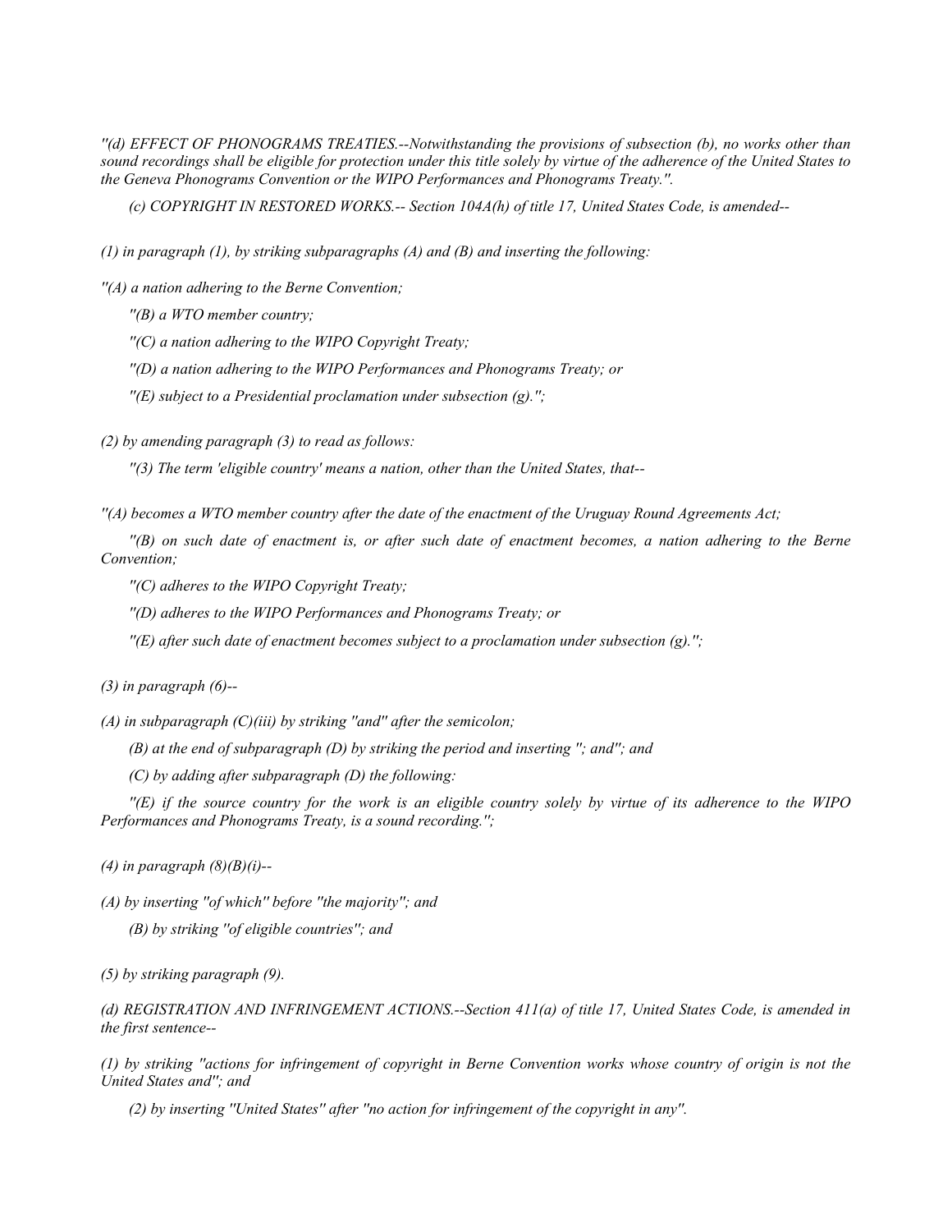*''(d) EFFECT OF PHONOGRAMS TREATIES.--Notwithstanding the provisions of subsection (b), no works other than sound recordings shall be eligible for protection under this title solely by virtue of the adherence of the United States to the Geneva Phonograms Convention or the WIPO Performances and Phonograms Treaty.''.*

*(c) COPYRIGHT IN RESTORED WORKS.-- Section 104A(h) of title 17, United States Code, is amended--*

*(1) in paragraph (1), by striking subparagraphs (A) and (B) and inserting the following:*

*''(A) a nation adhering to the Berne Convention;*

*''(B) a WTO member country;*

*''(C) a nation adhering to the WIPO Copyright Treaty;*

*''(D) a nation adhering to the WIPO Performances and Phonograms Treaty; or*

*''(E) subject to a Presidential proclamation under subsection (g).'';*

*(2) by amending paragraph (3) to read as follows:*

*''(3) The term 'eligible country' means a nation, other than the United States, that--*

*''(A) becomes a WTO member country after the date of the enactment of the Uruguay Round Agreements Act;*

*''(B) on such date of enactment is, or after such date of enactment becomes, a nation adhering to the Berne Convention;*

*''(C) adheres to the WIPO Copyright Treaty;*

*''(D) adheres to the WIPO Performances and Phonograms Treaty; or*

*''(E) after such date of enactment becomes subject to a proclamation under subsection (g).'';*

*(3) in paragraph (6)--*

*(A) in subparagraph (C)(iii) by striking ''and'' after the semicolon;*

*(B) at the end of subparagraph (D) by striking the period and inserting ''; and''; and*

*(C) by adding after subparagraph (D) the following:*

*''(E) if the source country for the work is an eligible country solely by virtue of its adherence to the WIPO Performances and Phonograms Treaty, is a sound recording.'';*

*(4) in paragraph (8)(B)(i)--*

*(A) by inserting ''of which'' before ''the majority''; and*

*(B) by striking ''of eligible countries''; and*

*(5) by striking paragraph (9).*

*(d) REGISTRATION AND INFRINGEMENT ACTIONS.--Section 411(a) of title 17, United States Code, is amended in the first sentence--*

*(1) by striking ''actions for infringement of copyright in Berne Convention works whose country of origin is not the United States and''; and*

*(2) by inserting ''United States'' after ''no action for infringement of the copyright in any''.*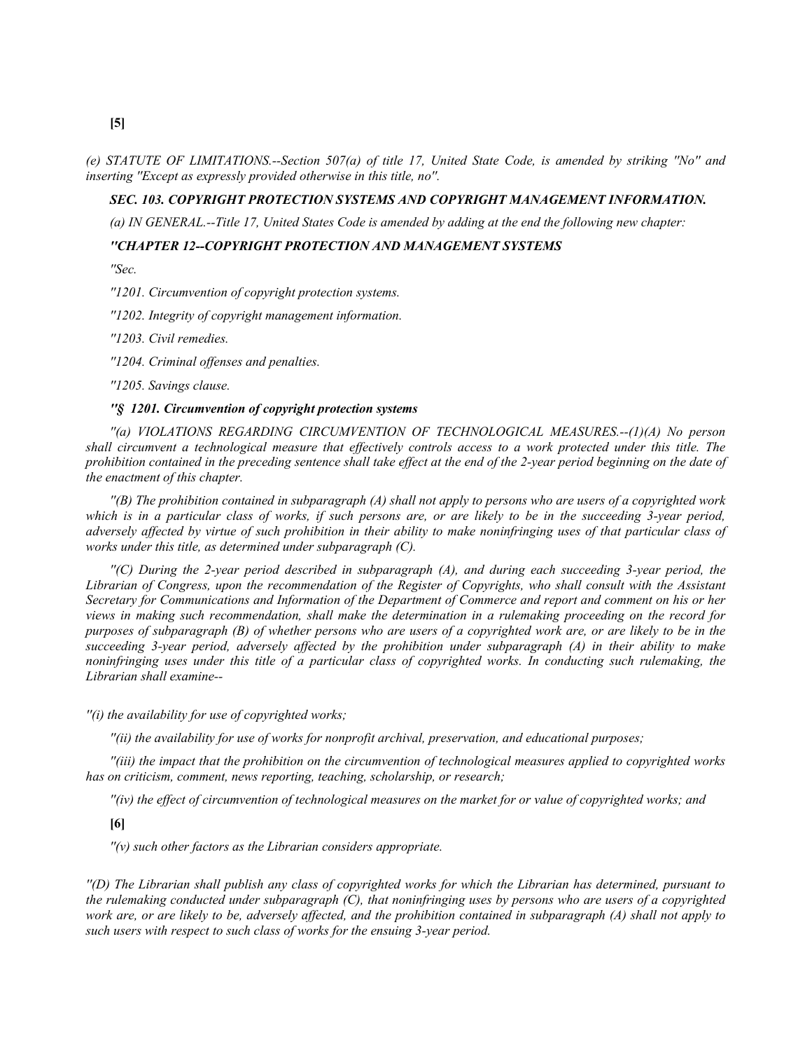*(e) STATUTE OF LIMITATIONS.--Section 507(a) of title 17, United State Code, is amended by striking "No" and inserting "Except as expressly provided otherwise in this title, no".*

### *SEC. 103. COPYRIGHT PROTECTION SYSTEMS AND COPYRIGHT MANAGEMENT INFORMATION.*

*(a) IN GENERAL.--Title 17, United States Code is amended by adding at the end the following new chapter:*

### *"CHAPTER 12--COPYRIGHT PROTECTION AND MANAGEMENT SYSTEMS*

*"Sec.*

*"1201. Circumvention of copyright protection systems.*

*"1202. Integrity of copyright management information.*

*"1203. Civil remedies.*

*"1204. Criminal offenses and penalties.*

*"1205. Savings clause.*

### *"§ 1201. Circumvention of copyright protection systems*

*"(a) VIOLATIONS REGARDING CIRCUMVENTION OF TECHNOLOGICAL MEASURES.--(1)(A) No person shall circumvent a technological measure that effectively controls access to a work protected under this title. The prohibition contained in the preceding sentence shall take effect at the end of the 2-year period beginning on the date of the enactment of this chapter.*

*"(B) The prohibition contained in subparagraph (A) shall not apply to persons who are users of a copyrighted work which is in a particular class of works, if such persons are, or are likely to be in the succeeding 3-year period, adversely affected by virtue of such prohibition in their ability to make noninfringing uses of that particular class of works under this title, as determined under subparagraph (C).*

*"(C) During the 2-year period described in subparagraph (A), and during each succeeding 3-year period, the Librarian of Congress, upon the recommendation of the Register of Copyrights, who shall consult with the Assistant Secretary for Communications and Information of the Department of Commerce and report and comment on his or her views in making such recommendation, shall make the determination in a rulemaking proceeding on the record for purposes of subparagraph (B) of whether persons who are users of a copyrighted work are, or are likely to be in the succeeding 3-year period, adversely affected by the prohibition under subparagraph (A) in their ability to make noninfringing uses under this title of a particular class of copyrighted works. In conducting such rulemaking, the Librarian shall examine--*

*"(i) the availability for use of copyrighted works;*

*"(ii) the availability for use of works for nonprofit archival, preservation, and educational purposes;*

*"(iii) the impact that the prohibition on the circumvention of technological measures applied to copyrighted works has on criticism, comment, news reporting, teaching, scholarship, or research;*

*"(iv) the effect of circumvention of technological measures on the market for or value of copyrighted works; and*

**[6]**

*"(v) such other factors as the Librarian considers appropriate.*

*"(D) The Librarian shall publish any class of copyrighted works for which the Librarian has determined, pursuant to the rulemaking conducted under subparagraph (C), that noninfringing uses by persons who are users of a copyrighted work are, or are likely to be, adversely affected, and the prohibition contained in subparagraph (A) shall not apply to such users with respect to such class of works for the ensuing 3-year period.*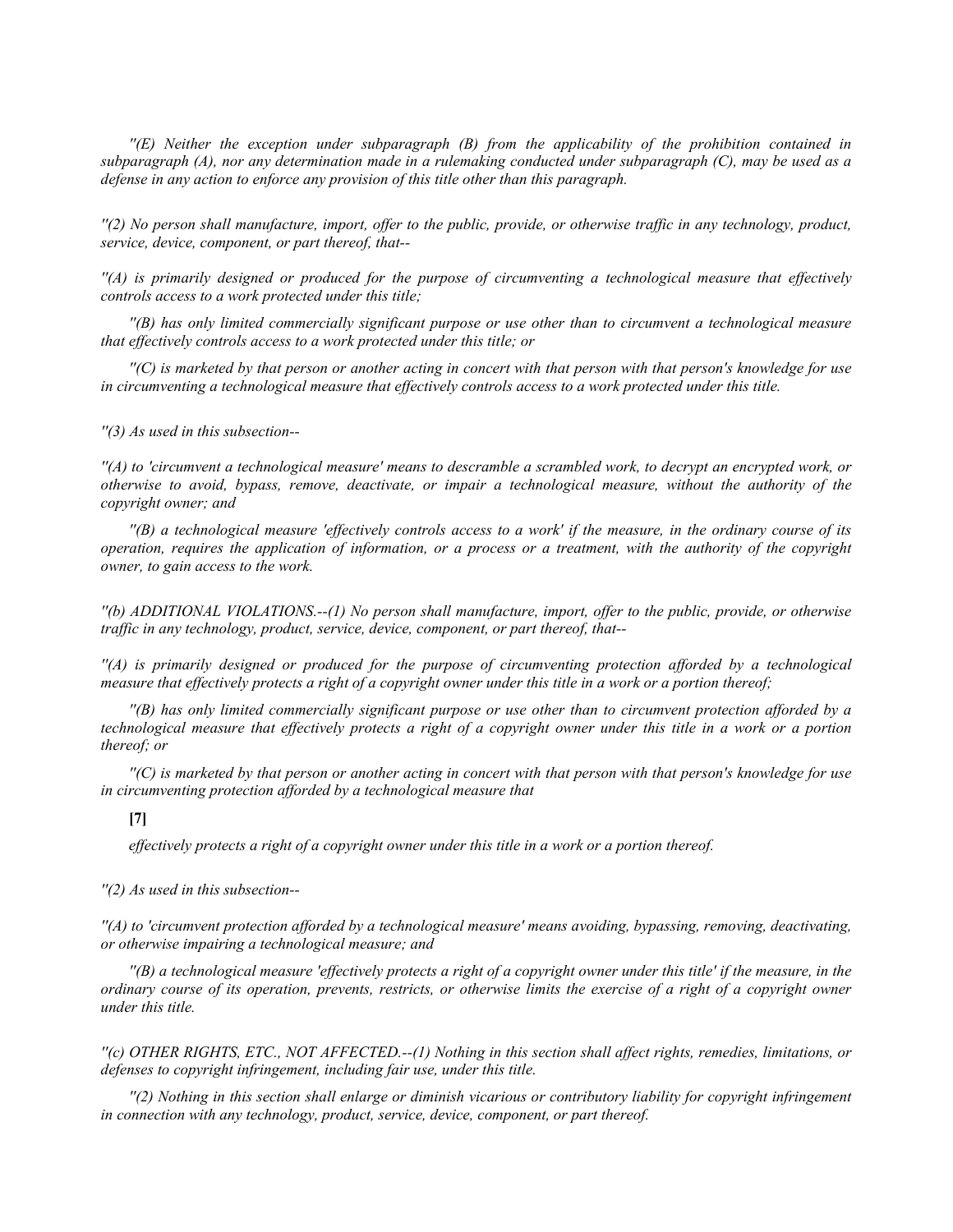*''(E) Neither the exception under subparagraph (B) from the applicability of the prohibition contained in subparagraph (A), nor any determination made in a rulemaking conducted under subparagraph (C), may be used as a defense in any action to enforce any provision of this title other than this paragraph.*

*''(2) No person shall manufacture, import, offer to the public, provide, or otherwise traffic in any technology, product, service, device, component, or part thereof, that--*

*''(A) is primarily designed or produced for the purpose of circumventing a technological measure that effectively controls access to a work protected under this title;*

*''(B) has only limited commercially significant purpose or use other than to circumvent a technological measure that effectively controls access to a work protected under this title; or*

*''(C) is marketed by that person or another acting in concert with that person with that person's knowledge for use in circumventing a technological measure that effectively controls access to a work protected under this title.*

*''(3) As used in this subsection--*

*''(A) to 'circumvent a technological measure' means to descramble a scrambled work, to decrypt an encrypted work, or otherwise to avoid, bypass, remove, deactivate, or impair a technological measure, without the authority of the copyright owner; and*

*''(B) a technological measure 'effectively controls access to a work' if the measure, in the ordinary course of its operation, requires the application of information, or a process or a treatment, with the authority of the copyright owner, to gain access to the work.*

*''(b) ADDITIONAL VIOLATIONS.--(1) No person shall manufacture, import, offer to the public, provide, or otherwise traffic in any technology, product, service, device, component, or part thereof, that--*

*''(A) is primarily designed or produced for the purpose of circumventing protection afforded by a technological measure that effectively protects a right of a copyright owner under this title in a work or a portion thereof;*

*''(B) has only limited commercially significant purpose or use other than to circumvent protection afforded by a technological measure that effectively protects a right of a copyright owner under this title in a work or a portion thereof; or*

*''(C) is marketed by that person or another acting in concert with that person with that person's knowledge for use in circumventing protection afforded by a technological measure that*

**[7]**

*effectively protects a right of a copyright owner under this title in a work or a portion thereof.*

*''(2) As used in this subsection--*

*''(A) to 'circumvent protection afforded by a technological measure' means avoiding, bypassing, removing, deactivating, or otherwise impairing a technological measure; and*

*''(B) a technological measure 'effectively protects a right of a copyright owner under this title' if the measure, in the ordinary course of its operation, prevents, restricts, or otherwise limits the exercise of a right of a copyright owner under this title.*

*''(c) OTHER RIGHTS, ETC., NOT AFFECTED.--(1) Nothing in this section shall affect rights, remedies, limitations, or defenses to copyright infringement, including fair use, under this title.*

*''(2) Nothing in this section shall enlarge or diminish vicarious or contributory liability for copyright infringement in connection with any technology, product, service, device, component, or part thereof.*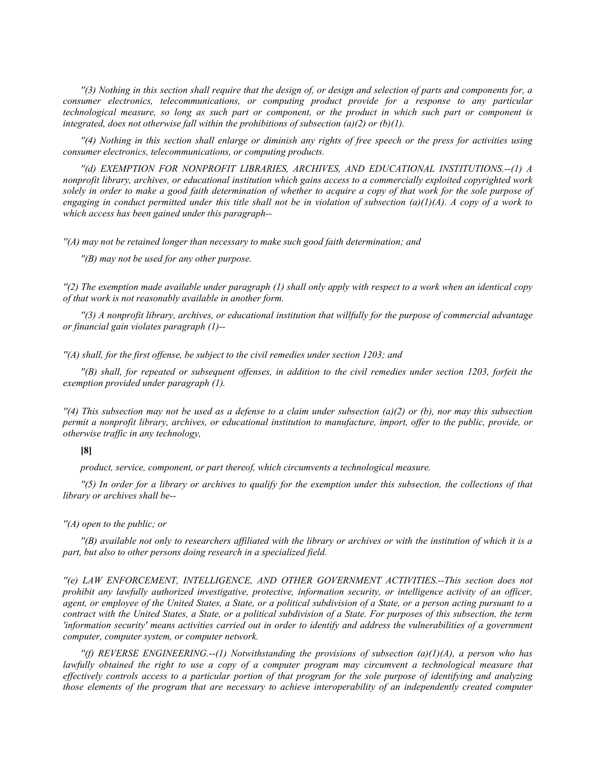*''(3) Nothing in this section shall require that the design of, or design and selection of parts and components for, a consumer electronics, telecommunications, or computing product provide for a response to any particular technological measure, so long as such part or component, or the product in which such part or component is integrated, does not otherwise fall within the prohibitions of subsection (a)(2) or (b)(1).*

*''(4) Nothing in this section shall enlarge or diminish any rights of free speech or the press for activities using consumer electronics, telecommunications, or computing products.*

*''(d) EXEMPTION FOR NONPROFIT LIBRARIES, ARCHIVES, AND EDUCATIONAL INSTITUTIONS.--(1) A nonprofit library, archives, or educational institution which gains access to a commercially exploited copyrighted work solely in order to make a good faith determination of whether to acquire a copy of that work for the sole purpose of engaging in conduct permitted under this title shall not be in violation of subsection (a)(1)(A). A copy of a work to which access has been gained under this paragraph--*

*''(A) may not be retained longer than necessary to make such good faith determination; and*

*''(B) may not be used for any other purpose.*

*''(2) The exemption made available under paragraph (1) shall only apply with respect to a work when an identical copy of that work is not reasonably available in another form.*

*''(3) A nonprofit library, archives, or educational institution that willfully for the purpose of commercial advantage or financial gain violates paragraph (1)--*

*''(A) shall, for the first offense, be subject to the civil remedies under section 1203; and*

*''(B) shall, for repeated or subsequent offenses, in addition to the civil remedies under section 1203, forfeit the exemption provided under paragraph (1).*

*''(4) This subsection may not be used as a defense to a claim under subsection (a)(2) or (b), nor may this subsection permit a nonprofit library, archives, or educational institution to manufacture, import, offer to the public, provide, or otherwise traffic in any technology,*

**[8]**

*product, service, component, or part thereof, which circumvents a technological measure.*

*''(5) In order for a library or archives to qualify for the exemption under this subsection, the collections of that library or archives shall be--*

*''(A) open to the public; or*

*''(B) available not only to researchers affiliated with the library or archives or with the institution of which it is a part, but also to other persons doing research in a specialized field.*

*''(e) LAW ENFORCEMENT, INTELLIGENCE, AND OTHER GOVERNMENT ACTIVITIES.--This section does not prohibit any lawfully authorized investigative, protective, information security, or intelligence activity of an officer, agent, or employee of the United States, a State, or a political subdivision of a State, or a person acting pursuant to a contract with the United States, a State, or a political subdivision of a State. For purposes of this subsection, the term 'information security' means activities carried out in order to identify and address the vulnerabilities of a government computer, computer system, or computer network.*

*''(f) REVERSE ENGINEERING.--(1) Notwithstanding the provisions of subsection (a)(1)(A), a person who has lawfully obtained the right to use a copy of a computer program may circumvent a technological measure that effectively controls access to a particular portion of that program for the sole purpose of identifying and analyzing those elements of the program that are necessary to achieve interoperability of an independently created computer*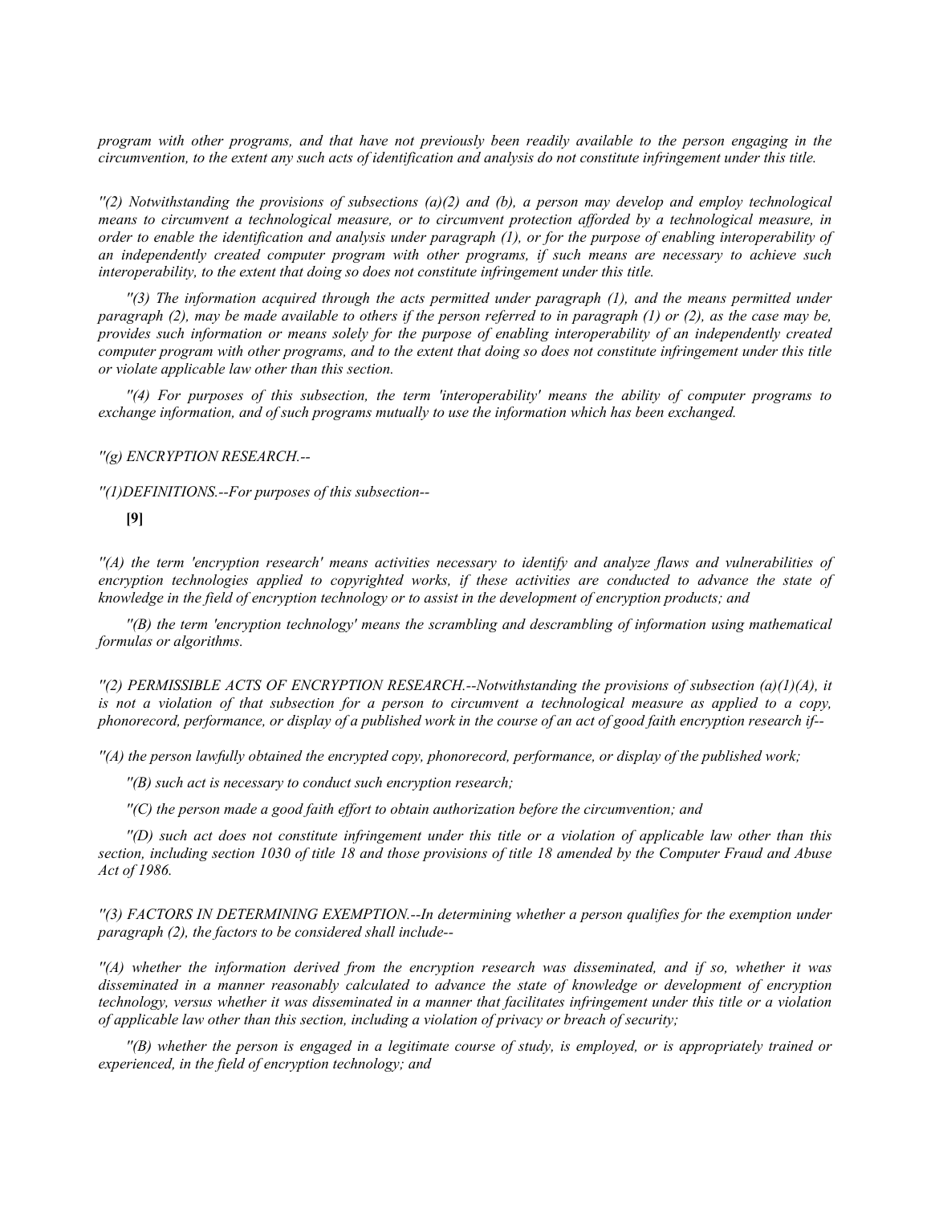*program with other programs, and that have not previously been readily available to the person engaging in the circumvention, to the extent any such acts of identification and analysis do not constitute infringement under this title.*

*''(2) Notwithstanding the provisions of subsections (a)(2) and (b), a person may develop and employ technological means to circumvent a technological measure, or to circumvent protection afforded by a technological measure, in order to enable the identification and analysis under paragraph (1), or for the purpose of enabling interoperability of an independently created computer program with other programs, if such means are necessary to achieve such interoperability, to the extent that doing so does not constitute infringement under this title.*

*''(3) The information acquired through the acts permitted under paragraph (1), and the means permitted under paragraph (2), may be made available to others if the person referred to in paragraph (1) or (2), as the case may be, provides such information or means solely for the purpose of enabling interoperability of an independently created computer program with other programs, and to the extent that doing so does not constitute infringement under this title or violate applicable law other than this section.*

*''(4) For purposes of this subsection, the term 'interoperability' means the ability of computer programs to exchange information, and of such programs mutually to use the information which has been exchanged.*

*''(g) ENCRYPTION RESEARCH.--*

*''(1)DEFINITIONS.--For purposes of this subsection--*

**[9]**

*''(A) the term 'encryption research' means activities necessary to identify and analyze flaws and vulnerabilities of encryption technologies applied to copyrighted works, if these activities are conducted to advance the state of knowledge in the field of encryption technology or to assist in the development of encryption products; and*

*''(B) the term 'encryption technology' means the scrambling and descrambling of information using mathematical formulas or algorithms.*

*''(2) PERMISSIBLE ACTS OF ENCRYPTION RESEARCH.--Notwithstanding the provisions of subsection (a)(1)(A), it is not a violation of that subsection for a person to circumvent a technological measure as applied to a copy, phonorecord, performance, or display of a published work in the course of an act of good faith encryption research if--*

*''(A) the person lawfully obtained the encrypted copy, phonorecord, performance, or display of the published work;*

*''(B) such act is necessary to conduct such encryption research;*

*''(C) the person made a good faith effort to obtain authorization before the circumvention; and*

*''(D) such act does not constitute infringement under this title or a violation of applicable law other than this section, including section 1030 of title 18 and those provisions of title 18 amended by the Computer Fraud and Abuse Act of 1986.*

*''(3) FACTORS IN DETERMINING EXEMPTION.--In determining whether a person qualifies for the exemption under paragraph (2), the factors to be considered shall include--*

*''(A) whether the information derived from the encryption research was disseminated, and if so, whether it was disseminated in a manner reasonably calculated to advance the state of knowledge or development of encryption technology, versus whether it was disseminated in a manner that facilitates infringement under this title or a violation of applicable law other than this section, including a violation of privacy or breach of security;*

*''(B) whether the person is engaged in a legitimate course of study, is employed, or is appropriately trained or experienced, in the field of encryption technology; and*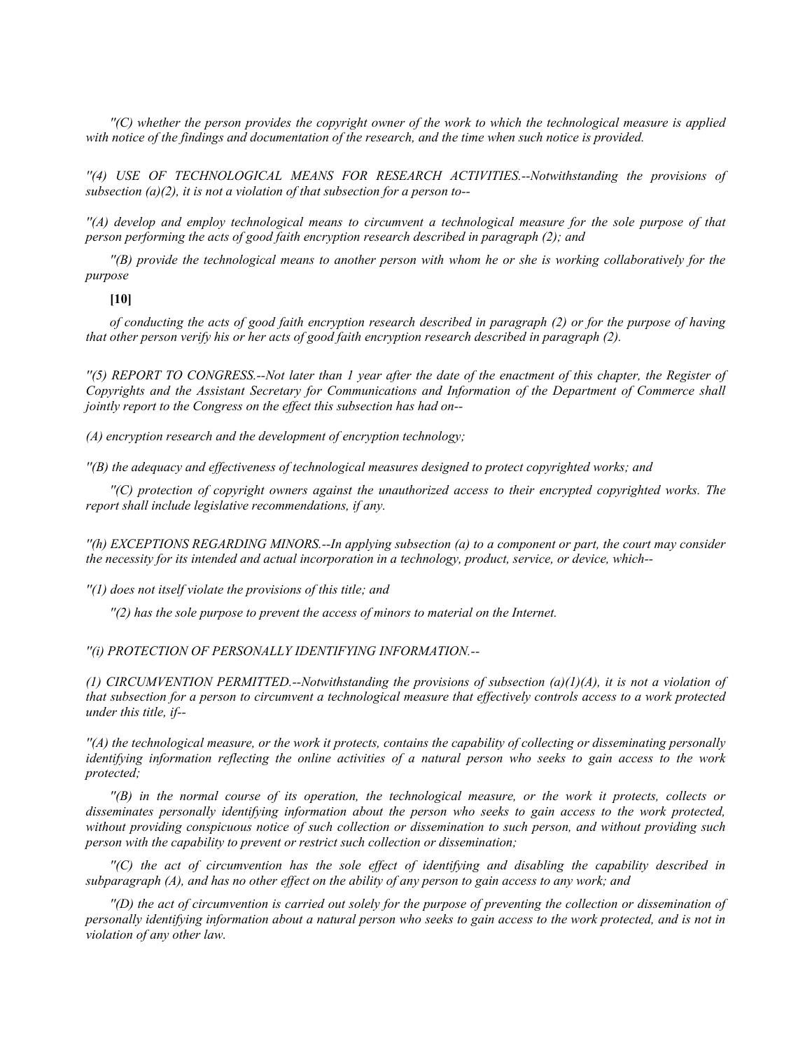*''(C) whether the person provides the copyright owner of the work to which the technological measure is applied with notice of the findings and documentation of the research, and the time when such notice is provided.*

*''(4) USE OF TECHNOLOGICAL MEANS FOR RESEARCH ACTIVITIES.--Notwithstanding the provisions of subsection (a)(2), it is not a violation of that subsection for a person to--*

*''(A) develop and employ technological means to circumvent a technological measure for the sole purpose of that person performing the acts of good faith encryption research described in paragraph (2); and*

*''(B) provide the technological means to another person with whom he or she is working collaboratively for the purpose*

**[10]**

*of conducting the acts of good faith encryption research described in paragraph (2) or for the purpose of having that other person verify his or her acts of good faith encryption research described in paragraph (2).*

*''(5) REPORT TO CONGRESS.--Not later than 1 year after the date of the enactment of this chapter, the Register of Copyrights and the Assistant Secretary for Communications and Information of the Department of Commerce shall jointly report to the Congress on the effect this subsection has had on--*

*(A) encryption research and the development of encryption technology;*

*''(B) the adequacy and effectiveness of technological measures designed to protect copyrighted works; and*

*''(C) protection of copyright owners against the unauthorized access to their encrypted copyrighted works. The report shall include legislative recommendations, if any.*

*''(h) EXCEPTIONS REGARDING MINORS.--In applying subsection (a) to a component or part, the court may consider the necessity for its intended and actual incorporation in a technology, product, service, or device, which--*

*''(1) does not itself violate the provisions of this title; and*

*''(2) has the sole purpose to prevent the access of minors to material on the Internet.*

*''(i) PROTECTION OF PERSONALLY IDENTIFYING INFORMATION.--*

*(1) CIRCUMVENTION PERMITTED.--Notwithstanding the provisions of subsection (a)(1)(A), it is not a violation of that subsection for a person to circumvent a technological measure that effectively controls access to a work protected under this title, if--*

*''(A) the technological measure, or the work it protects, contains the capability of collecting or disseminating personally identifying information reflecting the online activities of a natural person who seeks to gain access to the work protected;*

*''(B) in the normal course of its operation, the technological measure, or the work it protects, collects or disseminates personally identifying information about the person who seeks to gain access to the work protected, without providing conspicuous notice of such collection or dissemination to such person, and without providing such person with the capability to prevent or restrict such collection or dissemination;*

*''(C) the act of circumvention has the sole effect of identifying and disabling the capability described in subparagraph (A), and has no other effect on the ability of any person to gain access to any work; and*

*''(D) the act of circumvention is carried out solely for the purpose of preventing the collection or dissemination of personally identifying information about a natural person who seeks to gain access to the work protected, and is not in violation of any other law.*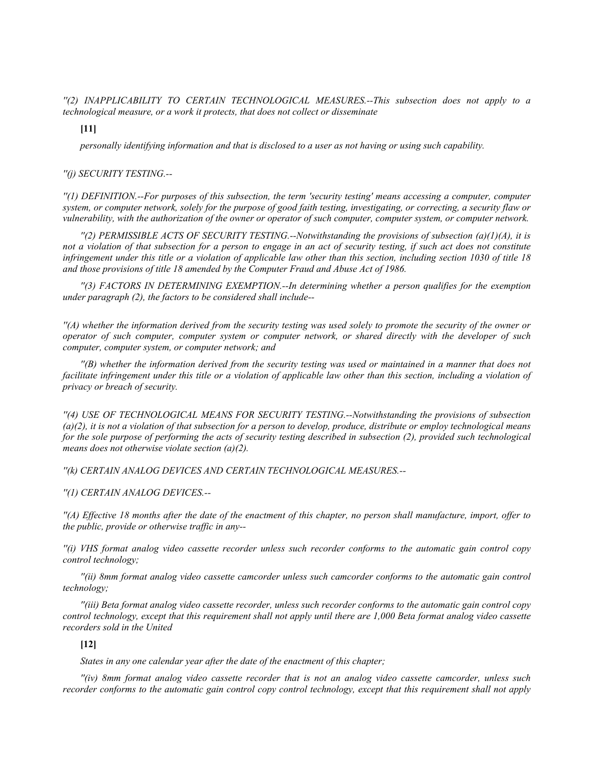*''(2) INAPPLICABILITY TO CERTAIN TECHNOLOGICAL MEASURES.--This subsection does not apply to a technological measure, or a work it protects, that does not collect or disseminate*

**[11]**

*personally identifying information and that is disclosed to a user as not having or using such capability.*

*''(j) SECURITY TESTING.--*

*''(1) DEFINITION.--For purposes of this subsection, the term 'security testing' means accessing a computer, computer system, or computer network, solely for the purpose of good faith testing, investigating, or correcting, a security flaw or vulnerability, with the authorization of the owner or operator of such computer, computer system, or computer network.*

*''(2) PERMISSIBLE ACTS OF SECURITY TESTING.--Notwithstanding the provisions of subsection (a)(1)(A), it is not a violation of that subsection for a person to engage in an act of security testing, if such act does not constitute infringement under this title or a violation of applicable law other than this section, including section 1030 of title 18 and those provisions of title 18 amended by the Computer Fraud and Abuse Act of 1986.*

*''(3) FACTORS IN DETERMINING EXEMPTION.--In determining whether a person qualifies for the exemption under paragraph (2), the factors to be considered shall include--*

*''(A) whether the information derived from the security testing was used solely to promote the security of the owner or operator of such computer, computer system or computer network, or shared directly with the developer of such computer, computer system, or computer network; and*

*''(B) whether the information derived from the security testing was used or maintained in a manner that does not facilitate infringement under this title or a violation of applicable law other than this section, including a violation of privacy or breach of security.*

*''(4) USE OF TECHNOLOGICAL MEANS FOR SECURITY TESTING.--Notwithstanding the provisions of subsection (a)(2), it is not a violation of that subsection for a person to develop, produce, distribute or employ technological means for the sole purpose of performing the acts of security testing described in subsection (2), provided such technological means does not otherwise violate section (a)(2).*

*''(k) CERTAIN ANALOG DEVICES AND CERTAIN TECHNOLOGICAL MEASURES.--*

*''(1) CERTAIN ANALOG DEVICES.--*

*''(A) Effective 18 months after the date of the enactment of this chapter, no person shall manufacture, import, offer to the public, provide or otherwise traffic in any--*

*''(i) VHS format analog video cassette recorder unless such recorder conforms to the automatic gain control copy control technology;*

*''(ii) 8mm format analog video cassette camcorder unless such camcorder conforms to the automatic gain control technology;*

*''(iii) Beta format analog video cassette recorder, unless such recorder conforms to the automatic gain control copy control technology, except that this requirement shall not apply until there are 1,000 Beta format analog video cassette recorders sold in the United*

**[12]**

*States in any one calendar year after the date of the enactment of this chapter;*

*''(iv) 8mm format analog video cassette recorder that is not an analog video cassette camcorder, unless such recorder conforms to the automatic gain control copy control technology, except that this requirement shall not apply*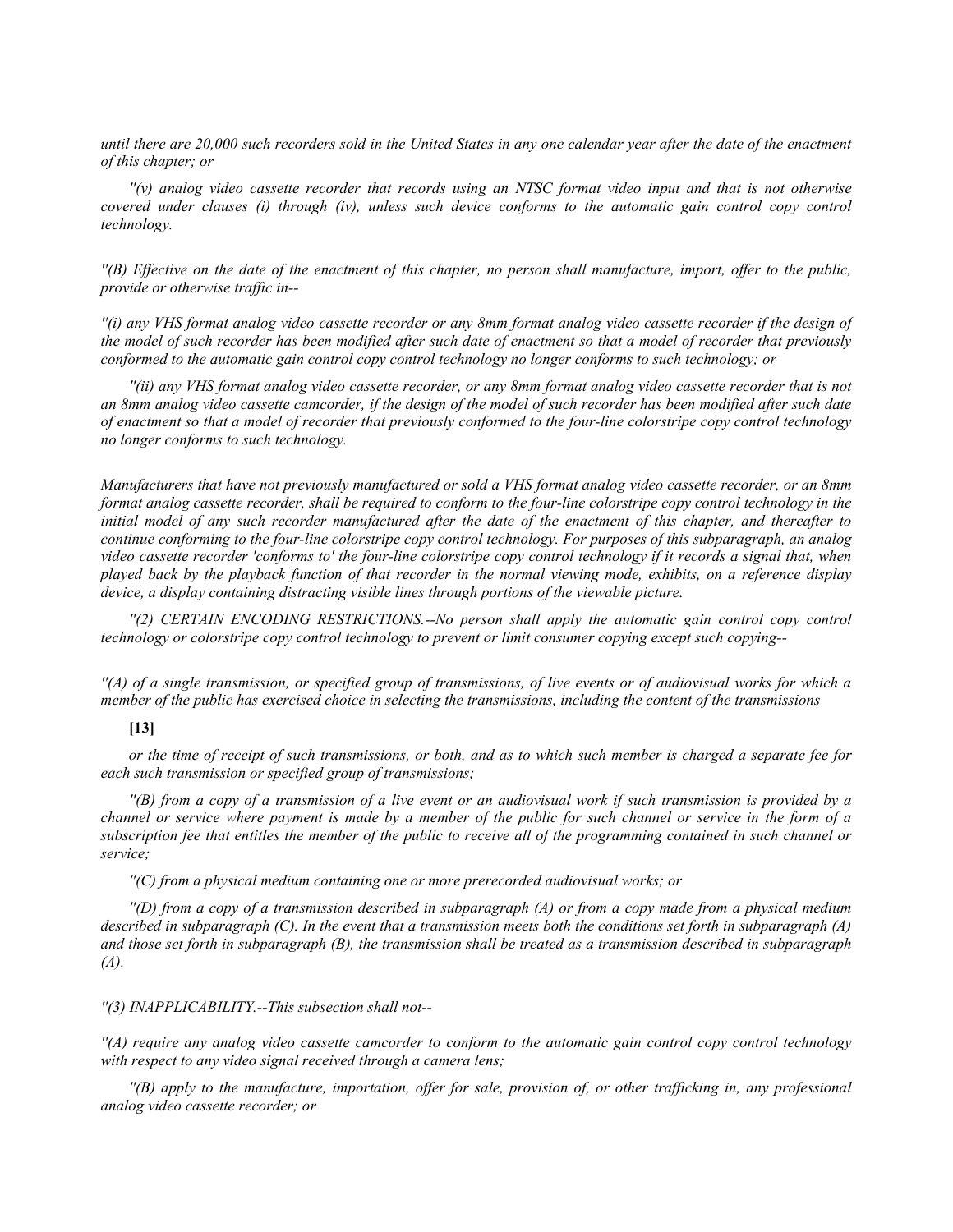*until there are 20,000 such recorders sold in the United States in any one calendar year after the date of the enactment of this chapter; or*

*''(v) analog video cassette recorder that records using an NTSC format video input and that is not otherwise covered under clauses (i) through (iv), unless such device conforms to the automatic gain control copy control technology.*

*''(B) Effective on the date of the enactment of this chapter, no person shall manufacture, import, offer to the public, provide or otherwise traffic in--*

*''(i) any VHS format analog video cassette recorder or any 8mm format analog video cassette recorder if the design of the model of such recorder has been modified after such date of enactment so that a model of recorder that previously conformed to the automatic gain control copy control technology no longer conforms to such technology; or*

*''(ii) any VHS format analog video cassette recorder, or any 8mm format analog video cassette recorder that is not an 8mm analog video cassette camcorder, if the design of the model of such recorder has been modified after such date of enactment so that a model of recorder that previously conformed to the four-line colorstripe copy control technology no longer conforms to such technology.*

*Manufacturers that have not previously manufactured or sold a VHS format analog video cassette recorder, or an 8mm format analog cassette recorder, shall be required to conform to the four-line colorstripe copy control technology in the initial model of any such recorder manufactured after the date of the enactment of this chapter, and thereafter to continue conforming to the four-line colorstripe copy control technology. For purposes of this subparagraph, an analog video cassette recorder 'conforms to' the four-line colorstripe copy control technology if it records a signal that, when played back by the playback function of that recorder in the normal viewing mode, exhibits, on a reference display device, a display containing distracting visible lines through portions of the viewable picture.*

*''(2) CERTAIN ENCODING RESTRICTIONS.--No person shall apply the automatic gain control copy control technology or colorstripe copy control technology to prevent or limit consumer copying except such copying--*

*''(A) of a single transmission, or specified group of transmissions, of live events or of audiovisual works for which a member of the public has exercised choice in selecting the transmissions, including the content of the transmissions*

**[13]**

*or the time of receipt of such transmissions, or both, and as to which such member is charged a separate fee for each such transmission or specified group of transmissions;*

*''(B) from a copy of a transmission of a live event or an audiovisual work if such transmission is provided by a channel or service where payment is made by a member of the public for such channel or service in the form of a subscription fee that entitles the member of the public to receive all of the programming contained in such channel or service;*

*''(C) from a physical medium containing one or more prerecorded audiovisual works; or*

*''(D) from a copy of a transmission described in subparagraph (A) or from a copy made from a physical medium described in subparagraph (C). In the event that a transmission meets both the conditions set forth in subparagraph (A) and those set forth in subparagraph (B), the transmission shall be treated as a transmission described in subparagraph (A).*

*''(3) INAPPLICABILITY.--This subsection shall not--*

*''(A) require any analog video cassette camcorder to conform to the automatic gain control copy control technology with respect to any video signal received through a camera lens;*

*''(B) apply to the manufacture, importation, offer for sale, provision of, or other trafficking in, any professional analog video cassette recorder; or*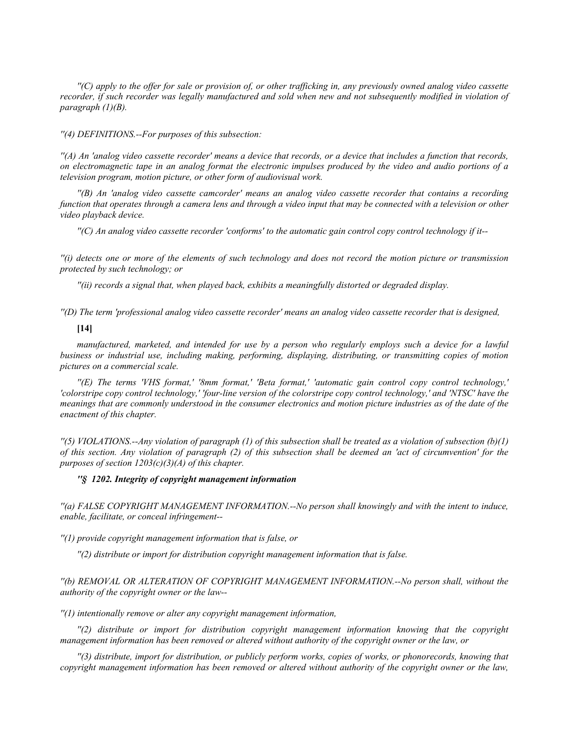*''(C) apply to the offer for sale or provision of, or other trafficking in, any previously owned analog video cassette recorder, if such recorder was legally manufactured and sold when new and not subsequently modified in violation of paragraph (1)(B).*

*''(4) DEFINITIONS.--For purposes of this subsection:*

*''(A) An 'analog video cassette recorder' means a device that records, or a device that includes a function that records, on electromagnetic tape in an analog format the electronic impulses produced by the video and audio portions of a television program, motion picture, or other form of audiovisual work.*

*''(B) An 'analog video cassette camcorder' means an analog video cassette recorder that contains a recording function that operates through a camera lens and through a video input that may be connected with a television or other video playback device.*

*''(C) An analog video cassette recorder 'conforms' to the automatic gain control copy control technology if it--*

*''(i) detects one or more of the elements of such technology and does not record the motion picture or transmission protected by such technology; or*

*''(ii) records a signal that, when played back, exhibits a meaningfully distorted or degraded display.*

*''(D) The term 'professional analog video cassette recorder' means an analog video cassette recorder that is designed,*

**[14]**

*manufactured, marketed, and intended for use by a person who regularly employs such a device for a lawful business or industrial use, including making, performing, displaying, distributing, or transmitting copies of motion pictures on a commercial scale.*

*''(E) The terms 'VHS format,' '8mm format,' 'Beta format,' 'automatic gain control copy control technology,' 'colorstripe copy control technology,' 'four-line version of the colorstripe copy control technology,' and 'NTSC' have the meanings that are commonly understood in the consumer electronics and motion picture industries as of the date of the enactment of this chapter.*

*''(5) VIOLATIONS.--Any violation of paragraph (1) of this subsection shall be treated as a violation of subsection (b)(1) of this section. Any violation of paragraph (2) of this subsection shall be deemed an 'act of circumvention' for the purposes of section 1203(c)(3)(A) of this chapter.*

***''§ 1202. Integrity of copyright management information***

*''(a) FALSE COPYRIGHT MANAGEMENT INFORMATION.--No person shall knowingly and with the intent to induce, enable, facilitate, or conceal infringement--*

*''(1) provide copyright management information that is false, or*

*''(2) distribute or import for distribution copyright management information that is false.*

*''(b) REMOVAL OR ALTERATION OF COPYRIGHT MANAGEMENT INFORMATION.--No person shall, without the authority of the copyright owner or the law--*

*''(1) intentionally remove or alter any copyright management information,*

*''(2) distribute or import for distribution copyright management information knowing that the copyright management information has been removed or altered without authority of the copyright owner or the law, or*

*''(3) distribute, import for distribution, or publicly perform works, copies of works, or phonorecords, knowing that copyright management information has been removed or altered without authority of the copyright owner or the law,*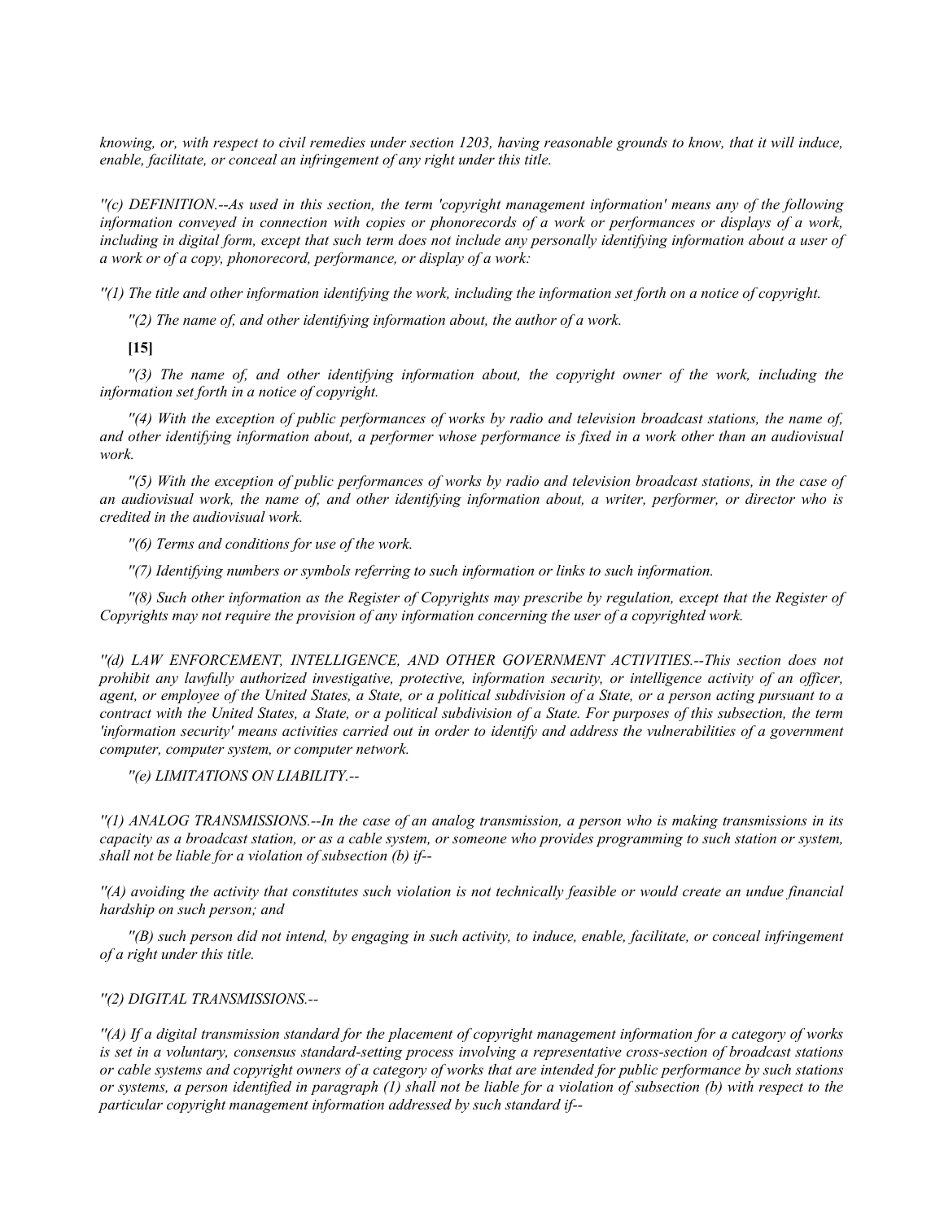*knowing, or, with respect to civil remedies under section 1203, having reasonable grounds to know, that it will induce, enable, facilitate, or conceal an infringement of any right under this title.*

*''(c) DEFINITION.--As used in this section, the term 'copyright management information' means any of the following information conveyed in connection with copies or phonorecords of a work or performances or displays of a work, including in digital form, except that such term does not include any personally identifying information about a user of a work or of a copy, phonorecord, performance, or display of a work:*

*''(1) The title and other information identifying the work, including the information set forth on a notice of copyright.*

*''(2) The name of, and other identifying information about, the author of a work.*

**[15]**

*''(3) The name of, and other identifying information about, the copyright owner of the work, including the information set forth in a notice of copyright.*

*''(4) With the exception of public performances of works by radio and television broadcast stations, the name of, and other identifying information about, a performer whose performance is fixed in a work other than an audiovisual work.*

*''(5) With the exception of public performances of works by radio and television broadcast stations, in the case of an audiovisual work, the name of, and other identifying information about, a writer, performer, or director who is credited in the audiovisual work.*

*''(6) Terms and conditions for use of the work.*

*''(7) Identifying numbers or symbols referring to such information or links to such information.*

*''(8) Such other information as the Register of Copyrights may prescribe by regulation, except that the Register of Copyrights may not require the provision of any information concerning the user of a copyrighted work.*

*''(d) LAW ENFORCEMENT, INTELLIGENCE, AND OTHER GOVERNMENT ACTIVITIES.--This section does not prohibit any lawfully authorized investigative, protective, information security, or intelligence activity of an officer, agent, or employee of the United States, a State, or a political subdivision of a State, or a person acting pursuant to a contract with the United States, a State, or a political subdivision of a State. For purposes of this subsection, the term 'information security' means activities carried out in order to identify and address the vulnerabilities of a government computer, computer system, or computer network.*

*''(e) LIMITATIONS ON LIABILITY.--*

*''(1) ANALOG TRANSMISSIONS.--In the case of an analog transmission, a person who is making transmissions in its capacity as a broadcast station, or as a cable system, or someone who provides programming to such station or system, shall not be liable for a violation of subsection (b) if--*

*''(A) avoiding the activity that constitutes such violation is not technically feasible or would create an undue financial hardship on such person; and*

*''(B) such person did not intend, by engaging in such activity, to induce, enable, facilitate, or conceal infringement of a right under this title.*

*''(2) DIGITAL TRANSMISSIONS.--*

*''(A) If a digital transmission standard for the placement of copyright management information for a category of works is set in a voluntary, consensus standard-setting process involving a representative cross-section of broadcast stations or cable systems and copyright owners of a category of works that are intended for public performance by such stations or systems, a person identified in paragraph (1) shall not be liable for a violation of subsection (b) with respect to the particular copyright management information addressed by such standard if--*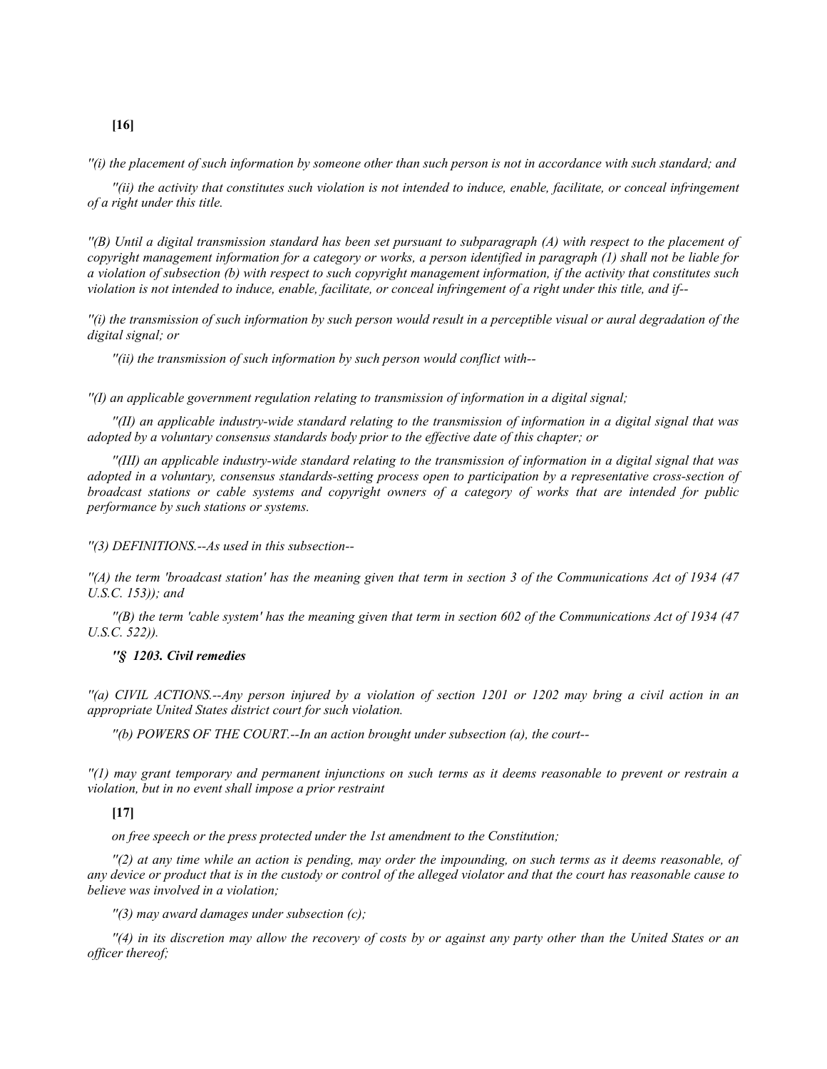**[16]**

*''(i) the placement of such information by someone other than such person is not in accordance with such standard; and*

*''(ii) the activity that constitutes such violation is not intended to induce, enable, facilitate, or conceal infringement of a right under this title.*

*''(B) Until a digital transmission standard has been set pursuant to subparagraph (A) with respect to the placement of copyright management information for a category or works, a person identified in paragraph (1) shall not be liable for a violation of subsection (b) with respect to such copyright management information, if the activity that constitutes such violation is not intended to induce, enable, facilitate, or conceal infringement of a right under this title, and if--*

*''(i) the transmission of such information by such person would result in a perceptible visual or aural degradation of the digital signal; or*

*''(ii) the transmission of such information by such person would conflict with--*

*''(I) an applicable government regulation relating to transmission of information in a digital signal;*

*''(II) an applicable industry-wide standard relating to the transmission of information in a digital signal that was adopted by a voluntary consensus standards body prior to the effective date of this chapter; or*

*''(III) an applicable industry-wide standard relating to the transmission of information in a digital signal that was adopted in a voluntary, consensus standards-setting process open to participation by a representative cross-section of broadcast stations or cable systems and copyright owners of a category of works that are intended for public performance by such stations or systems.*

*''(3) DEFINITIONS.--As used in this subsection--*

*''(A) the term 'broadcast station' has the meaning given that term in section 3 of the Communications Act of 1934 (47 U.S.C. 153)); and*

*''(B) the term 'cable system' has the meaning given that term in section 602 of the Communications Act of 1934 (47 U.S.C. 522)).*

***''§ 1203. Civil remedies***

*''(a) CIVIL ACTIONS.--Any person injured by a violation of section 1201 or 1202 may bring a civil action in an appropriate United States district court for such violation.*

*''(b) POWERS OF THE COURT.--In an action brought under subsection (a), the court--*

*''(1) may grant temporary and permanent injunctions on such terms as it deems reasonable to prevent or restrain a violation, but in no event shall impose a prior restraint*

**[17]**

*on free speech or the press protected under the 1st amendment to the Constitution;*

*''(2) at any time while an action is pending, may order the impounding, on such terms as it deems reasonable, of any device or product that is in the custody or control of the alleged violator and that the court has reasonable cause to believe was involved in a violation;*

*''(3) may award damages under subsection (c);*

*''(4) in its discretion may allow the recovery of costs by or against any party other than the United States or an officer thereof;*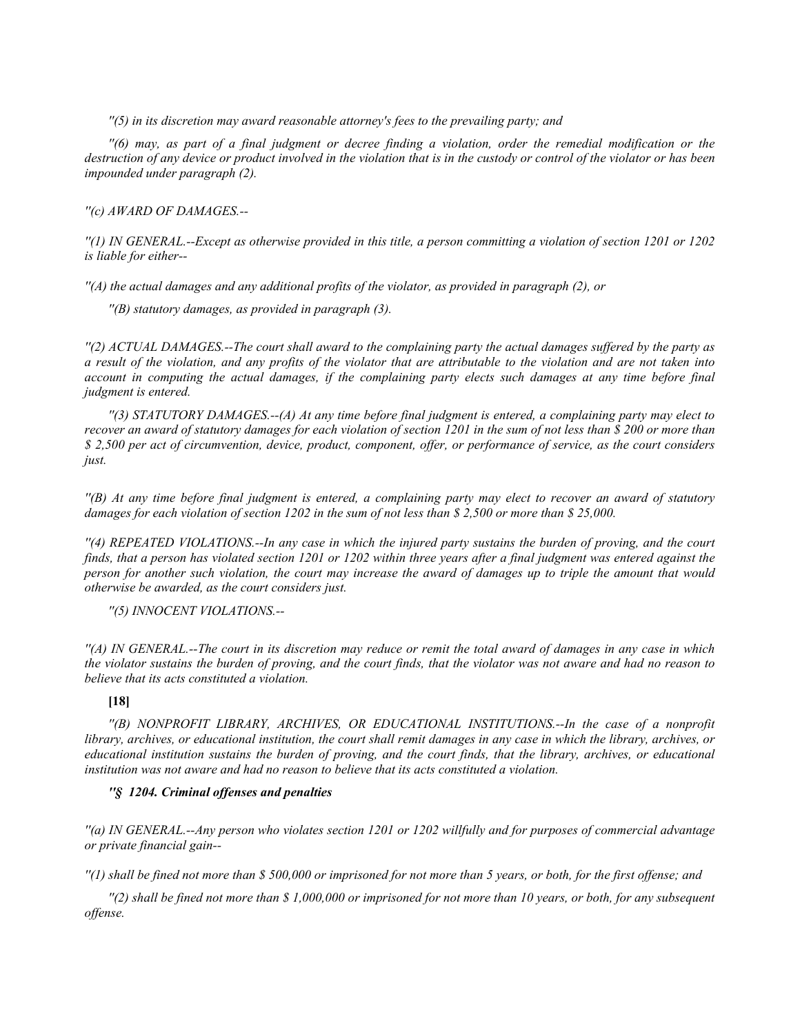*''(5) in its discretion may award reasonable attorney's fees to the prevailing party; and*

*''(6) may, as part of a final judgment or decree finding a violation, order the remedial modification or the destruction of any device or product involved in the violation that is in the custody or control of the violator or has been impounded under paragraph (2).*

*''(c) AWARD OF DAMAGES.--*

*''(1) IN GENERAL.--Except as otherwise provided in this title, a person committing a violation of section 1201 or 1202 is liable for either--*

*''(A) the actual damages and any additional profits of the violator, as provided in paragraph (2), or*

*''(B) statutory damages, as provided in paragraph (3).*

*''(2) ACTUAL DAMAGES.--The court shall award to the complaining party the actual damages suffered by the party as a result of the violation, and any profits of the violator that are attributable to the violation and are not taken into account in computing the actual damages, if the complaining party elects such damages at any time before final judgment is entered.*

*''(3) STATUTORY DAMAGES.--(A) At any time before final judgment is entered, a complaining party may elect to recover an award of statutory damages for each violation of section 1201 in the sum of not less than $ 200 or more than $ 2,500 per act of circumvention, device, product, component, offer, or performance of service, as the court considers just.*

*''(B) At any time before final judgment is entered, a complaining party may elect to recover an award of statutory damages for each violation of section 1202 in the sum of not less than $ 2,500 or more than $ 25,000.*

*''(4) REPEATED VIOLATIONS.--In any case in which the injured party sustains the burden of proving, and the court finds, that a person has violated section 1201 or 1202 within three years after a final judgment was entered against the person for another such violation, the court may increase the award of damages up to triple the amount that would otherwise be awarded, as the court considers just.*

*''(5) INNOCENT VIOLATIONS.--*

*''(A) IN GENERAL.--The court in its discretion may reduce or remit the total award of damages in any case in which the violator sustains the burden of proving, and the court finds, that the violator was not aware and had no reason to believe that its acts constituted a violation.*

**[18]**

*''(B) NONPROFIT LIBRARY, ARCHIVES, OR EDUCATIONAL INSTITUTIONS.--In the case of a nonprofit library, archives, or educational institution, the court shall remit damages in any case in which the library, archives, or educational institution sustains the burden of proving, and the court finds, that the library, archives, or educational institution was not aware and had no reason to believe that its acts constituted a violation.*

***''§ 1204. Criminal offenses and penalties***

*''(a) IN GENERAL.--Any person who violates section 1201 or 1202 willfully and for purposes of commercial advantage or private financial gain--*

*''(1) shall be fined not more than $ 500,000 or imprisoned for not more than 5 years, or both, for the first offense; and*

*''(2) shall be fined not more than $ 1,000,000 or imprisoned for not more than 10 years, or both, for any subsequent offense.*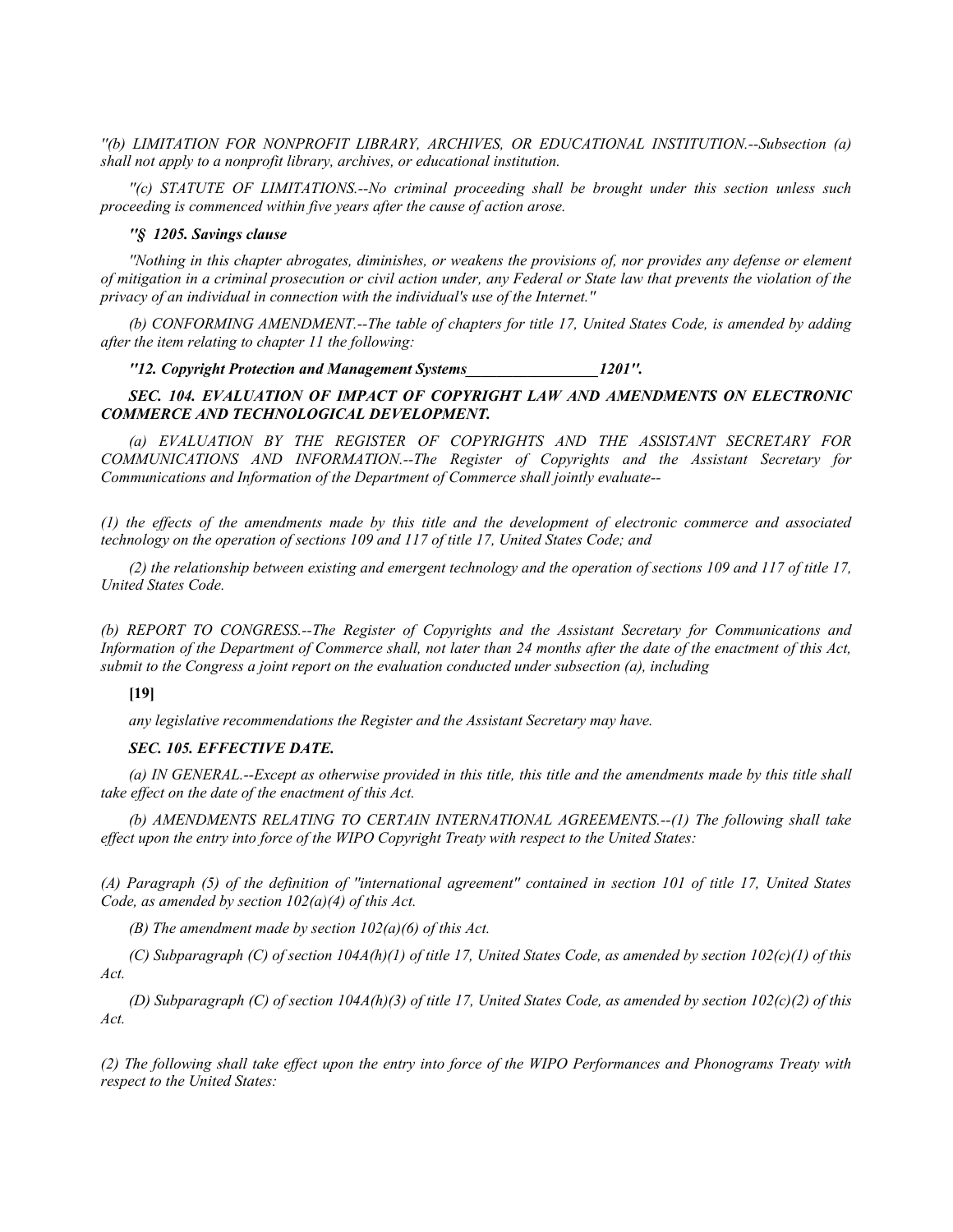*''(b) LIMITATION FOR NONPROFIT LIBRARY, ARCHIVES, OR EDUCATIONAL INSTITUTION.--Subsection (a) shall not apply to a nonprofit library, archives, or educational institution.*

*''(c) STATUTE OF LIMITATIONS.--No criminal proceeding shall be brought under this section unless such proceeding is commenced within five years after the cause of action arose.*

***''§ 1205. Savings clause***

*''Nothing in this chapter abrogates, diminishes, or weakens the provisions of, nor provides any defense or element of mitigation in a criminal prosecution or civil action under, any Federal or State law that prevents the violation of the privacy of an individual in connection with the individual's use of the Internet.''*

*(b) CONFORMING AMENDMENT.--The table of chapters for title 17, United States Code, is amended by adding after the item relating to chapter 11 the following:*

***''12. Copyright Protection and Management Systems\_\_\_\_\_\_\_\_\_\_\_\_\_\_\_\_\_1201''.***

***SEC. 104. EVALUATION OF IMPACT OF COPYRIGHT LAW AND AMENDMENTS ON ELECTRONIC COMMERCE AND TECHNOLOGICAL DEVELOPMENT.***

*(a) EVALUATION BY THE REGISTER OF COPYRIGHTS AND THE ASSISTANT SECRETARY FOR COMMUNICATIONS AND INFORMATION.--The Register of Copyrights and the Assistant Secretary for Communications and Information of the Department of Commerce shall jointly evaluate--*

*(1) the effects of the amendments made by this title and the development of electronic commerce and associated technology on the operation of sections 109 and 117 of title 17, United States Code; and*

*(2) the relationship between existing and emergent technology and the operation of sections 109 and 117 of title 17, United States Code.*

*(b) REPORT TO CONGRESS.--The Register of Copyrights and the Assistant Secretary for Communications and Information of the Department of Commerce shall, not later than 24 months after the date of the enactment of this Act, submit to the Congress a joint report on the evaluation conducted under subsection (a), including*

**[19]**

*any legislative recommendations the Register and the Assistant Secretary may have.*

***SEC. 105. EFFECTIVE DATE.***

*(a) IN GENERAL.--Except as otherwise provided in this title, this title and the amendments made by this title shall take effect on the date of the enactment of this Act.*

*(b) AMENDMENTS RELATING TO CERTAIN INTERNATIONAL AGREEMENTS.--(1) The following shall take effect upon the entry into force of the WIPO Copyright Treaty with respect to the United States:*

*(A) Paragraph (5) of the definition of ''international agreement'' contained in section 101 of title 17, United States Code, as amended by section 102(a)(4) of this Act.*

*(B) The amendment made by section 102(a)(6) of this Act.*

*(C) Subparagraph (C) of section 104A(h)(1) of title 17, United States Code, as amended by section 102(c)(1) of this Act.*

*(D) Subparagraph (C) of section 104A(h)(3) of title 17, United States Code, as amended by section 102(c)(2) of this Act.*

*(2) The following shall take effect upon the entry into force of the WIPO Performances and Phonograms Treaty with respect to the United States:*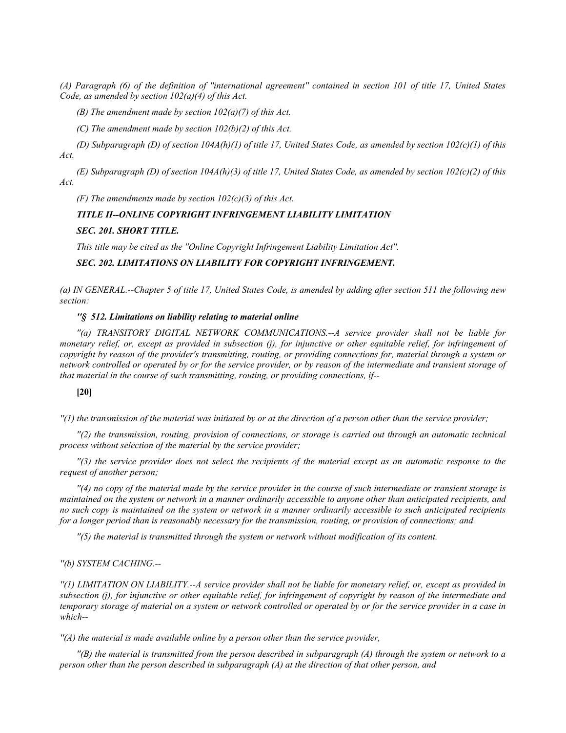*(A) Paragraph (6) of the definition of ''international agreement'' contained in section 101 of title 17, United States Code, as amended by section 102(a)(4) of this Act.*

*(B) The amendment made by section 102(a)(7) of this Act.*

*(C) The amendment made by section 102(b)(2) of this Act.*

*(D) Subparagraph (D) of section 104A(h)(1) of title 17, United States Code, as amended by section 102(c)(1) of this Act.*

*(E) Subparagraph (D) of section 104A(h)(3) of title 17, United States Code, as amended by section 102(c)(2) of this Act.*

*(F) The amendments made by section 102(c)(3) of this Act.*

***TITLE II--ONLINE COPYRIGHT INFRINGEMENT LIABILITY LIMITATION***

***SEC. 201. SHORT TITLE.***

*This title may be cited as the ''Online Copyright Infringement Liability Limitation Act''.*

***SEC. 202. LIMITATIONS ON LIABILITY FOR COPYRIGHT INFRINGEMENT.***

*(a) IN GENERAL.--Chapter 5 of title 17, United States Code, is amended by adding after section 511 the following new section:*

***''§ 512. Limitations on liability relating to material online***

*''(a) TRANSITORY DIGITAL NETWORK COMMUNICATIONS.--A service provider shall not be liable for monetary relief, or, except as provided in subsection (j), for injunctive or other equitable relief, for infringement of copyright by reason of the provider's transmitting, routing, or providing connections for, material through a system or network controlled or operated by or for the service provider, or by reason of the intermediate and transient storage of that material in the course of such transmitting, routing, or providing connections, if--*

**[20]**

*''(1) the transmission of the material was initiated by or at the direction of a person other than the service provider;*

*''(2) the transmission, routing, provision of connections, or storage is carried out through an automatic technical process without selection of the material by the service provider;*

*''(3) the service provider does not select the recipients of the material except as an automatic response to the request of another person;*

*''(4) no copy of the material made by the service provider in the course of such intermediate or transient storage is maintained on the system or network in a manner ordinarily accessible to anyone other than anticipated recipients, and no such copy is maintained on the system or network in a manner ordinarily accessible to such anticipated recipients for a longer period than is reasonably necessary for the transmission, routing, or provision of connections; and*

*''(5) the material is transmitted through the system or network without modification of its content.*

*''(b) SYSTEM CACHING.--*

*''(1) LIMITATION ON LIABILITY.--A service provider shall not be liable for monetary relief, or, except as provided in subsection (j), for injunctive or other equitable relief, for infringement of copyright by reason of the intermediate and temporary storage of material on a system or network controlled or operated by or for the service provider in a case in which--*

*''(A) the material is made available online by a person other than the service provider,*

*''(B) the material is transmitted from the person described in subparagraph (A) through the system or network to a person other than the person described in subparagraph (A) at the direction of that other person, and*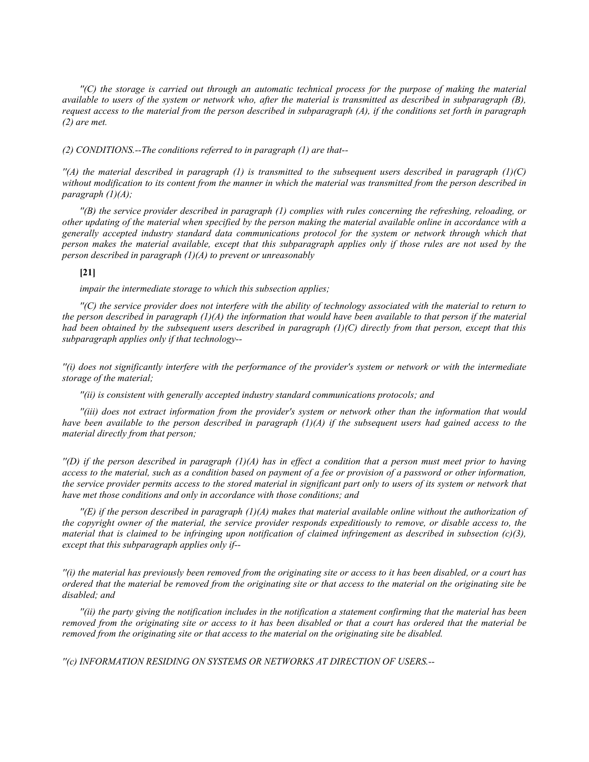*''(C) the storage is carried out through an automatic technical process for the purpose of making the material available to users of the system or network who, after the material is transmitted as described in subparagraph (B), request access to the material from the person described in subparagraph (A), if the conditions set forth in paragraph (2) are met.*

*(2) CONDITIONS.--The conditions referred to in paragraph (1) are that--*

*''(A) the material described in paragraph (1) is transmitted to the subsequent users described in paragraph (1)(C) without modification to its content from the manner in which the material was transmitted from the person described in paragraph (1)(A);*

*''(B) the service provider described in paragraph (1) complies with rules concerning the refreshing, reloading, or other updating of the material when specified by the person making the material available online in accordance with a generally accepted industry standard data communications protocol for the system or network through which that person makes the material available, except that this subparagraph applies only if those rules are not used by the person described in paragraph (1)(A) to prevent or unreasonably*

**[21]**

*impair the intermediate storage to which this subsection applies;*

*''(C) the service provider does not interfere with the ability of technology associated with the material to return to the person described in paragraph (1)(A) the information that would have been available to that person if the material had been obtained by the subsequent users described in paragraph (1)(C) directly from that person, except that this subparagraph applies only if that technology--*

*''(i) does not significantly interfere with the performance of the provider's system or network or with the intermediate storage of the material;*

*''(ii) is consistent with generally accepted industry standard communications protocols; and*

*''(iii) does not extract information from the provider's system or network other than the information that would have been available to the person described in paragraph (1)(A) if the subsequent users had gained access to the material directly from that person;*

*''(D) if the person described in paragraph (1)(A) has in effect a condition that a person must meet prior to having access to the material, such as a condition based on payment of a fee or provision of a password or other information, the service provider permits access to the stored material in significant part only to users of its system or network that have met those conditions and only in accordance with those conditions; and*

*''(E) if the person described in paragraph (1)(A) makes that material available online without the authorization of the copyright owner of the material, the service provider responds expeditiously to remove, or disable access to, the material that is claimed to be infringing upon notification of claimed infringement as described in subsection (c)(3), except that this subparagraph applies only if--*

*''(i) the material has previously been removed from the originating site or access to it has been disabled, or a court has ordered that the material be removed from the originating site or that access to the material on the originating site be disabled; and*

*''(ii) the party giving the notification includes in the notification a statement confirming that the material has been removed from the originating site or access to it has been disabled or that a court has ordered that the material be removed from the originating site or that access to the material on the originating site be disabled.*

*''(c) INFORMATION RESIDING ON SYSTEMS OR NETWORKS AT DIRECTION OF USERS.--*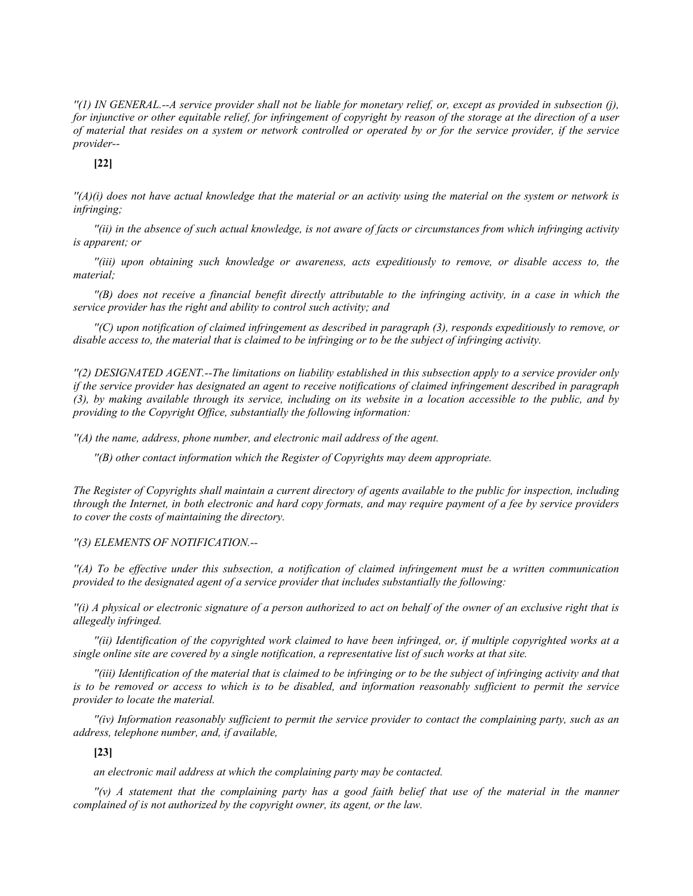*''(1) IN GENERAL.--A service provider shall not be liable for monetary relief, or, except as provided in subsection (j), for injunctive or other equitable relief, for infringement of copyright by reason of the storage at the direction of a user of material that resides on a system or network controlled or operated by or for the service provider, if the service provider--*

**[22]**

*''(A)(i) does not have actual knowledge that the material or an activity using the material on the system or network is infringing;*

*''(ii) in the absence of such actual knowledge, is not aware of facts or circumstances from which infringing activity is apparent; or*

*''(iii) upon obtaining such knowledge or awareness, acts expeditiously to remove, or disable access to, the material;*

*''(B) does not receive a financial benefit directly attributable to the infringing activity, in a case in which the service provider has the right and ability to control such activity; and*

*''(C) upon notification of claimed infringement as described in paragraph (3), responds expeditiously to remove, or disable access to, the material that is claimed to be infringing or to be the subject of infringing activity.*

*''(2) DESIGNATED AGENT.--The limitations on liability established in this subsection apply to a service provider only if the service provider has designated an agent to receive notifications of claimed infringement described in paragraph (3), by making available through its service, including on its website in a location accessible to the public, and by providing to the Copyright Office, substantially the following information:*

*''(A) the name, address, phone number, and electronic mail address of the agent.*

*''(B) other contact information which the Register of Copyrights may deem appropriate.*

*The Register of Copyrights shall maintain a current directory of agents available to the public for inspection, including through the Internet, in both electronic and hard copy formats, and may require payment of a fee by service providers to cover the costs of maintaining the directory.*

*''(3) ELEMENTS OF NOTIFICATION.--*

*''(A) To be effective under this subsection, a notification of claimed infringement must be a written communication provided to the designated agent of a service provider that includes substantially the following:*

*''(i) A physical or electronic signature of a person authorized to act on behalf of the owner of an exclusive right that is allegedly infringed.*

*''(ii) Identification of the copyrighted work claimed to have been infringed, or, if multiple copyrighted works at a single online site are covered by a single notification, a representative list of such works at that site.*

*''(iii) Identification of the material that is claimed to be infringing or to be the subject of infringing activity and that is to be removed or access to which is to be disabled, and information reasonably sufficient to permit the service provider to locate the material.*

*''(iv) Information reasonably sufficient to permit the service provider to contact the complaining party, such as an address, telephone number, and, if available,*

**[23]**

*an electronic mail address at which the complaining party may be contacted.*

*''(v) A statement that the complaining party has a good faith belief that use of the material in the manner complained of is not authorized by the copyright owner, its agent, or the law.*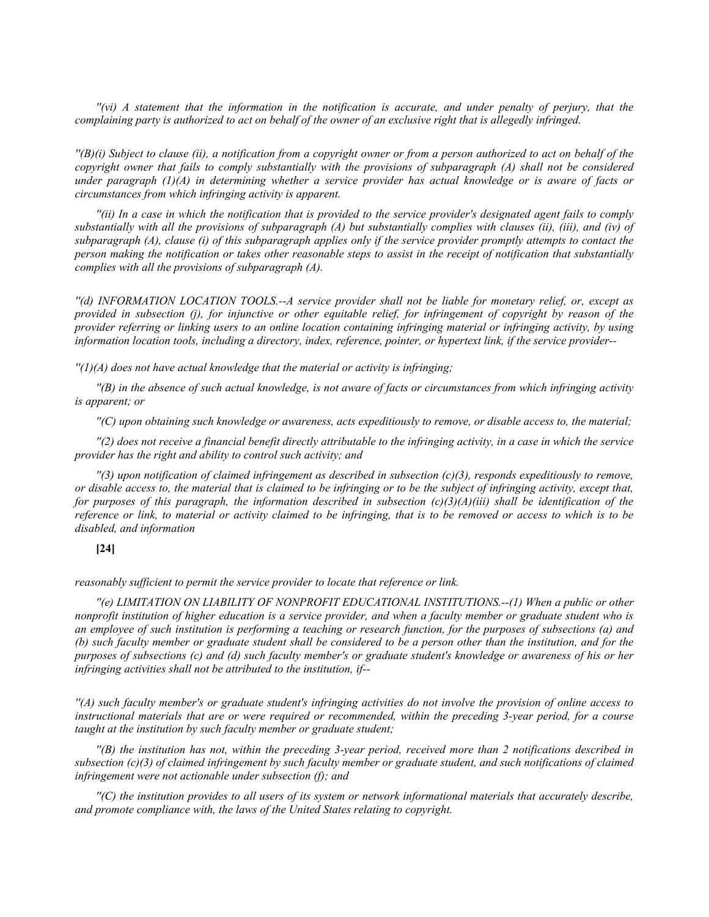*''(vi) A statement that the information in the notification is accurate, and under penalty of perjury, that the complaining party is authorized to act on behalf of the owner of an exclusive right that is allegedly infringed.*

*''(B)(i) Subject to clause (ii), a notification from a copyright owner or from a person authorized to act on behalf of the copyright owner that fails to comply substantially with the provisions of subparagraph (A) shall not be considered under paragraph (1)(A) in determining whether a service provider has actual knowledge or is aware of facts or circumstances from which infringing activity is apparent.*

*''(ii) In a case in which the notification that is provided to the service provider's designated agent fails to comply substantially with all the provisions of subparagraph (A) but substantially complies with clauses (ii), (iii), and (iv) of subparagraph (A), clause (i) of this subparagraph applies only if the service provider promptly attempts to contact the person making the notification or takes other reasonable steps to assist in the receipt of notification that substantially complies with all the provisions of subparagraph (A).*

*''(d) INFORMATION LOCATION TOOLS.--A service provider shall not be liable for monetary relief, or, except as provided in subsection (j), for injunctive or other equitable relief, for infringement of copyright by reason of the provider referring or linking users to an online location containing infringing material or infringing activity, by using information location tools, including a directory, index, reference, pointer, or hypertext link, if the service provider--*

*''(1)(A) does not have actual knowledge that the material or activity is infringing;*

*''(B) in the absence of such actual knowledge, is not aware of facts or circumstances from which infringing activity is apparent; or*

*''(C) upon obtaining such knowledge or awareness, acts expeditiously to remove, or disable access to, the material;*

*''(2) does not receive a financial benefit directly attributable to the infringing activity, in a case in which the service provider has the right and ability to control such activity; and*

*''(3) upon notification of claimed infringement as described in subsection (c)(3), responds expeditiously to remove, or disable access to, the material that is claimed to be infringing or to be the subject of infringing activity, except that, for purposes of this paragraph, the information described in subsection (c)(3)(A)(iii) shall be identification of the reference or link, to material or activity claimed to be infringing, that is to be removed or access to which is to be disabled, and information*

**[24]**

*reasonably sufficient to permit the service provider to locate that reference or link.*

*''(e) LIMITATION ON LIABILITY OF NONPROFIT EDUCATIONAL INSTITUTIONS.--(1) When a public or other nonprofit institution of higher education is a service provider, and when a faculty member or graduate student who is an employee of such institution is performing a teaching or research function, for the purposes of subsections (a) and (b) such faculty member or graduate student shall be considered to be a person other than the institution, and for the purposes of subsections (c) and (d) such faculty member's or graduate student's knowledge or awareness of his or her infringing activities shall not be attributed to the institution, if--*

*''(A) such faculty member's or graduate student's infringing activities do not involve the provision of online access to instructional materials that are or were required or recommended, within the preceding 3-year period, for a course taught at the institution by such faculty member or graduate student;*

*''(B) the institution has not, within the preceding 3-year period, received more than 2 notifications described in subsection (c)(3) of claimed infringement by such faculty member or graduate student, and such notifications of claimed infringement were not actionable under subsection (f); and*

*''(C) the institution provides to all users of its system or network informational materials that accurately describe, and promote compliance with, the laws of the United States relating to copyright.*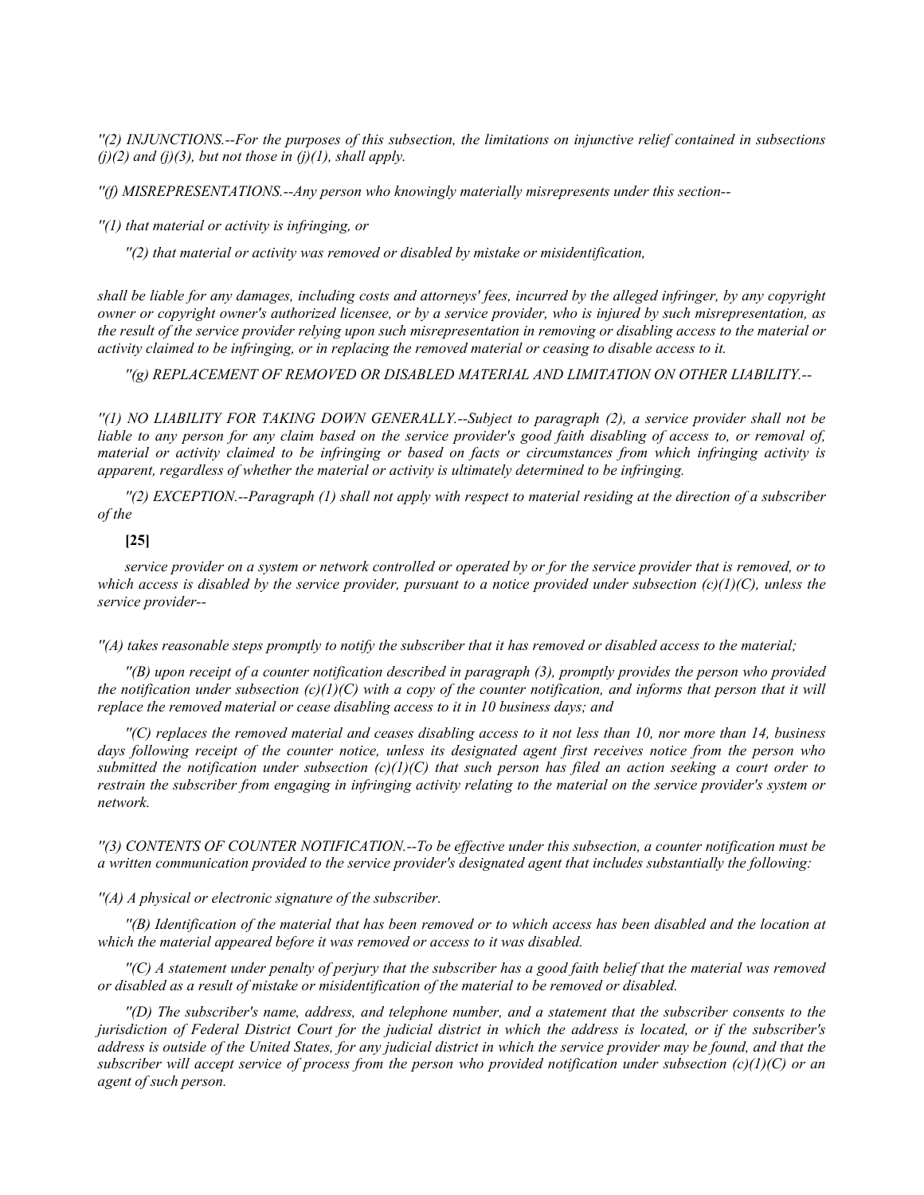*''(2) INJUNCTIONS.--For the purposes of this subsection, the limitations on injunctive relief contained in subsections (j)(2) and (j)(3), but not those in (j)(1), shall apply.*

*''(f) MISREPRESENTATIONS.--Any person who knowingly materially misrepresents under this section--*

*''(1) that material or activity is infringing, or*

*''(2) that material or activity was removed or disabled by mistake or misidentification,*

*shall be liable for any damages, including costs and attorneys' fees, incurred by the alleged infringer, by any copyright owner or copyright owner's authorized licensee, or by a service provider, who is injured by such misrepresentation, as the result of the service provider relying upon such misrepresentation in removing or disabling access to the material or activity claimed to be infringing, or in replacing the removed material or ceasing to disable access to it.*

*''(g) REPLACEMENT OF REMOVED OR DISABLED MATERIAL AND LIMITATION ON OTHER LIABILITY.--*

*''(1) NO LIABILITY FOR TAKING DOWN GENERALLY.--Subject to paragraph (2), a service provider shall not be liable to any person for any claim based on the service provider's good faith disabling of access to, or removal of, material or activity claimed to be infringing or based on facts or circumstances from which infringing activity is apparent, regardless of whether the material or activity is ultimately determined to be infringing.*

*''(2) EXCEPTION.--Paragraph (1) shall not apply with respect to material residing at the direction of a subscriber of the*

**[25]**

*service provider on a system or network controlled or operated by or for the service provider that is removed, or to which access is disabled by the service provider, pursuant to a notice provided under subsection (c)(1)(C), unless the service provider--*

*''(A) takes reasonable steps promptly to notify the subscriber that it has removed or disabled access to the material;*

*''(B) upon receipt of a counter notification described in paragraph (3), promptly provides the person who provided the notification under subsection (c)(1)(C) with a copy of the counter notification, and informs that person that it will replace the removed material or cease disabling access to it in 10 business days; and*

*''(C) replaces the removed material and ceases disabling access to it not less than 10, nor more than 14, business days following receipt of the counter notice, unless its designated agent first receives notice from the person who submitted the notification under subsection (c)(1)(C) that such person has filed an action seeking a court order to restrain the subscriber from engaging in infringing activity relating to the material on the service provider's system or network.*

*''(3) CONTENTS OF COUNTER NOTIFICATION.--To be effective under this subsection, a counter notification must be a written communication provided to the service provider's designated agent that includes substantially the following:*

*''(A) A physical or electronic signature of the subscriber.*

*''(B) Identification of the material that has been removed or to which access has been disabled and the location at which the material appeared before it was removed or access to it was disabled.*

*''(C) A statement under penalty of perjury that the subscriber has a good faith belief that the material was removed or disabled as a result of mistake or misidentification of the material to be removed or disabled.*

*''(D) The subscriber's name, address, and telephone number, and a statement that the subscriber consents to the jurisdiction of Federal District Court for the judicial district in which the address is located, or if the subscriber's address is outside of the United States, for any judicial district in which the service provider may be found, and that the subscriber will accept service of process from the person who provided notification under subsection (c)(1)(C) or an agent of such person.*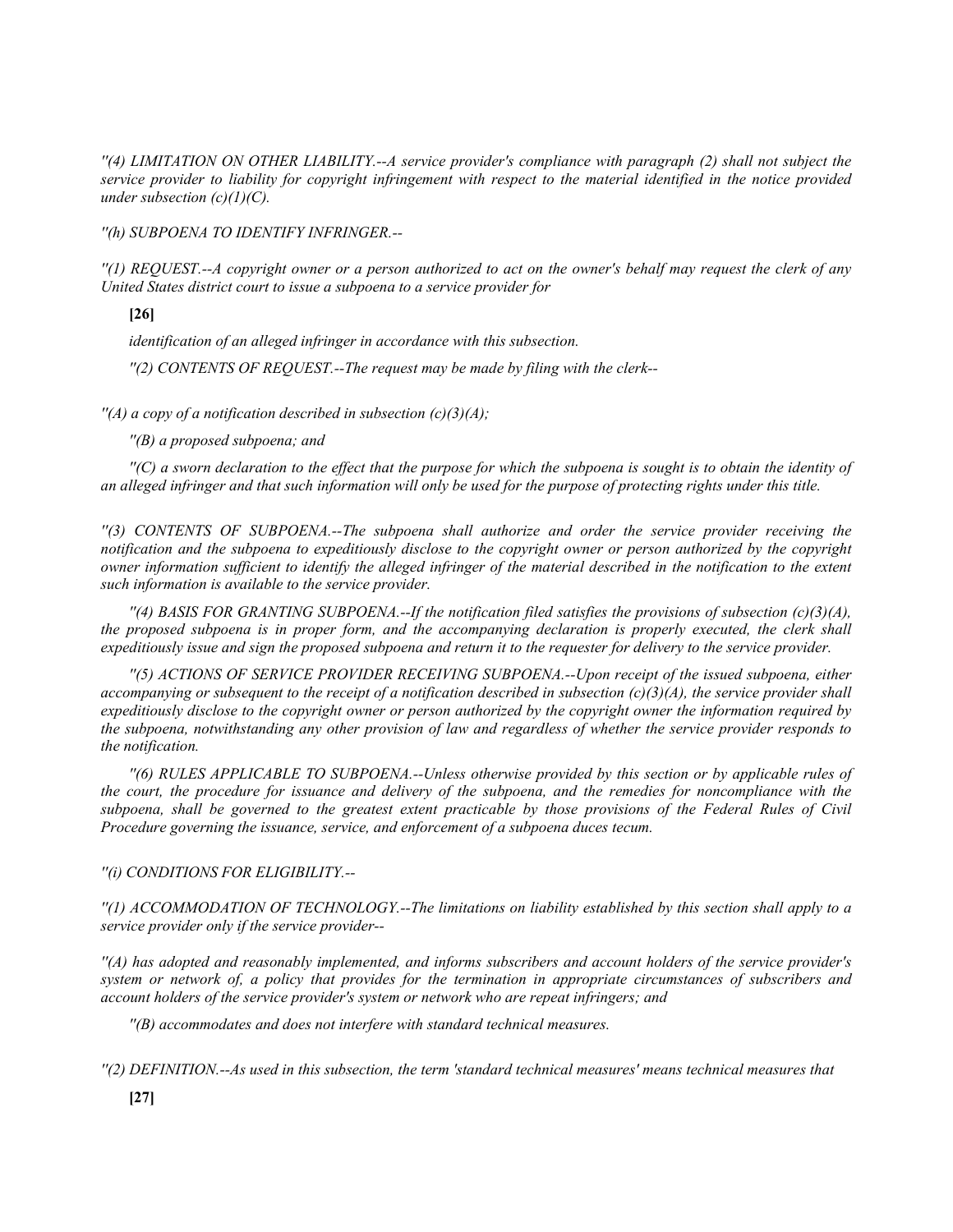*''(4) LIMITATION ON OTHER LIABILITY.--A service provider's compliance with paragraph (2) shall not subject the service provider to liability for copyright infringement with respect to the material identified in the notice provided under subsection (c)(1)(C).*

*''(h) SUBPOENA TO IDENTIFY INFRINGER.--*

*''(1) REQUEST.--A copyright owner or a person authorized to act on the owner's behalf may request the clerk of any United States district court to issue a subpoena to a service provider for*

**[26]**

*identification of an alleged infringer in accordance with this subsection.*

*''(2) CONTENTS OF REQUEST.--The request may be made by filing with the clerk--*

*''(A) a copy of a notification described in subsection (c)(3)(A);*

*''(B) a proposed subpoena; and*

*''(C) a sworn declaration to the effect that the purpose for which the subpoena is sought is to obtain the identity of an alleged infringer and that such information will only be used for the purpose of protecting rights under this title.*

*''(3) CONTENTS OF SUBPOENA.--The subpoena shall authorize and order the service provider receiving the notification and the subpoena to expeditiously disclose to the copyright owner or person authorized by the copyright owner information sufficient to identify the alleged infringer of the material described in the notification to the extent such information is available to the service provider.*

*''(4) BASIS FOR GRANTING SUBPOENA.--If the notification filed satisfies the provisions of subsection (c)(3)(A), the proposed subpoena is in proper form, and the accompanying declaration is properly executed, the clerk shall expeditiously issue and sign the proposed subpoena and return it to the requester for delivery to the service provider.*

*''(5) ACTIONS OF SERVICE PROVIDER RECEIVING SUBPOENA.--Upon receipt of the issued subpoena, either accompanying or subsequent to the receipt of a notification described in subsection (c)(3)(A), the service provider shall expeditiously disclose to the copyright owner or person authorized by the copyright owner the information required by the subpoena, notwithstanding any other provision of law and regardless of whether the service provider responds to the notification.*

*''(6) RULES APPLICABLE TO SUBPOENA.--Unless otherwise provided by this section or by applicable rules of the court, the procedure for issuance and delivery of the subpoena, and the remedies for noncompliance with the subpoena, shall be governed to the greatest extent practicable by those provisions of the Federal Rules of Civil Procedure governing the issuance, service, and enforcement of a subpoena duces tecum.*

*''(i) CONDITIONS FOR ELIGIBILITY.--*

*''(1) ACCOMMODATION OF TECHNOLOGY.--The limitations on liability established by this section shall apply to a service provider only if the service provider--*

*''(A) has adopted and reasonably implemented, and informs subscribers and account holders of the service provider's system or network of, a policy that provides for the termination in appropriate circumstances of subscribers and account holders of the service provider's system or network who are repeat infringers; and*

*''(B) accommodates and does not interfere with standard technical measures.*

*''(2) DEFINITION.--As used in this subsection, the term 'standard technical measures' means technical measures that*

**[27]**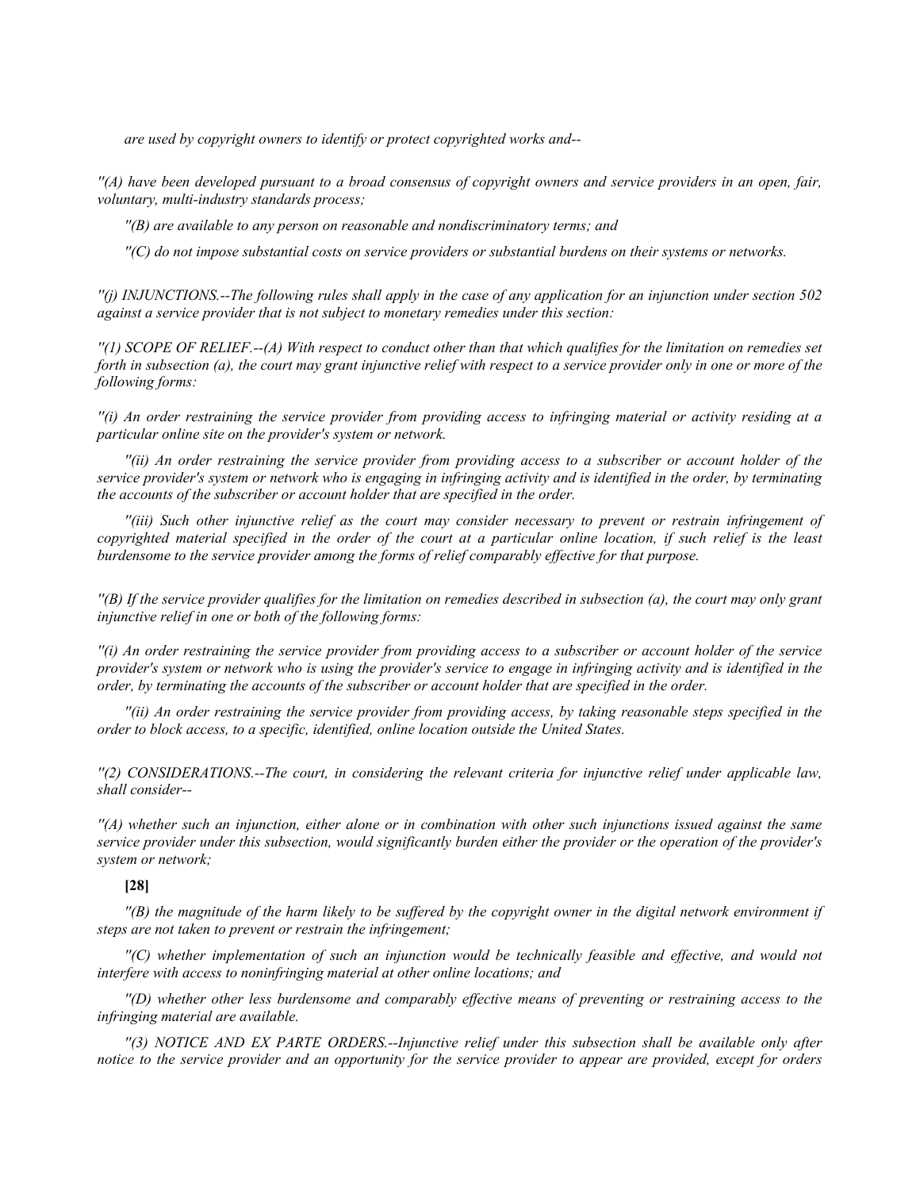*are used by copyright owners to identify or protect copyrighted works and--*

*''(A) have been developed pursuant to a broad consensus of copyright owners and service providers in an open, fair, voluntary, multi-industry standards process;*

*''(B) are available to any person on reasonable and nondiscriminatory terms; and*

*''(C) do not impose substantial costs on service providers or substantial burdens on their systems or networks.*

*''(j) INJUNCTIONS.--The following rules shall apply in the case of any application for an injunction under section 502 against a service provider that is not subject to monetary remedies under this section:*

*''(1) SCOPE OF RELIEF.--(A) With respect to conduct other than that which qualifies for the limitation on remedies set forth in subsection (a), the court may grant injunctive relief with respect to a service provider only in one or more of the following forms:*

*''(i) An order restraining the service provider from providing access to infringing material or activity residing at a particular online site on the provider's system or network.*

*''(ii) An order restraining the service provider from providing access to a subscriber or account holder of the service provider's system or network who is engaging in infringing activity and is identified in the order, by terminating the accounts of the subscriber or account holder that are specified in the order.*

*''(iii) Such other injunctive relief as the court may consider necessary to prevent or restrain infringement of copyrighted material specified in the order of the court at a particular online location, if such relief is the least burdensome to the service provider among the forms of relief comparably effective for that purpose.*

*''(B) If the service provider qualifies for the limitation on remedies described in subsection (a), the court may only grant injunctive relief in one or both of the following forms:*

*''(i) An order restraining the service provider from providing access to a subscriber or account holder of the service provider's system or network who is using the provider's service to engage in infringing activity and is identified in the order, by terminating the accounts of the subscriber or account holder that are specified in the order.*

*''(ii) An order restraining the service provider from providing access, by taking reasonable steps specified in the order to block access, to a specific, identified, online location outside the United States.*

*''(2) CONSIDERATIONS.--The court, in considering the relevant criteria for injunctive relief under applicable law, shall consider--*

*''(A) whether such an injunction, either alone or in combination with other such injunctions issued against the same service provider under this subsection, would significantly burden either the provider or the operation of the provider's system or network;*

**[28]**

*''(B) the magnitude of the harm likely to be suffered by the copyright owner in the digital network environment if steps are not taken to prevent or restrain the infringement;*

*''(C) whether implementation of such an injunction would be technically feasible and effective, and would not interfere with access to noninfringing material at other online locations; and*

*''(D) whether other less burdensome and comparably effective means of preventing or restraining access to the infringing material are available.*

*''(3) NOTICE AND EX PARTE ORDERS.--Injunctive relief under this subsection shall be available only after notice to the service provider and an opportunity for the service provider to appear are provided, except for orders*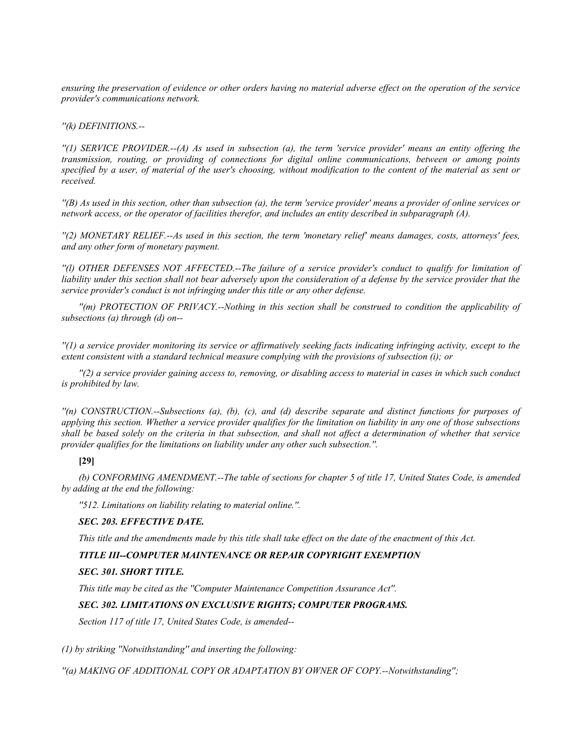*ensuring the preservation of evidence or other orders having no material adverse effect on the operation of the service provider's communications network.*

*''(k) DEFINITIONS.--*

*''(1) SERVICE PROVIDER.--(A) As used in subsection (a), the term 'service provider' means an entity offering the transmission, routing, or providing of connections for digital online communications, between or among points specified by a user, of material of the user's choosing, without modification to the content of the material as sent or received.*

*''(B) As used in this section, other than subsection (a), the term 'service provider' means a provider of online services or network access, or the operator of facilities therefor, and includes an entity described in subparagraph (A).*

*''(2) MONETARY RELIEF.--As used in this section, the term 'monetary relief' means damages, costs, attorneys' fees, and any other form of monetary payment.*

*''(l) OTHER DEFENSES NOT AFFECTED.--The failure of a service provider's conduct to qualify for limitation of liability under this section shall not bear adversely upon the consideration of a defense by the service provider that the service provider's conduct is not infringing under this title or any other defense.*

*''(m) PROTECTION OF PRIVACY.--Nothing in this section shall be construed to condition the applicability of subsections (a) through (d) on--*

*''(1) a service provider monitoring its service or affirmatively seeking facts indicating infringing activity, except to the extent consistent with a standard technical measure complying with the provisions of subsection (i); or*

*''(2) a service provider gaining access to, removing, or disabling access to material in cases in which such conduct is prohibited by law.*

*''(n) CONSTRUCTION.--Subsections (a), (b), (c), and (d) describe separate and distinct functions for purposes of applying this section. Whether a service provider qualifies for the limitation on liability in any one of those subsections shall be based solely on the criteria in that subsection, and shall not affect a determination of whether that service provider qualifies for the limitations on liability under any other such subsection.''.*

**[29]**

*(b) CONFORMING AMENDMENT.--The table of sections for chapter 5 of title 17, United States Code, is amended by adding at the end the following:*

*''512. Limitations on liability relating to material online.''.*

***SEC. 203. EFFECTIVE DATE.***

*This title and the amendments made by this title shall take effect on the date of the enactment of this Act.*

***TITLE III--COMPUTER MAINTENANCE OR REPAIR COPYRIGHT EXEMPTION***

***SEC. 301. SHORT TITLE.***

*This title may be cited as the ''Computer Maintenance Competition Assurance Act''.*

***SEC. 302. LIMITATIONS ON EXCLUSIVE RIGHTS; COMPUTER PROGRAMS.***

*Section 117 of title 17, United States Code, is amended--*

*(1) by striking ''Notwithstanding'' and inserting the following:*

*''(a) MAKING OF ADDITIONAL COPY OR ADAPTATION BY OWNER OF COPY.--Notwithstanding'';*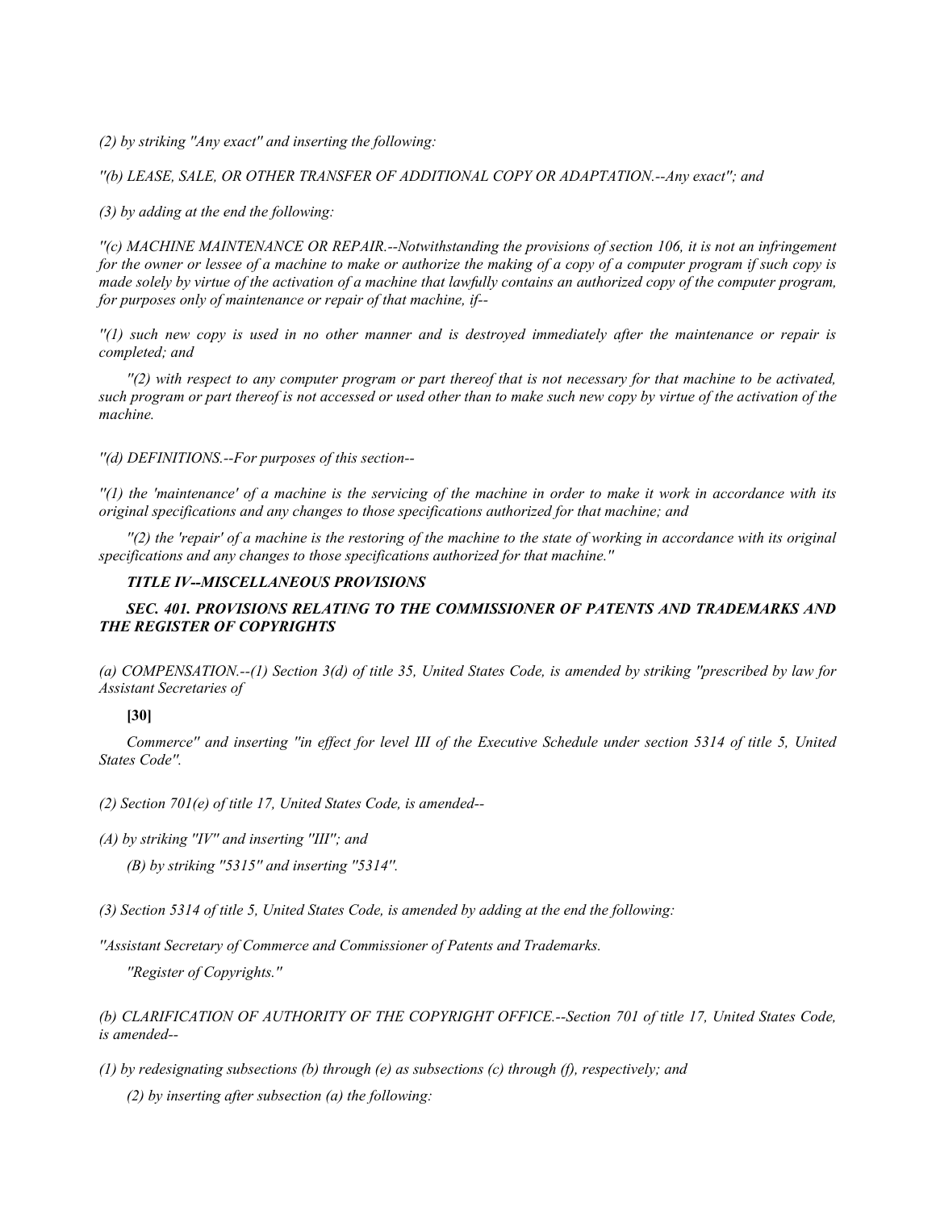*(2) by striking ''Any exact'' and inserting the following:*

*''(b) LEASE, SALE, OR OTHER TRANSFER OF ADDITIONAL COPY OR ADAPTATION.--Any exact''; and*

*(3) by adding at the end the following:*

*''(c) MACHINE MAINTENANCE OR REPAIR.--Notwithstanding the provisions of section 106, it is not an infringement for the owner or lessee of a machine to make or authorize the making of a copy of a computer program if such copy is made solely by virtue of the activation of a machine that lawfully contains an authorized copy of the computer program, for purposes only of maintenance or repair of that machine, if--*

*''(1) such new copy is used in no other manner and is destroyed immediately after the maintenance or repair is completed; and*

*''(2) with respect to any computer program or part thereof that is not necessary for that machine to be activated, such program or part thereof is not accessed or used other than to make such new copy by virtue of the activation of the machine.*

*''(d) DEFINITIONS.--For purposes of this section--*

*''(1) the 'maintenance' of a machine is the servicing of the machine in order to make it work in accordance with its original specifications and any changes to those specifications authorized for that machine; and*

*''(2) the 'repair' of a machine is the restoring of the machine to the state of working in accordance with its original specifications and any changes to those specifications authorized for that machine.''*

### *TITLE IV--MISCELLANEOUS PROVISIONS*

### *SEC. 401. PROVISIONS RELATING TO THE COMMISSIONER OF PATENTS AND TRADEMARKS AND THE REGISTER OF COPYRIGHTS*

*(a) COMPENSATION.--(1) Section 3(d) of title 35, United States Code, is amended by striking ''prescribed by law for Assistant Secretaries of*

**[30]**

*Commerce'' and inserting ''in effect for level III of the Executive Schedule under section 5314 of title 5, United States Code''.*

*(2) Section 701(e) of title 17, United States Code, is amended--*

*(A) by striking ''IV'' and inserting ''III''; and*

*(B) by striking ''5315'' and inserting ''5314''.*

*(3) Section 5314 of title 5, United States Code, is amended by adding at the end the following:*

*''Assistant Secretary of Commerce and Commissioner of Patents and Trademarks.*

*''Register of Copyrights.''*

*(b) CLARIFICATION OF AUTHORITY OF THE COPYRIGHT OFFICE.--Section 701 of title 17, United States Code, is amended--*

*(1) by redesignating subsections (b) through (e) as subsections (c) through (f), respectively; and*

*(2) by inserting after subsection (a) the following:*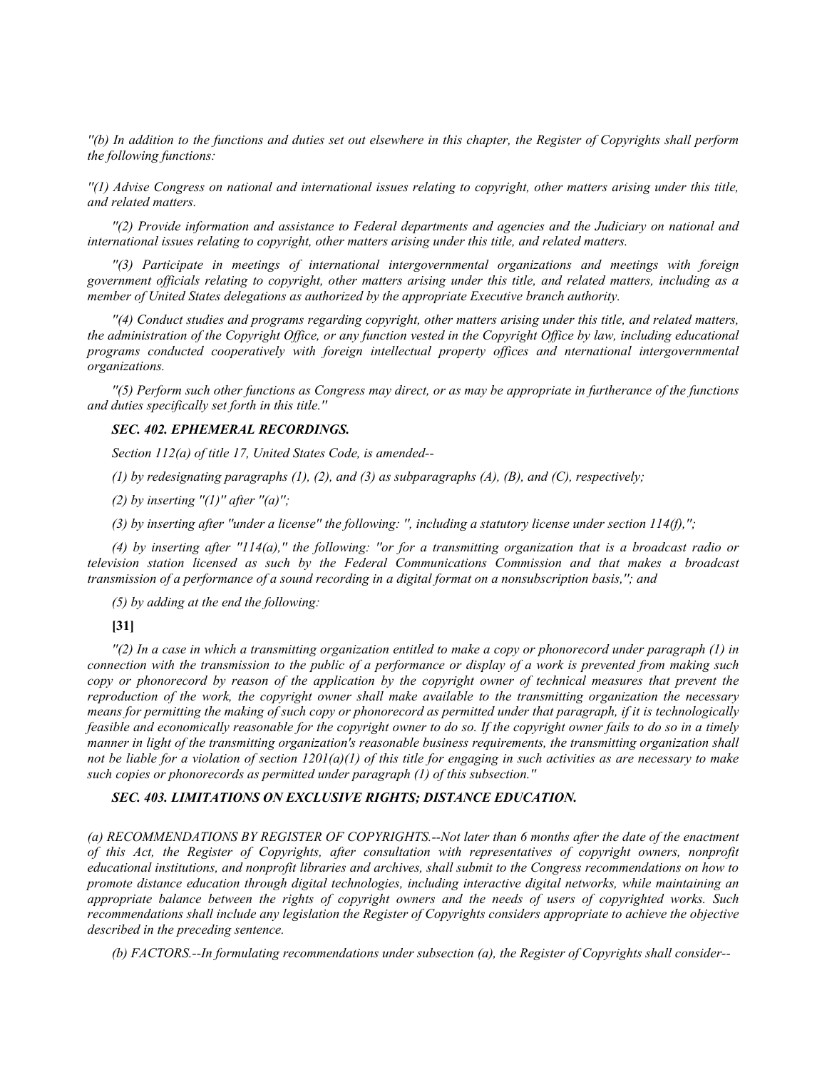*"(b) In addition to the functions and duties set out elsewhere in this chapter, the Register of Copyrights shall perform the following functions:*

*"(1) Advise Congress on national and international issues relating to copyright, other matters arising under this title, and related matters.*

*"(2) Provide information and assistance to Federal departments and agencies and the Judiciary on national and international issues relating to copyright, other matters arising under this title, and related matters.*

*"(3) Participate in meetings of international intergovernmental organizations and meetings with foreign government officials relating to copyright, other matters arising under this title, and related matters, including as a member of United States delegations as authorized by the appropriate Executive branch authority.*

*"(4) Conduct studies and programs regarding copyright, other matters arising under this title, and related matters, the administration of the Copyright Office, or any function vested in the Copyright Office by law, including educational programs conducted cooperatively with foreign intellectual property offices and nternational intergovernmental organizations.*

*"(5) Perform such other functions as Congress may direct, or as may be appropriate in furtherance of the functions and duties specifically set forth in this title."*

### *SEC. 402. EPHEMERAL RECORDINGS.*

*Section 112(a) of title 17, United States Code, is amended--*

*(1) by redesignating paragraphs (1), (2), and (3) as subparagraphs (A), (B), and (C), respectively;*

*(2) by inserting "(1)" after "(a)";*

*(3) by inserting after "under a license" the following: ", including a statutory license under section 114(f),";*

*(4) by inserting after "114(a)," the following: "or for a transmitting organization that is a broadcast radio or television station licensed as such by the Federal Communications Commission and that makes a broadcast transmission of a performance of a sound recording in a digital format on a nonsubscription basis,"; and*

*(5) by adding at the end the following:*

**[31]**

*"(2) In a case in which a transmitting organization entitled to make a copy or phonorecord under paragraph (1) in connection with the transmission to the public of a performance or display of a work is prevented from making such copy or phonorecord by reason of the application by the copyright owner of technical measures that prevent the reproduction of the work, the copyright owner shall make available to the transmitting organization the necessary means for permitting the making of such copy or phonorecord as permitted under that paragraph, if it is technologically feasible and economically reasonable for the copyright owner to do so. If the copyright owner fails to do so in a timely manner in light of the transmitting organization's reasonable business requirements, the transmitting organization shall not be liable for a violation of section 1201(a)(1) of this title for engaging in such activities as are necessary to make such copies or phonorecords as permitted under paragraph (1) of this subsection."*

### *SEC. 403. LIMITATIONS ON EXCLUSIVE RIGHTS; DISTANCE EDUCATION.*

*(a) RECOMMENDATIONS BY REGISTER OF COPYRIGHTS.--Not later than 6 months after the date of the enactment of this Act, the Register of Copyrights, after consultation with representatives of copyright owners, nonprofit educational institutions, and nonprofit libraries and archives, shall submit to the Congress recommendations on how to promote distance education through digital technologies, including interactive digital networks, while maintaining an appropriate balance between the rights of copyright owners and the needs of users of copyrighted works. Such recommendations shall include any legislation the Register of Copyrights considers appropriate to achieve the objective described in the preceding sentence.*

*(b) FACTORS.--In formulating recommendations under subsection (a), the Register of Copyrights shall consider--*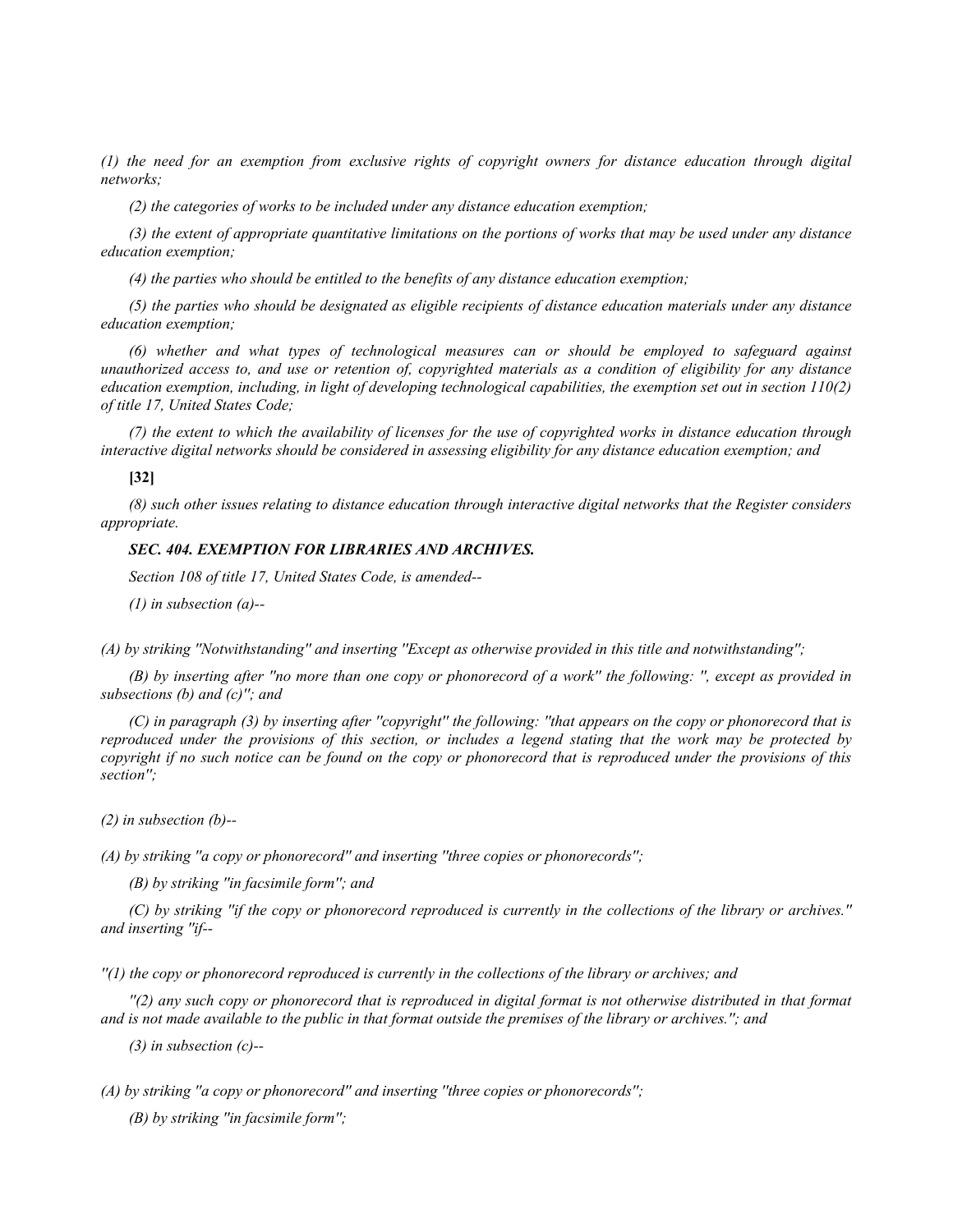*(1) the need for an exemption from exclusive rights of copyright owners for distance education through digital networks;*

*(2) the categories of works to be included under any distance education exemption;*

*(3) the extent of appropriate quantitative limitations on the portions of works that may be used under any distance education exemption;*

*(4) the parties who should be entitled to the benefits of any distance education exemption;*

*(5) the parties who should be designated as eligible recipients of distance education materials under any distance education exemption;*

*(6) whether and what types of technological measures can or should be employed to safeguard against unauthorized access to, and use or retention of, copyrighted materials as a condition of eligibility for any distance education exemption, including, in light of developing technological capabilities, the exemption set out in section 110(2) of title 17, United States Code;*

*(7) the extent to which the availability of licenses for the use of copyrighted works in distance education through interactive digital networks should be considered in assessing eligibility for any distance education exemption; and*

**[32]**

*(8) such other issues relating to distance education through interactive digital networks that the Register considers appropriate.*

***SEC. 404. EXEMPTION FOR LIBRARIES AND ARCHIVES.***

*Section 108 of title 17, United States Code, is amended--*

*(1) in subsection (a)--*

*(A) by striking "Notwithstanding" and inserting "Except as otherwise provided in this title and notwithstanding";*

*(B) by inserting after "no more than one copy or phonorecord of a work" the following: ", except as provided in subsections (b) and (c)"; and*

*(C) in paragraph (3) by inserting after "copyright" the following: "that appears on the copy or phonorecord that is reproduced under the provisions of this section, or includes a legend stating that the work may be protected by copyright if no such notice can be found on the copy or phonorecord that is reproduced under the provisions of this section";*

*(2) in subsection (b)--*

*(A) by striking "a copy or phonorecord" and inserting "three copies or phonorecords";*

*(B) by striking "in facsimile form"; and*

*(C) by striking "if the copy or phonorecord reproduced is currently in the collections of the library or archives." and inserting "if--*

*"(1) the copy or phonorecord reproduced is currently in the collections of the library or archives; and*

*"(2) any such copy or phonorecord that is reproduced in digital format is not otherwise distributed in that format and is not made available to the public in that format outside the premises of the library or archives."; and*

*(3) in subsection (c)--*

*(A) by striking "a copy or phonorecord" and inserting "three copies or phonorecords";*

*(B) by striking "in facsimile form";*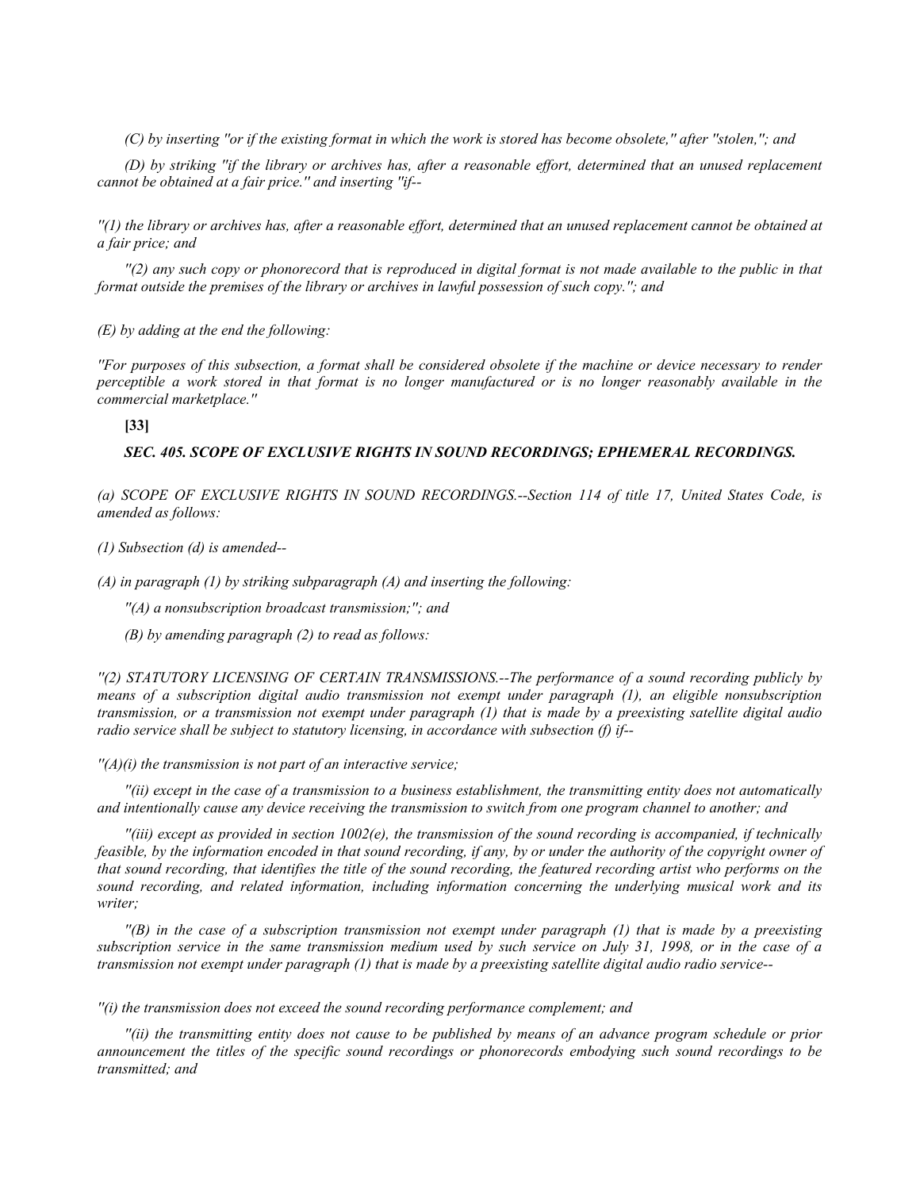*(C) by inserting ''or if the existing format in which the work is stored has become obsolete,'' after ''stolen,''; and*

*(D) by striking ''if the library or archives has, after a reasonable effort, determined that an unused replacement cannot be obtained at a fair price.'' and inserting ''if--*

*''(1) the library or archives has, after a reasonable effort, determined that an unused replacement cannot be obtained at a fair price; and*

*''(2) any such copy or phonorecord that is reproduced in digital format is not made available to the public in that format outside the premises of the library or archives in lawful possession of such copy.''; and*

*(E) by adding at the end the following:*

*''For purposes of this subsection, a format shall be considered obsolete if the machine or device necessary to render perceptible a work stored in that format is no longer manufactured or is no longer reasonably available in the commercial marketplace.''*

**[33]**

### *SEC. 405. SCOPE OF EXCLUSIVE RIGHTS IN SOUND RECORDINGS; EPHEMERAL RECORDINGS.*

*(a) SCOPE OF EXCLUSIVE RIGHTS IN SOUND RECORDINGS.--Section 114 of title 17, United States Code, is amended as follows:*

*(1) Subsection (d) is amended--*

*(A) in paragraph (1) by striking subparagraph (A) and inserting the following:*

*''(A) a nonsubscription broadcast transmission;''; and*

*(B) by amending paragraph (2) to read as follows:*

*''(2) STATUTORY LICENSING OF CERTAIN TRANSMISSIONS.--The performance of a sound recording publicly by means of a subscription digital audio transmission not exempt under paragraph (1), an eligible nonsubscription transmission, or a transmission not exempt under paragraph (1) that is made by a preexisting satellite digital audio radio service shall be subject to statutory licensing, in accordance with subsection (f) if--*

*''(A)(i) the transmission is not part of an interactive service;*

*''(ii) except in the case of a transmission to a business establishment, the transmitting entity does not automatically and intentionally cause any device receiving the transmission to switch from one program channel to another; and*

*''(iii) except as provided in section 1002(e), the transmission of the sound recording is accompanied, if technically feasible, by the information encoded in that sound recording, if any, by or under the authority of the copyright owner of that sound recording, that identifies the title of the sound recording, the featured recording artist who performs on the sound recording, and related information, including information concerning the underlying musical work and its writer;*

*''(B) in the case of a subscription transmission not exempt under paragraph (1) that is made by a preexisting subscription service in the same transmission medium used by such service on July 31, 1998, or in the case of a transmission not exempt under paragraph (1) that is made by a preexisting satellite digital audio radio service--*

*''(i) the transmission does not exceed the sound recording performance complement; and*

*''(ii) the transmitting entity does not cause to be published by means of an advance program schedule or prior announcement the titles of the specific sound recordings or phonorecords embodying such sound recordings to be transmitted; and*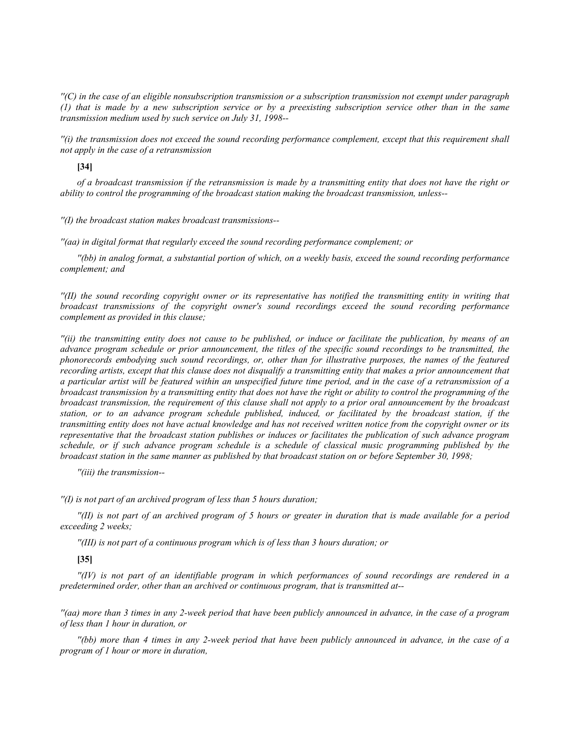*"(C) in the case of an eligible nonsubscription transmission or a subscription transmission not exempt under paragraph (1) that is made by a new subscription service or by a preexisting subscription service other than in the same transmission medium used by such service on July 31, 1998--*

*"(i) the transmission does not exceed the sound recording performance complement, except that this requirement shall not apply in the case of a retransmission*

**[34]**

*of a broadcast transmission if the retransmission is made by a transmitting entity that does not have the right or ability to control the programming of the broadcast station making the broadcast transmission, unless--*

*"(I) the broadcast station makes broadcast transmissions--*

*"(aa) in digital format that regularly exceed the sound recording performance complement; or*

*"(bb) in analog format, a substantial portion of which, on a weekly basis, exceed the sound recording performance complement; and*

*"(II) the sound recording copyright owner or its representative has notified the transmitting entity in writing that broadcast transmissions of the copyright owner's sound recordings exceed the sound recording performance complement as provided in this clause;*

*"(ii) the transmitting entity does not cause to be published, or induce or facilitate the publication, by means of an advance program schedule or prior announcement, the titles of the specific sound recordings to be transmitted, the phonorecords embodying such sound recordings, or, other than for illustrative purposes, the names of the featured recording artists, except that this clause does not disqualify a transmitting entity that makes a prior announcement that a particular artist will be featured within an unspecified future time period, and in the case of a retransmission of a broadcast transmission by a transmitting entity that does not have the right or ability to control the programming of the broadcast transmission, the requirement of this clause shall not apply to a prior oral announcement by the broadcast station, or to an advance program schedule published, induced, or facilitated by the broadcast station, if the transmitting entity does not have actual knowledge and has not received written notice from the copyright owner or its representative that the broadcast station publishes or induces or facilitates the publication of such advance program schedule, or if such advance program schedule is a schedule of classical music programming published by the broadcast station in the same manner as published by that broadcast station on or before September 30, 1998;*

*"(iii) the transmission--*

*"(I) is not part of an archived program of less than 5 hours duration;*

*"(II) is not part of an archived program of 5 hours or greater in duration that is made available for a period exceeding 2 weeks;*

*"(III) is not part of a continuous program which is of less than 3 hours duration; or*

**[35]**

*"(IV) is not part of an identifiable program in which performances of sound recordings are rendered in a predetermined order, other than an archived or continuous program, that is transmitted at--*

*"(aa) more than 3 times in any 2-week period that have been publicly announced in advance, in the case of a program of less than 1 hour in duration, or*

*"(bb) more than 4 times in any 2-week period that have been publicly announced in advance, in the case of a program of 1 hour or more in duration,*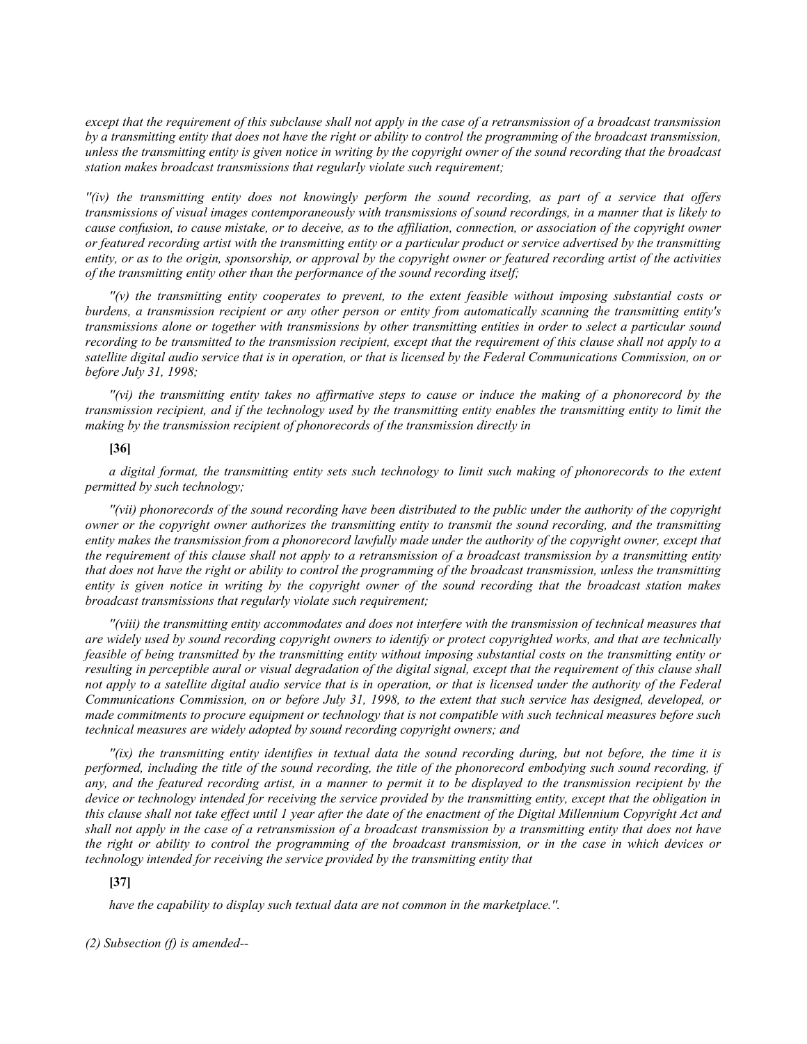*except that the requirement of this subclause shall not apply in the case of a retransmission of a broadcast transmission by a transmitting entity that does not have the right or ability to control the programming of the broadcast transmission, unless the transmitting entity is given notice in writing by the copyright owner of the sound recording that the broadcast station makes broadcast transmissions that regularly violate such requirement;*

*''(iv) the transmitting entity does not knowingly perform the sound recording, as part of a service that offers transmissions of visual images contemporaneously with transmissions of sound recordings, in a manner that is likely to cause confusion, to cause mistake, or to deceive, as to the affiliation, connection, or association of the copyright owner or featured recording artist with the transmitting entity or a particular product or service advertised by the transmitting entity, or as to the origin, sponsorship, or approval by the copyright owner or featured recording artist of the activities of the transmitting entity other than the performance of the sound recording itself;*

*''(v) the transmitting entity cooperates to prevent, to the extent feasible without imposing substantial costs or burdens, a transmission recipient or any other person or entity from automatically scanning the transmitting entity's transmissions alone or together with transmissions by other transmitting entities in order to select a particular sound recording to be transmitted to the transmission recipient, except that the requirement of this clause shall not apply to a satellite digital audio service that is in operation, or that is licensed by the Federal Communications Commission, on or before July 31, 1998;*

*''(vi) the transmitting entity takes no affirmative steps to cause or induce the making of a phonorecord by the transmission recipient, and if the technology used by the transmitting entity enables the transmitting entity to limit the making by the transmission recipient of phonorecords of the transmission directly in*

**[36]**

*a digital format, the transmitting entity sets such technology to limit such making of phonorecords to the extent permitted by such technology;*

*''(vii) phonorecords of the sound recording have been distributed to the public under the authority of the copyright owner or the copyright owner authorizes the transmitting entity to transmit the sound recording, and the transmitting entity makes the transmission from a phonorecord lawfully made under the authority of the copyright owner, except that the requirement of this clause shall not apply to a retransmission of a broadcast transmission by a transmitting entity that does not have the right or ability to control the programming of the broadcast transmission, unless the transmitting entity is given notice in writing by the copyright owner of the sound recording that the broadcast station makes broadcast transmissions that regularly violate such requirement;*

*''(viii) the transmitting entity accommodates and does not interfere with the transmission of technical measures that are widely used by sound recording copyright owners to identify or protect copyrighted works, and that are technically feasible of being transmitted by the transmitting entity without imposing substantial costs on the transmitting entity or resulting in perceptible aural or visual degradation of the digital signal, except that the requirement of this clause shall not apply to a satellite digital audio service that is in operation, or that is licensed under the authority of the Federal Communications Commission, on or before July 31, 1998, to the extent that such service has designed, developed, or made commitments to procure equipment or technology that is not compatible with such technical measures before such technical measures are widely adopted by sound recording copyright owners; and*

*''(ix) the transmitting entity identifies in textual data the sound recording during, but not before, the time it is performed, including the title of the sound recording, the title of the phonorecord embodying such sound recording, if any, and the featured recording artist, in a manner to permit it to be displayed to the transmission recipient by the device or technology intended for receiving the service provided by the transmitting entity, except that the obligation in this clause shall not take effect until 1 year after the date of the enactment of the Digital Millennium Copyright Act and shall not apply in the case of a retransmission of a broadcast transmission by a transmitting entity that does not have the right or ability to control the programming of the broadcast transmission, or in the case in which devices or technology intended for receiving the service provided by the transmitting entity that*

**[37]**

*have the capability to display such textual data are not common in the marketplace.''.*

*(2) Subsection (f) is amended--*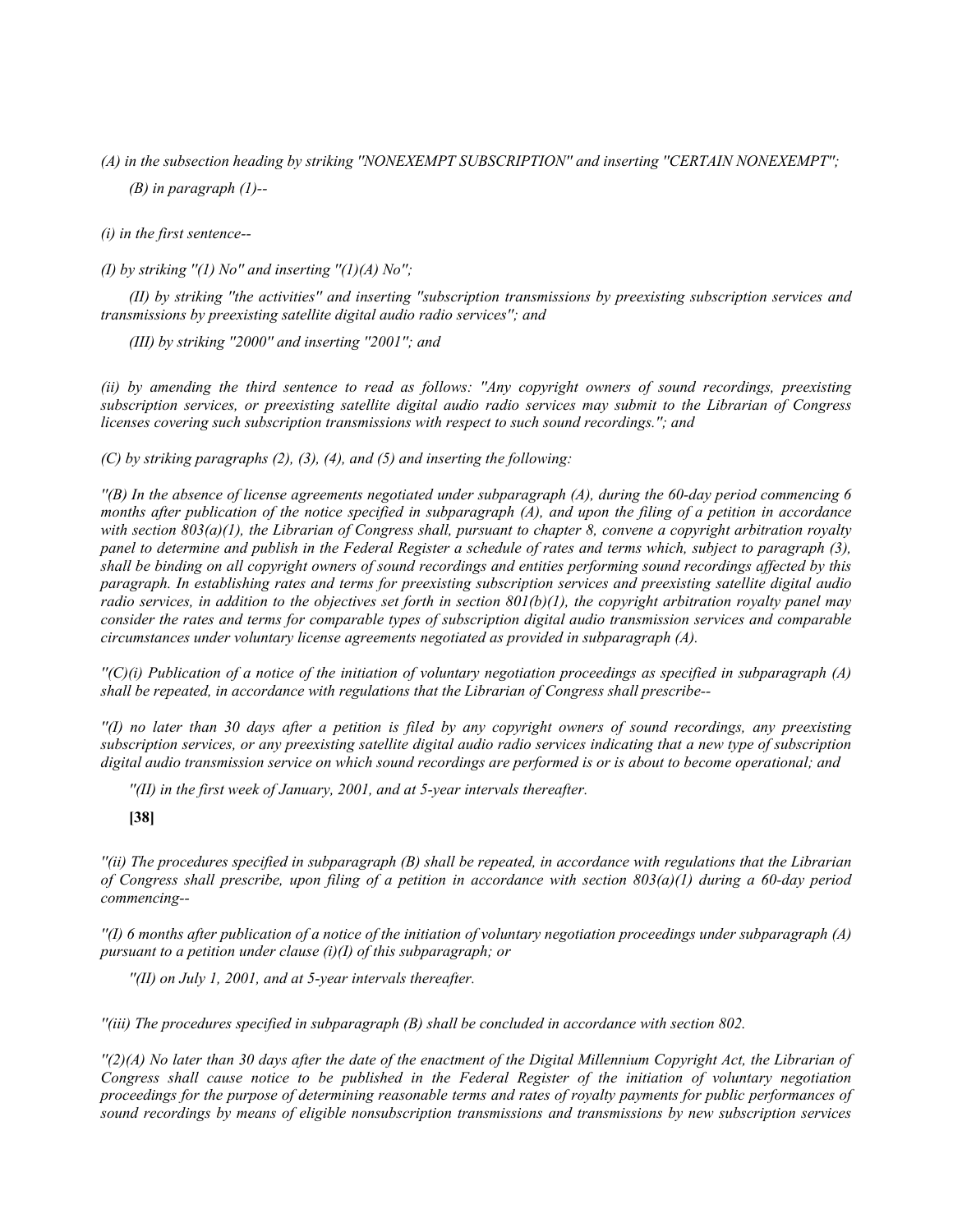*(A) in the subsection heading by striking ''NONEXEMPT SUBSCRIPTION'' and inserting ''CERTAIN NONEXEMPT'';*

*(B) in paragraph (1)--*

*(i) in the first sentence--*

*(I) by striking ''(1) No'' and inserting ''(1)(A) No'';*

*(II) by striking ''the activities'' and inserting ''subscription transmissions by preexisting subscription services and transmissions by preexisting satellite digital audio radio services''; and*

*(III) by striking ''2000'' and inserting ''2001''; and*

*(ii) by amending the third sentence to read as follows: ''Any copyright owners of sound recordings, preexisting subscription services, or preexisting satellite digital audio radio services may submit to the Librarian of Congress licenses covering such subscription transmissions with respect to such sound recordings.''; and*

*(C) by striking paragraphs (2), (3), (4), and (5) and inserting the following:*

*''(B) In the absence of license agreements negotiated under subparagraph (A), during the 60-day period commencing 6 months after publication of the notice specified in subparagraph (A), and upon the filing of a petition in accordance with section 803(a)(1), the Librarian of Congress shall, pursuant to chapter 8, convene a copyright arbitration royalty panel to determine and publish in the Federal Register a schedule of rates and terms which, subject to paragraph (3), shall be binding on all copyright owners of sound recordings and entities performing sound recordings affected by this paragraph. In establishing rates and terms for preexisting subscription services and preexisting satellite digital audio radio services, in addition to the objectives set forth in section 801(b)(1), the copyright arbitration royalty panel may consider the rates and terms for comparable types of subscription digital audio transmission services and comparable circumstances under voluntary license agreements negotiated as provided in subparagraph (A).*

*''(C)(i) Publication of a notice of the initiation of voluntary negotiation proceedings as specified in subparagraph (A) shall be repeated, in accordance with regulations that the Librarian of Congress shall prescribe--*

*''(I) no later than 30 days after a petition is filed by any copyright owners of sound recordings, any preexisting subscription services, or any preexisting satellite digital audio radio services indicating that a new type of subscription digital audio transmission service on which sound recordings are performed is or is about to become operational; and*

*''(II) in the first week of January, 2001, and at 5-year intervals thereafter.*

**[38]**

*''(ii) The procedures specified in subparagraph (B) shall be repeated, in accordance with regulations that the Librarian of Congress shall prescribe, upon filing of a petition in accordance with section 803(a)(1) during a 60-day period commencing--*

*''(I) 6 months after publication of a notice of the initiation of voluntary negotiation proceedings under subparagraph (A) pursuant to a petition under clause (i)(I) of this subparagraph; or*

*''(II) on July 1, 2001, and at 5-year intervals thereafter.*

*''(iii) The procedures specified in subparagraph (B) shall be concluded in accordance with section 802.*

*''(2)(A) No later than 30 days after the date of the enactment of the Digital Millennium Copyright Act, the Librarian of Congress shall cause notice to be published in the Federal Register of the initiation of voluntary negotiation proceedings for the purpose of determining reasonable terms and rates of royalty payments for public performances of sound recordings by means of eligible nonsubscription transmissions and transmissions by new subscription services*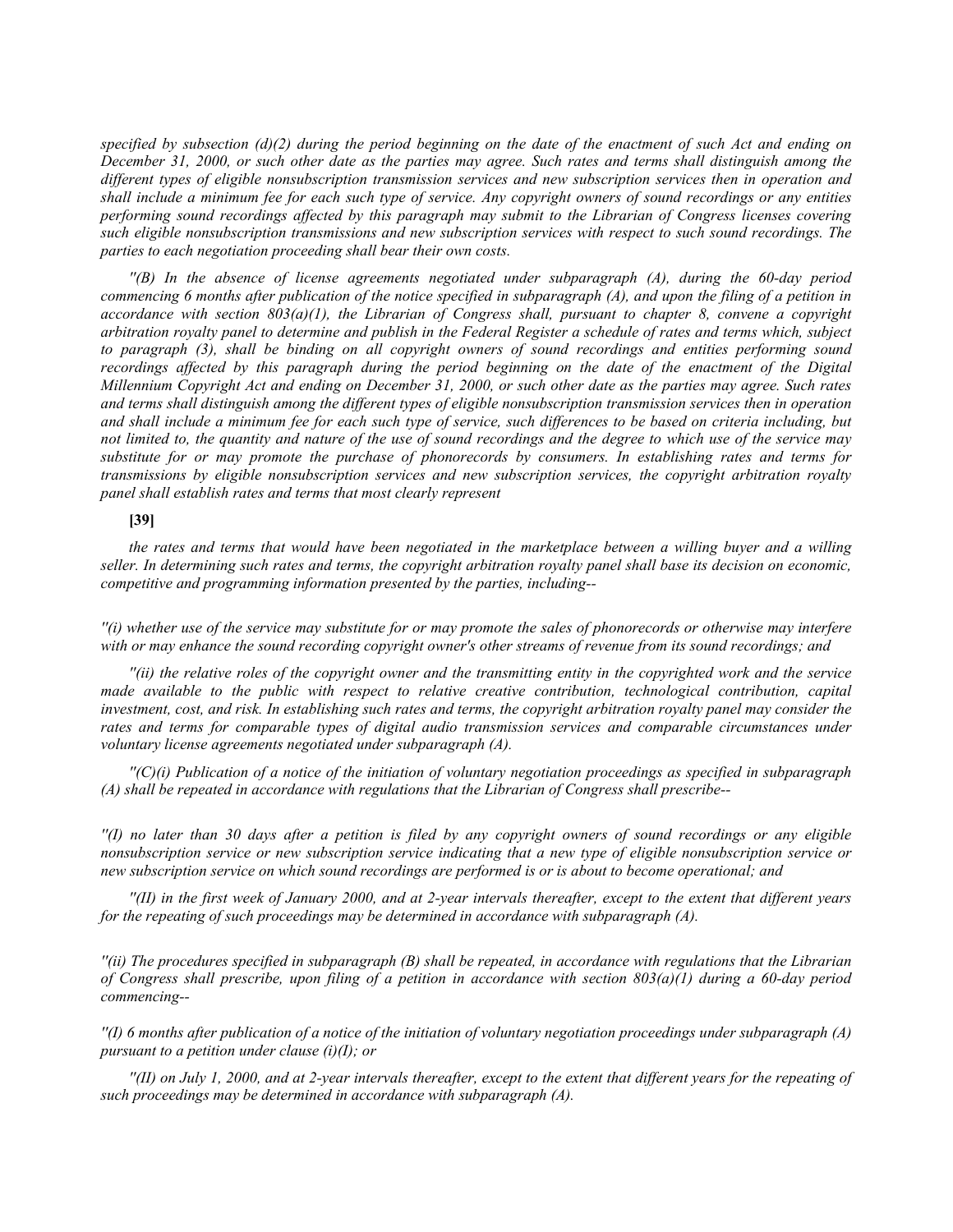*specified by subsection (d)(2) during the period beginning on the date of the enactment of such Act and ending on December 31, 2000, or such other date as the parties may agree. Such rates and terms shall distinguish among the different types of eligible nonsubscription transmission services and new subscription services then in operation and shall include a minimum fee for each such type of service. Any copyright owners of sound recordings or any entities performing sound recordings affected by this paragraph may submit to the Librarian of Congress licenses covering such eligible nonsubscription transmissions and new subscription services with respect to such sound recordings. The parties to each negotiation proceeding shall bear their own costs.*

*''(B) In the absence of license agreements negotiated under subparagraph (A), during the 60-day period commencing 6 months after publication of the notice specified in subparagraph (A), and upon the filing of a petition in accordance with section 803(a)(1), the Librarian of Congress shall, pursuant to chapter 8, convene a copyright arbitration royalty panel to determine and publish in the Federal Register a schedule of rates and terms which, subject to paragraph (3), shall be binding on all copyright owners of sound recordings and entities performing sound recordings affected by this paragraph during the period beginning on the date of the enactment of the Digital Millennium Copyright Act and ending on December 31, 2000, or such other date as the parties may agree. Such rates and terms shall distinguish among the different types of eligible nonsubscription transmission services then in operation and shall include a minimum fee for each such type of service, such differences to be based on criteria including, but not limited to, the quantity and nature of the use of sound recordings and the degree to which use of the service may substitute for or may promote the purchase of phonorecords by consumers. In establishing rates and terms for transmissions by eligible nonsubscription services and new subscription services, the copyright arbitration royalty panel shall establish rates and terms that most clearly represent*

**[39]**

*the rates and terms that would have been negotiated in the marketplace between a willing buyer and a willing seller. In determining such rates and terms, the copyright arbitration royalty panel shall base its decision on economic, competitive and programming information presented by the parties, including--*

*''(i) whether use of the service may substitute for or may promote the sales of phonorecords or otherwise may interfere with or may enhance the sound recording copyright owner's other streams of revenue from its sound recordings; and*

*''(ii) the relative roles of the copyright owner and the transmitting entity in the copyrighted work and the service made available to the public with respect to relative creative contribution, technological contribution, capital investment, cost, and risk. In establishing such rates and terms, the copyright arbitration royalty panel may consider the rates and terms for comparable types of digital audio transmission services and comparable circumstances under voluntary license agreements negotiated under subparagraph (A).*

*''(C)(i) Publication of a notice of the initiation of voluntary negotiation proceedings as specified in subparagraph (A) shall be repeated in accordance with regulations that the Librarian of Congress shall prescribe--*

*''(I) no later than 30 days after a petition is filed by any copyright owners of sound recordings or any eligible nonsubscription service or new subscription service indicating that a new type of eligible nonsubscription service or new subscription service on which sound recordings are performed is or is about to become operational; and*

*''(II) in the first week of January 2000, and at 2-year intervals thereafter, except to the extent that different years for the repeating of such proceedings may be determined in accordance with subparagraph (A).*

*''(ii) The procedures specified in subparagraph (B) shall be repeated, in accordance with regulations that the Librarian of Congress shall prescribe, upon filing of a petition in accordance with section 803(a)(1) during a 60-day period commencing--*

*''(I) 6 months after publication of a notice of the initiation of voluntary negotiation proceedings under subparagraph (A) pursuant to a petition under clause (i)(I); or*

*''(II) on July 1, 2000, and at 2-year intervals thereafter, except to the extent that different years for the repeating of such proceedings may be determined in accordance with subparagraph (A).*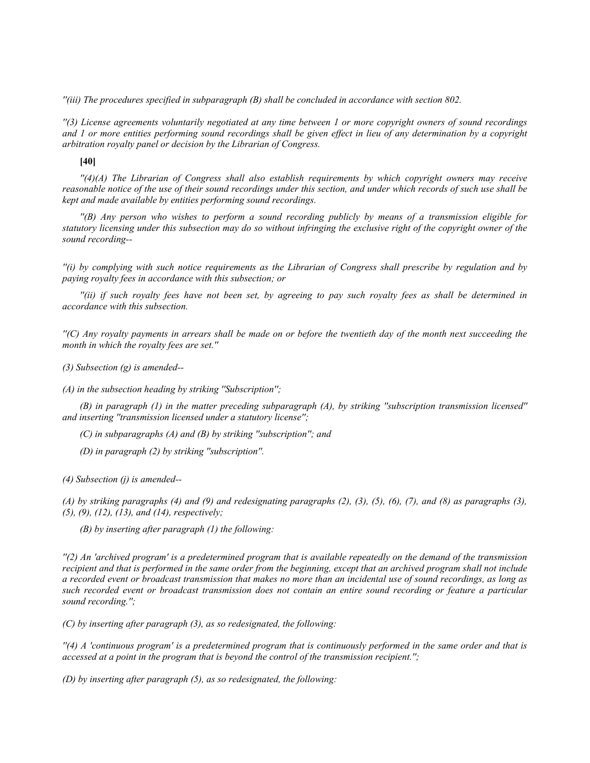*''(iii) The procedures specified in subparagraph (B) shall be concluded in accordance with section 802.*

*''(3) License agreements voluntarily negotiated at any time between 1 or more copyright owners of sound recordings and 1 or more entities performing sound recordings shall be given effect in lieu of any determination by a copyright arbitration royalty panel or decision by the Librarian of Congress.*

**[40]**

*''(4)(A) The Librarian of Congress shall also establish requirements by which copyright owners may receive reasonable notice of the use of their sound recordings under this section, and under which records of such use shall be kept and made available by entities performing sound recordings.*

*''(B) Any person who wishes to perform a sound recording publicly by means of a transmission eligible for statutory licensing under this subsection may do so without infringing the exclusive right of the copyright owner of the sound recording--*

*''(i) by complying with such notice requirements as the Librarian of Congress shall prescribe by regulation and by paying royalty fees in accordance with this subsection; or*

*''(ii) if such royalty fees have not been set, by agreeing to pay such royalty fees as shall be determined in accordance with this subsection.*

*''(C) Any royalty payments in arrears shall be made on or before the twentieth day of the month next succeeding the month in which the royalty fees are set.''*

*(3) Subsection (g) is amended--*

*(A) in the subsection heading by striking ''Subscription'';*

*(B) in paragraph (1) in the matter preceding subparagraph (A), by striking ''subscription transmission licensed'' and inserting ''transmission licensed under a statutory license'';*

*(C) in subparagraphs (A) and (B) by striking ''subscription''; and*

*(D) in paragraph (2) by striking ''subscription''.*

*(4) Subsection (j) is amended--*

*(A) by striking paragraphs (4) and (9) and redesignating paragraphs (2), (3), (5), (6), (7), and (8) as paragraphs (3), (5), (9), (12), (13), and (14), respectively;*

*(B) by inserting after paragraph (1) the following:*

*''(2) An 'archived program' is a predetermined program that is available repeatedly on the demand of the transmission recipient and that is performed in the same order from the beginning, except that an archived program shall not include a recorded event or broadcast transmission that makes no more than an incidental use of sound recordings, as long as such recorded event or broadcast transmission does not contain an entire sound recording or feature a particular sound recording.'';*

*(C) by inserting after paragraph (3), as so redesignated, the following:*

*''(4) A 'continuous program' is a predetermined program that is continuously performed in the same order and that is accessed at a point in the program that is beyond the control of the transmission recipient.'';*

*(D) by inserting after paragraph (5), as so redesignated, the following:*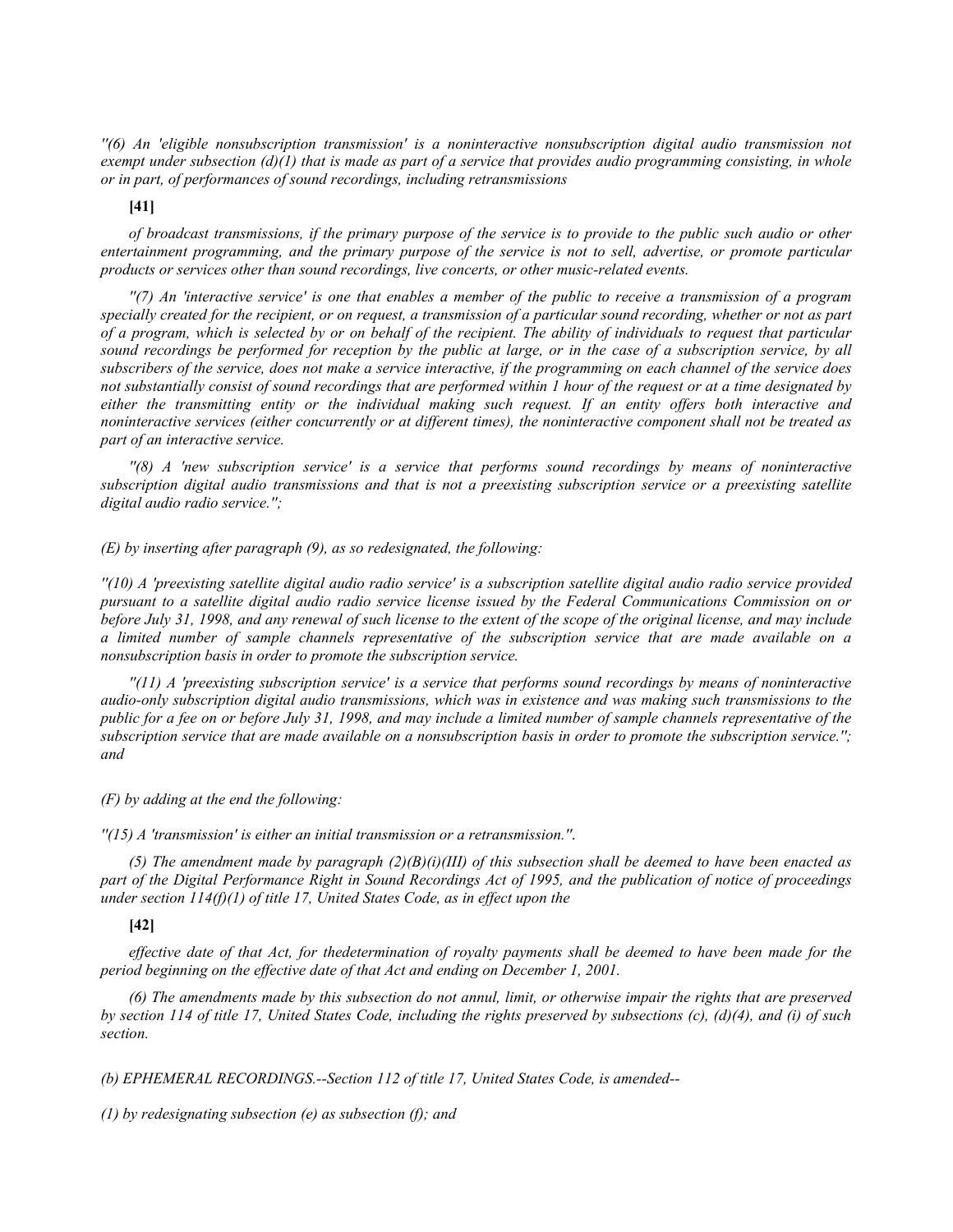*''(6) An 'eligible nonsubscription transmission' is a noninteractive nonsubscription digital audio transmission not exempt under subsection (d)(1) that is made as part of a service that provides audio programming consisting, in whole or in part, of performances of sound recordings, including retransmissions*

**[41]**

*of broadcast transmissions, if the primary purpose of the service is to provide to the public such audio or other entertainment programming, and the primary purpose of the service is not to sell, advertise, or promote particular products or services other than sound recordings, live concerts, or other music-related events.*

*''(7) An 'interactive service' is one that enables a member of the public to receive a transmission of a program specially created for the recipient, or on request, a transmission of a particular sound recording, whether or not as part of a program, which is selected by or on behalf of the recipient. The ability of individuals to request that particular sound recordings be performed for reception by the public at large, or in the case of a subscription service, by all subscribers of the service, does not make a service interactive, if the programming on each channel of the service does not substantially consist of sound recordings that are performed within 1 hour of the request or at a time designated by either the transmitting entity or the individual making such request. If an entity offers both interactive and noninteractive services (either concurrently or at different times), the noninteractive component shall not be treated as part of an interactive service.*

*''(8) A 'new subscription service' is a service that performs sound recordings by means of noninteractive subscription digital audio transmissions and that is not a preexisting subscription service or a preexisting satellite digital audio radio service.'';*

*(E) by inserting after paragraph (9), as so redesignated, the following:*

*''(10) A 'preexisting satellite digital audio radio service' is a subscription satellite digital audio radio service provided pursuant to a satellite digital audio radio service license issued by the Federal Communications Commission on or before July 31, 1998, and any renewal of such license to the extent of the scope of the original license, and may include a limited number of sample channels representative of the subscription service that are made available on a nonsubscription basis in order to promote the subscription service.*

*''(11) A 'preexisting subscription service' is a service that performs sound recordings by means of noninteractive audio-only subscription digital audio transmissions, which was in existence and was making such transmissions to the public for a fee on or before July 31, 1998, and may include a limited number of sample channels representative of the subscription service that are made available on a nonsubscription basis in order to promote the subscription service.''; and*

*(F) by adding at the end the following:*

*''(15) A 'transmission' is either an initial transmission or a retransmission.''.*

*(5) The amendment made by paragraph (2)(B)(i)(III) of this subsection shall be deemed to have been enacted as part of the Digital Performance Right in Sound Recordings Act of 1995, and the publication of notice of proceedings under section 114(f)(1) of title 17, United States Code, as in effect upon the*

**[42]**

*effective date of that Act, for thedetermination of royalty payments shall be deemed to have been made for the period beginning on the effective date of that Act and ending on December 1, 2001.*

*(6) The amendments made by this subsection do not annul, limit, or otherwise impair the rights that are preserved by section 114 of title 17, United States Code, including the rights preserved by subsections (c), (d)(4), and (i) of such section.*

*(b) EPHEMERAL RECORDINGS.--Section 112 of title 17, United States Code, is amended--*

*(1) by redesignating subsection (e) as subsection (f); and*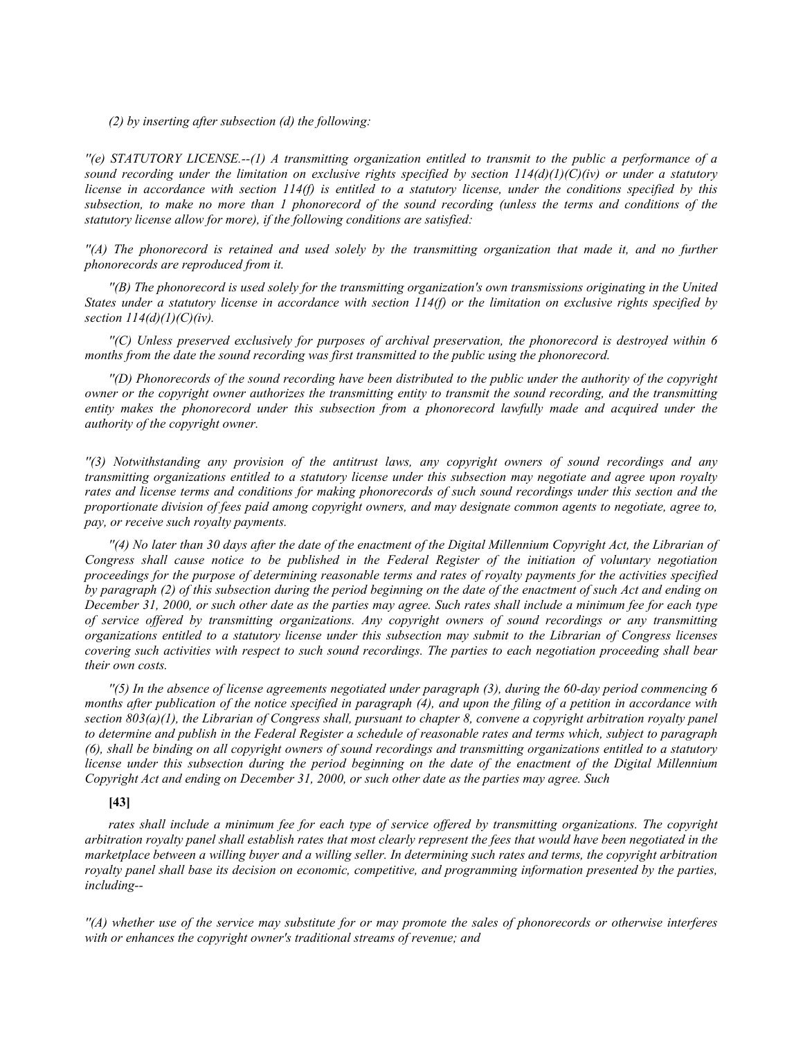*(2) by inserting after subsection (d) the following:*

*''(e) STATUTORY LICENSE.--(1) A transmitting organization entitled to transmit to the public a performance of a sound recording under the limitation on exclusive rights specified by section 114(d)(1)(C)(iv) or under a statutory license in accordance with section 114(f) is entitled to a statutory license, under the conditions specified by this subsection, to make no more than 1 phonorecord of the sound recording (unless the terms and conditions of the statutory license allow for more), if the following conditions are satisfied:*

*''(A) The phonorecord is retained and used solely by the transmitting organization that made it, and no further phonorecords are reproduced from it.*

*''(B) The phonorecord is used solely for the transmitting organization's own transmissions originating in the United States under a statutory license in accordance with section 114(f) or the limitation on exclusive rights specified by section 114(d)(1)(C)(iv).*

*''(C) Unless preserved exclusively for purposes of archival preservation, the phonorecord is destroyed within 6 months from the date the sound recording was first transmitted to the public using the phonorecord.*

*''(D) Phonorecords of the sound recording have been distributed to the public under the authority of the copyright owner or the copyright owner authorizes the transmitting entity to transmit the sound recording, and the transmitting entity makes the phonorecord under this subsection from a phonorecord lawfully made and acquired under the authority of the copyright owner.*

*''(3) Notwithstanding any provision of the antitrust laws, any copyright owners of sound recordings and any transmitting organizations entitled to a statutory license under this subsection may negotiate and agree upon royalty rates and license terms and conditions for making phonorecords of such sound recordings under this section and the proportionate division of fees paid among copyright owners, and may designate common agents to negotiate, agree to, pay, or receive such royalty payments.*

*''(4) No later than 30 days after the date of the enactment of the Digital Millennium Copyright Act, the Librarian of Congress shall cause notice to be published in the Federal Register of the initiation of voluntary negotiation proceedings for the purpose of determining reasonable terms and rates of royalty payments for the activities specified by paragraph (2) of this subsection during the period beginning on the date of the enactment of such Act and ending on December 31, 2000, or such other date as the parties may agree. Such rates shall include a minimum fee for each type of service offered by transmitting organizations. Any copyright owners of sound recordings or any transmitting organizations entitled to a statutory license under this subsection may submit to the Librarian of Congress licenses covering such activities with respect to such sound recordings. The parties to each negotiation proceeding shall bear their own costs.*

*''(5) In the absence of license agreements negotiated under paragraph (3), during the 60-day period commencing 6 months after publication of the notice specified in paragraph (4), and upon the filing of a petition in accordance with section 803(a)(1), the Librarian of Congress shall, pursuant to chapter 8, convene a copyright arbitration royalty panel to determine and publish in the Federal Register a schedule of reasonable rates and terms which, subject to paragraph (6), shall be binding on all copyright owners of sound recordings and transmitting organizations entitled to a statutory license under this subsection during the period beginning on the date of the enactment of the Digital Millennium Copyright Act and ending on December 31, 2000, or such other date as the parties may agree. Such*

**[43]**

*rates shall include a minimum fee for each type of service offered by transmitting organizations. The copyright arbitration royalty panel shall establish rates that most clearly represent the fees that would have been negotiated in the marketplace between a willing buyer and a willing seller. In determining such rates and terms, the copyright arbitration royalty panel shall base its decision on economic, competitive, and programming information presented by the parties, including--*

*''(A) whether use of the service may substitute for or may promote the sales of phonorecords or otherwise interferes with or enhances the copyright owner's traditional streams of revenue; and*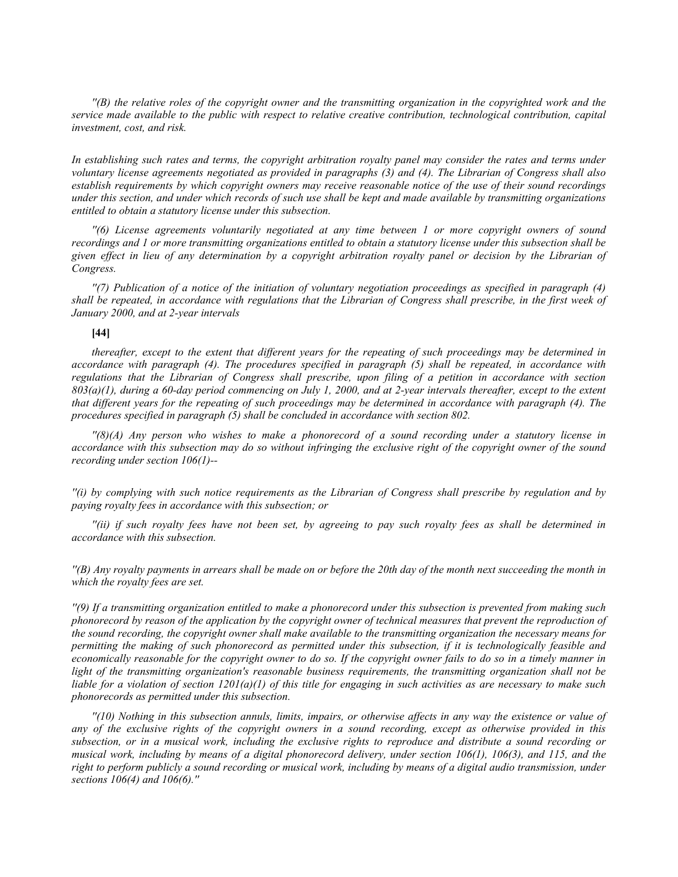*''(B) the relative roles of the copyright owner and the transmitting organization in the copyrighted work and the service made available to the public with respect to relative creative contribution, technological contribution, capital investment, cost, and risk.*

*In establishing such rates and terms, the copyright arbitration royalty panel may consider the rates and terms under voluntary license agreements negotiated as provided in paragraphs (3) and (4). The Librarian of Congress shall also establish requirements by which copyright owners may receive reasonable notice of the use of their sound recordings under this section, and under which records of such use shall be kept and made available by transmitting organizations entitled to obtain a statutory license under this subsection.*

*''(6) License agreements voluntarily negotiated at any time between 1 or more copyright owners of sound recordings and 1 or more transmitting organizations entitled to obtain a statutory license under this subsection shall be given effect in lieu of any determination by a copyright arbitration royalty panel or decision by the Librarian of Congress.*

*''(7) Publication of a notice of the initiation of voluntary negotiation proceedings as specified in paragraph (4) shall be repeated, in accordance with regulations that the Librarian of Congress shall prescribe, in the first week of January 2000, and at 2-year intervals*

**[44]**

*thereafter, except to the extent that different years for the repeating of such proceedings may be determined in accordance with paragraph (4). The procedures specified in paragraph (5) shall be repeated, in accordance with regulations that the Librarian of Congress shall prescribe, upon filing of a petition in accordance with section 803(a)(1), during a 60-day period commencing on July 1, 2000, and at 2-year intervals thereafter, except to the extent that different years for the repeating of such proceedings may be determined in accordance with paragraph (4). The procedures specified in paragraph (5) shall be concluded in accordance with section 802.*

*''(8)(A) Any person who wishes to make a phonorecord of a sound recording under a statutory license in accordance with this subsection may do so without infringing the exclusive right of the copyright owner of the sound recording under section 106(1)--*

*''(i) by complying with such notice requirements as the Librarian of Congress shall prescribe by regulation and by paying royalty fees in accordance with this subsection; or*

*''(ii) if such royalty fees have not been set, by agreeing to pay such royalty fees as shall be determined in accordance with this subsection.*

*''(B) Any royalty payments in arrears shall be made on or before the 20th day of the month next succeeding the month in which the royalty fees are set.*

*''(9) If a transmitting organization entitled to make a phonorecord under this subsection is prevented from making such phonorecord by reason of the application by the copyright owner of technical measures that prevent the reproduction of the sound recording, the copyright owner shall make available to the transmitting organization the necessary means for permitting the making of such phonorecord as permitted under this subsection, if it is technologically feasible and economically reasonable for the copyright owner to do so. If the copyright owner fails to do so in a timely manner in light of the transmitting organization's reasonable business requirements, the transmitting organization shall not be liable for a violation of section 1201(a)(1) of this title for engaging in such activities as are necessary to make such phonorecords as permitted under this subsection.*

*''(10) Nothing in this subsection annuls, limits, impairs, or otherwise affects in any way the existence or value of any of the exclusive rights of the copyright owners in a sound recording, except as otherwise provided in this subsection, or in a musical work, including the exclusive rights to reproduce and distribute a sound recording or musical work, including by means of a digital phonorecord delivery, under section 106(1), 106(3), and 115, and the right to perform publicly a sound recording or musical work, including by means of a digital audio transmission, under sections 106(4) and 106(6).''*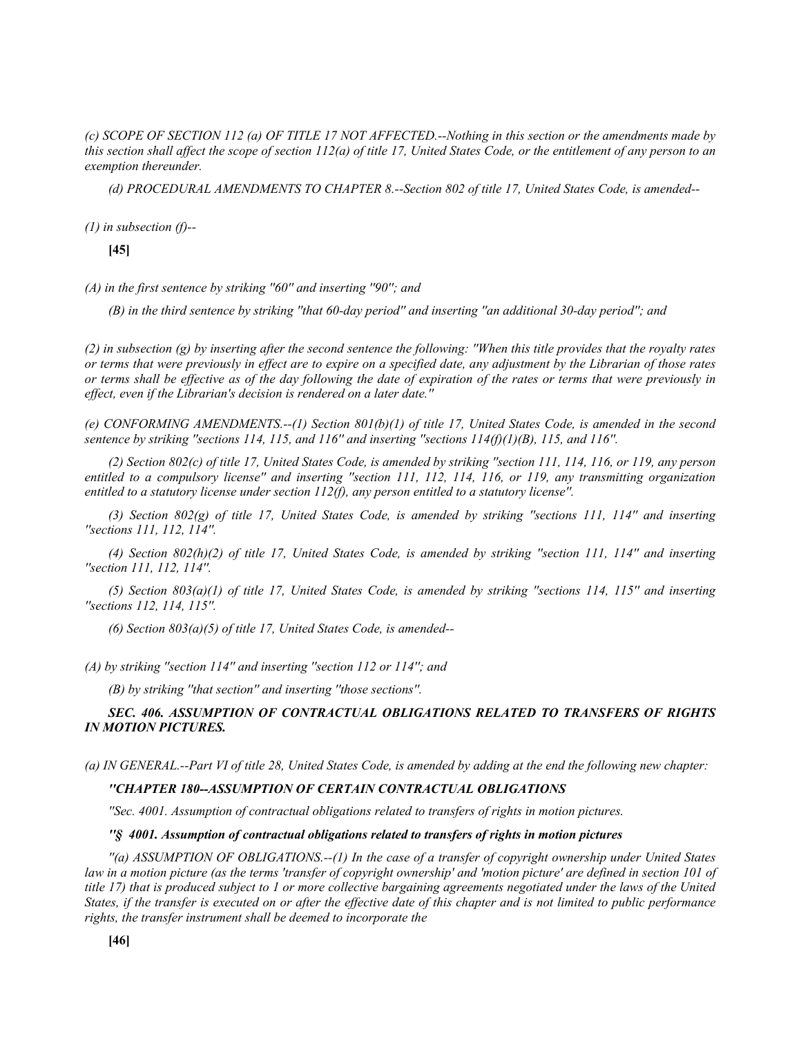*(c) SCOPE OF SECTION 112 (a) OF TITLE 17 NOT AFFECTED.--Nothing in this section or the amendments made by this section shall affect the scope of section 112(a) of title 17, United States Code, or the entitlement of any person to an exemption thereunder.*

*(d) PROCEDURAL AMENDMENTS TO CHAPTER 8.--Section 802 of title 17, United States Code, is amended--*

*(1) in subsection (f)--*

**[45]**

*(A) in the first sentence by striking ''60'' and inserting ''90''; and*

*(B) in the third sentence by striking ''that 60-day period'' and inserting ''an additional 30-day period''; and*

*(2) in subsection (g) by inserting after the second sentence the following: ''When this title provides that the royalty rates or terms that were previously in effect are to expire on a specified date, any adjustment by the Librarian of those rates or terms shall be effective as of the day following the date of expiration of the rates or terms that were previously in effect, even if the Librarian's decision is rendered on a later date.''*

*(e) CONFORMING AMENDMENTS.--(1) Section 801(b)(1) of title 17, United States Code, is amended in the second sentence by striking ''sections 114, 115, and 116'' and inserting ''sections 114(f)(1)(B), 115, and 116''.*

*(2) Section 802(c) of title 17, United States Code, is amended by striking ''section 111, 114, 116, or 119, any person entitled to a compulsory license'' and inserting ''section 111, 112, 114, 116, or 119, any transmitting organization entitled to a statutory license under section 112(f), any person entitled to a statutory license''.*

*(3) Section 802(g) of title 17, United States Code, is amended by striking ''sections 111, 114'' and inserting ''sections 111, 112, 114''.*

*(4) Section 802(h)(2) of title 17, United States Code, is amended by striking ''section 111, 114'' and inserting ''section 111, 112, 114''.*

*(5) Section 803(a)(1) of title 17, United States Code, is amended by striking ''sections 114, 115'' and inserting ''sections 112, 114, 115''.*

*(6) Section 803(a)(5) of title 17, United States Code, is amended--*

*(A) by striking ''section 114'' and inserting ''section 112 or 114''; and*

*(B) by striking ''that section'' and inserting ''those sections''.*

***SEC. 406. ASSUMPTION OF CONTRACTUAL OBLIGATIONS RELATED TO TRANSFERS OF RIGHTS IN MOTION PICTURES.***

*(a) IN GENERAL.--Part VI of title 28, United States Code, is amended by adding at the end the following new chapter:*

***''CHAPTER 180--ASSUMPTION OF CERTAIN CONTRACTUAL OBLIGATIONS***

*''Sec. 4001. Assumption of contractual obligations related to transfers of rights in motion pictures.*

***''§ 4001. Assumption of contractual obligations related to transfers of rights in motion pictures***

*''(a) ASSUMPTION OF OBLIGATIONS.--(1) In the case of a transfer of copyright ownership under United States law in a motion picture (as the terms 'transfer of copyright ownership' and 'motion picture' are defined in section 101 of title 17) that is produced subject to 1 or more collective bargaining agreements negotiated under the laws of the United States, if the transfer is executed on or after the effective date of this chapter and is not limited to public performance rights, the transfer instrument shall be deemed to incorporate the*

**[46]**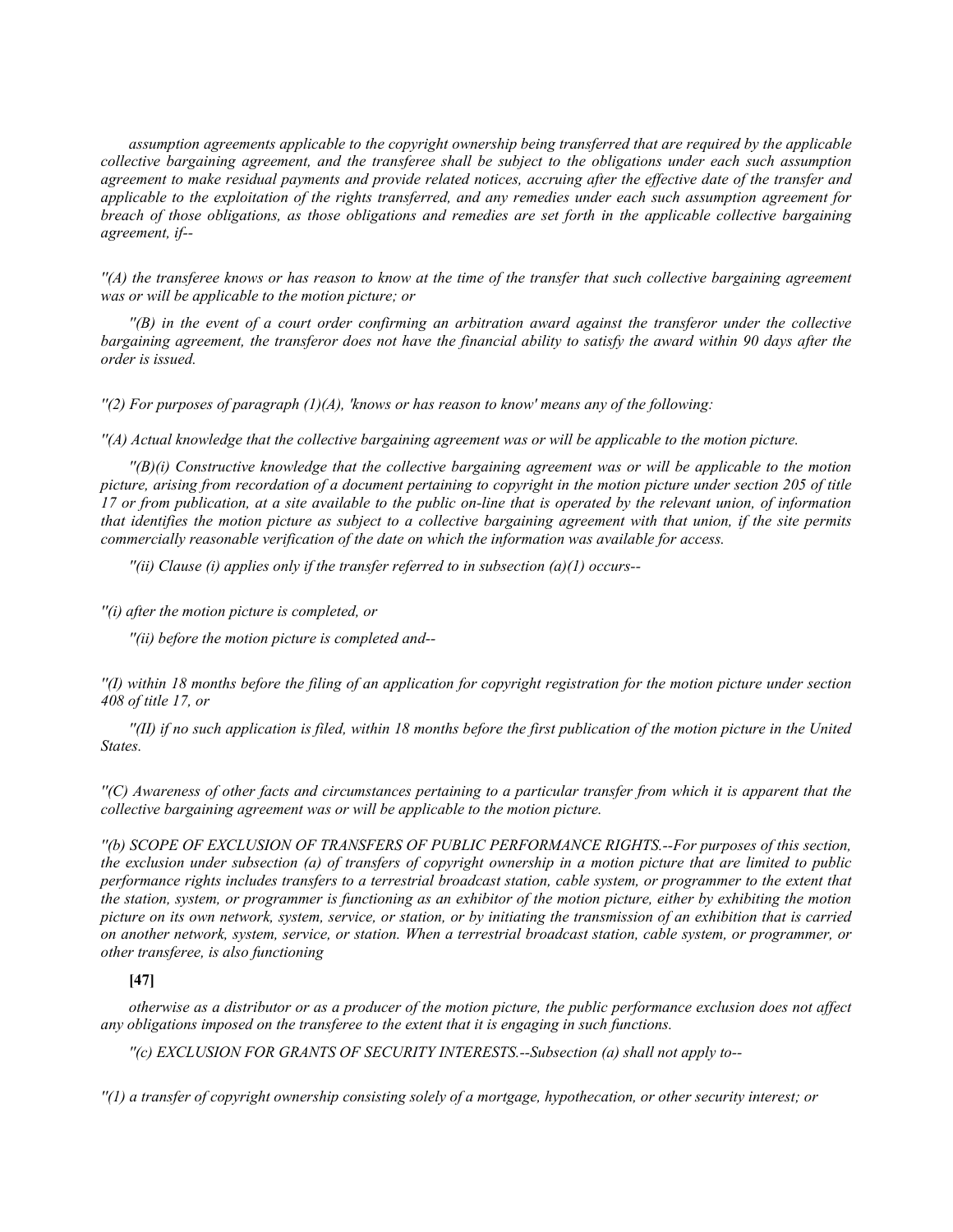*assumption agreements applicable to the copyright ownership being transferred that are required by the applicable collective bargaining agreement, and the transferee shall be subject to the obligations under each such assumption agreement to make residual payments and provide related notices, accruing after the effective date of the transfer and applicable to the exploitation of the rights transferred, and any remedies under each such assumption agreement for breach of those obligations, as those obligations and remedies are set forth in the applicable collective bargaining agreement, if--*

*''(A) the transferee knows or has reason to know at the time of the transfer that such collective bargaining agreement was or will be applicable to the motion picture; or*

*''(B) in the event of a court order confirming an arbitration award against the transferor under the collective bargaining agreement, the transferor does not have the financial ability to satisfy the award within 90 days after the order is issued.*

*''(2) For purposes of paragraph (1)(A), 'knows or has reason to know' means any of the following:*

*''(A) Actual knowledge that the collective bargaining agreement was or will be applicable to the motion picture.*

*''(B)(i) Constructive knowledge that the collective bargaining agreement was or will be applicable to the motion picture, arising from recordation of a document pertaining to copyright in the motion picture under section 205 of title 17 or from publication, at a site available to the public on-line that is operated by the relevant union, of information that identifies the motion picture as subject to a collective bargaining agreement with that union, if the site permits commercially reasonable verification of the date on which the information was available for access.*

*''(ii) Clause (i) applies only if the transfer referred to in subsection (a)(1) occurs--*

*''(i) after the motion picture is completed, or*

*''(ii) before the motion picture is completed and--*

*''(I) within 18 months before the filing of an application for copyright registration for the motion picture under section 408 of title 17, or*

*''(II) if no such application is filed, within 18 months before the first publication of the motion picture in the United States.*

*''(C) Awareness of other facts and circumstances pertaining to a particular transfer from which it is apparent that the collective bargaining agreement was or will be applicable to the motion picture.*

*''(b) SCOPE OF EXCLUSION OF TRANSFERS OF PUBLIC PERFORMANCE RIGHTS.--For purposes of this section, the exclusion under subsection (a) of transfers of copyright ownership in a motion picture that are limited to public performance rights includes transfers to a terrestrial broadcast station, cable system, or programmer to the extent that the station, system, or programmer is functioning as an exhibitor of the motion picture, either by exhibiting the motion picture on its own network, system, service, or station, or by initiating the transmission of an exhibition that is carried on another network, system, service, or station. When a terrestrial broadcast station, cable system, or programmer, or other transferee, is also functioning*

**[47]**

*otherwise as a distributor or as a producer of the motion picture, the public performance exclusion does not affect any obligations imposed on the transferee to the extent that it is engaging in such functions.*

*''(c) EXCLUSION FOR GRANTS OF SECURITY INTERESTS.--Subsection (a) shall not apply to--*

*''(1) a transfer of copyright ownership consisting solely of a mortgage, hypothecation, or other security interest; or*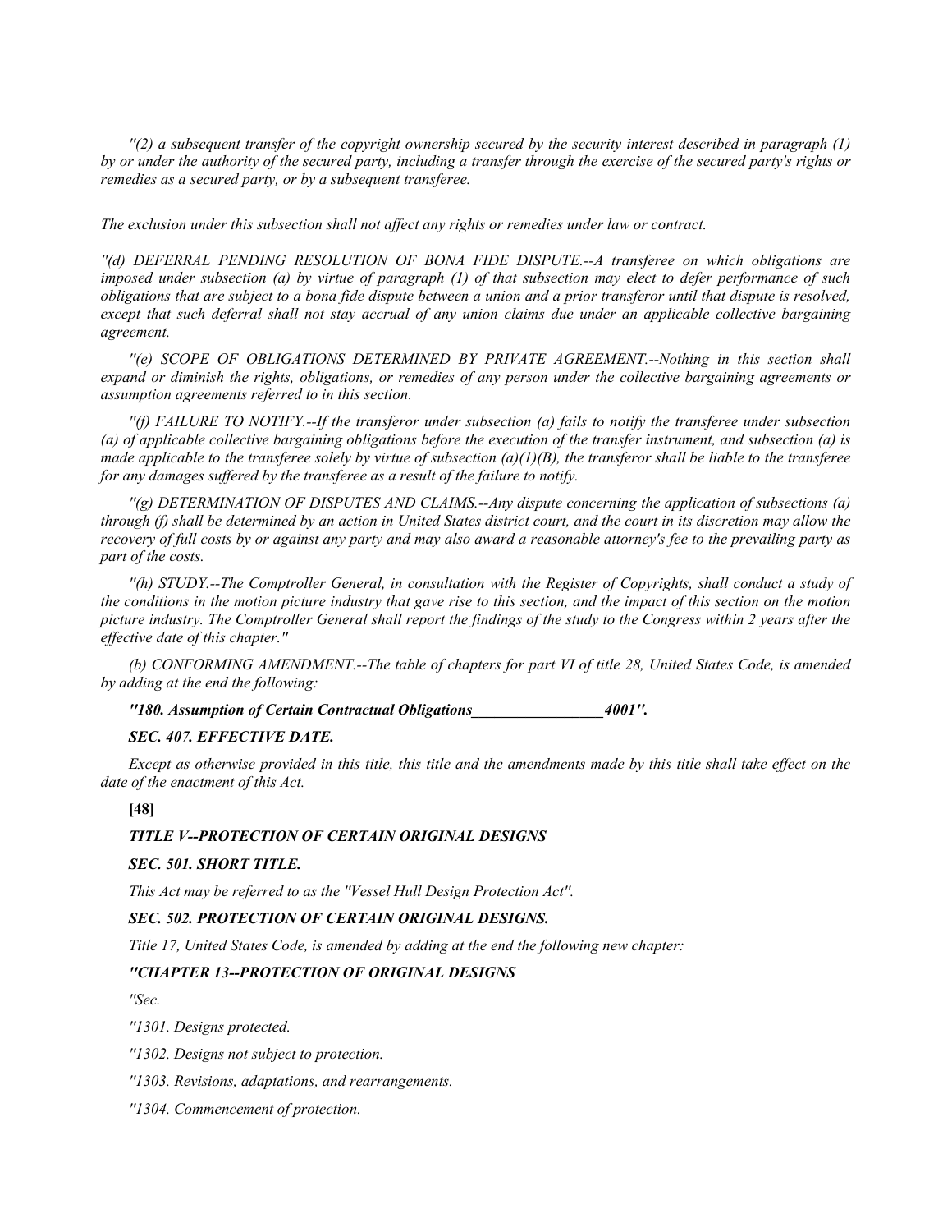*''(2) a subsequent transfer of the copyright ownership secured by the security interest described in paragraph (1) by or under the authority of the secured party, including a transfer through the exercise of the secured party's rights or remedies as a secured party, or by a subsequent transferee.*

*The exclusion under this subsection shall not affect any rights or remedies under law or contract.*

*''(d) DEFERRAL PENDING RESOLUTION OF BONA FIDE DISPUTE.--A transferee on which obligations are imposed under subsection (a) by virtue of paragraph (1) of that subsection may elect to defer performance of such obligations that are subject to a bona fide dispute between a union and a prior transferor until that dispute is resolved, except that such deferral shall not stay accrual of any union claims due under an applicable collective bargaining agreement.*

*''(e) SCOPE OF OBLIGATIONS DETERMINED BY PRIVATE AGREEMENT.--Nothing in this section shall expand or diminish the rights, obligations, or remedies of any person under the collective bargaining agreements or assumption agreements referred to in this section.*

*''(f) FAILURE TO NOTIFY.--If the transferor under subsection (a) fails to notify the transferee under subsection (a) of applicable collective bargaining obligations before the execution of the transfer instrument, and subsection (a) is made applicable to the transferee solely by virtue of subsection (a)(1)(B), the transferor shall be liable to the transferee for any damages suffered by the transferee as a result of the failure to notify.*

*''(g) DETERMINATION OF DISPUTES AND CLAIMS.--Any dispute concerning the application of subsections (a) through (f) shall be determined by an action in United States district court, and the court in its discretion may allow the recovery of full costs by or against any party and may also award a reasonable attorney's fee to the prevailing party as part of the costs.*

*''(h) STUDY.--The Comptroller General, in consultation with the Register of Copyrights, shall conduct a study of the conditions in the motion picture industry that gave rise to this section, and the impact of this section on the motion picture industry. The Comptroller General shall report the findings of the study to the Congress within 2 years after the effective date of this chapter.''*

*(b) CONFORMING AMENDMENT.--The table of chapters for part VI of title 28, United States Code, is amended by adding at the end the following:*

***''180. Assumption of Certain Contractual Obligations_________________4001''.***

***SEC. 407. EFFECTIVE DATE.***

*Except as otherwise provided in this title, this title and the amendments made by this title shall take effect on the date of the enactment of this Act.*

**[48]**

***TITLE V--PROTECTION OF CERTAIN ORIGINAL DESIGNS***

***SEC. 501. SHORT TITLE.***

*This Act may be referred to as the ''Vessel Hull Design Protection Act''.*

***SEC. 502. PROTECTION OF CERTAIN ORIGINAL DESIGNS.***

*Title 17, United States Code, is amended by adding at the end the following new chapter:*

***''CHAPTER 13--PROTECTION OF ORIGINAL DESIGNS***

*''Sec.*

*''1301. Designs protected.*

*''1302. Designs not subject to protection.*

*''1303. Revisions, adaptations, and rearrangements.*

*''1304. Commencement of protection.*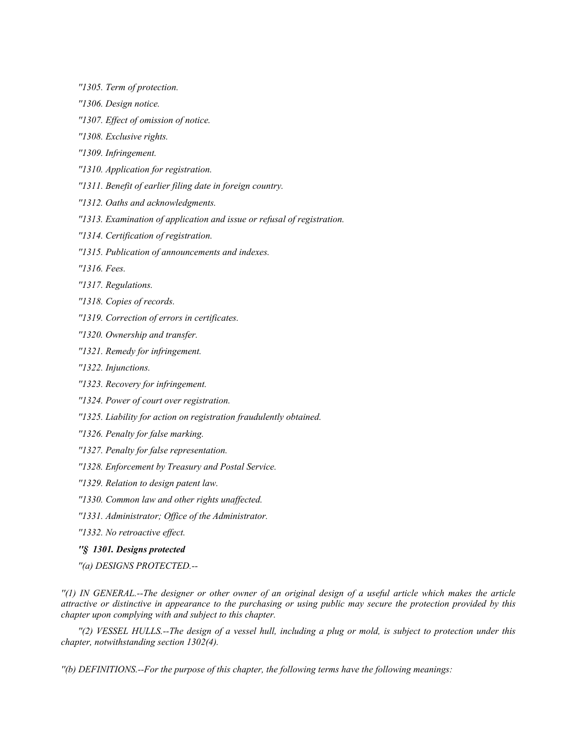*"1305. Term of protection.*

*"1306. Design notice.*

*"1307. Effect of omission of notice.*

*"1308. Exclusive rights.*

*"1309. Infringement.*

*"1310. Application for registration.*

*"1311. Benefit of earlier filing date in foreign country.*

*"1312. Oaths and acknowledgments.*

*"1313. Examination of application and issue or refusal of registration.*

*"1314. Certification of registration.*

*"1315. Publication of announcements and indexes.*

*"1316. Fees.*

*"1317. Regulations.*

*"1318. Copies of records.*

*"1319. Correction of errors in certificates.*

*"1320. Ownership and transfer.*

*"1321. Remedy for infringement.*

*"1322. Injunctions.*

*"1323. Recovery for infringement.*

*"1324. Power of court over registration.*

*"1325. Liability for action on registration fraudulently obtained.*

*"1326. Penalty for false marking.*

*"1327. Penalty for false representation.*

*"1328. Enforcement by Treasury and Postal Service.*

*"1329. Relation to design patent law.*

*"1330. Common law and other rights unaffected.*

*"1331. Administrator; Office of the Administrator.*

*"1332. No retroactive effect.*

***"§ 1301. Designs protected***

*"(a) DESIGNS PROTECTED.--*

*"(1) IN GENERAL.--The designer or other owner of an original design of a useful article which makes the article attractive or distinctive in appearance to the purchasing or using public may secure the protection provided by this chapter upon complying with and subject to this chapter.*

*"(2) VESSEL HULLS.--The design of a vessel hull, including a plug or mold, is subject to protection under this chapter, notwithstanding section 1302(4).*

*"(b) DEFINITIONS.--For the purpose of this chapter, the following terms have the following meanings:*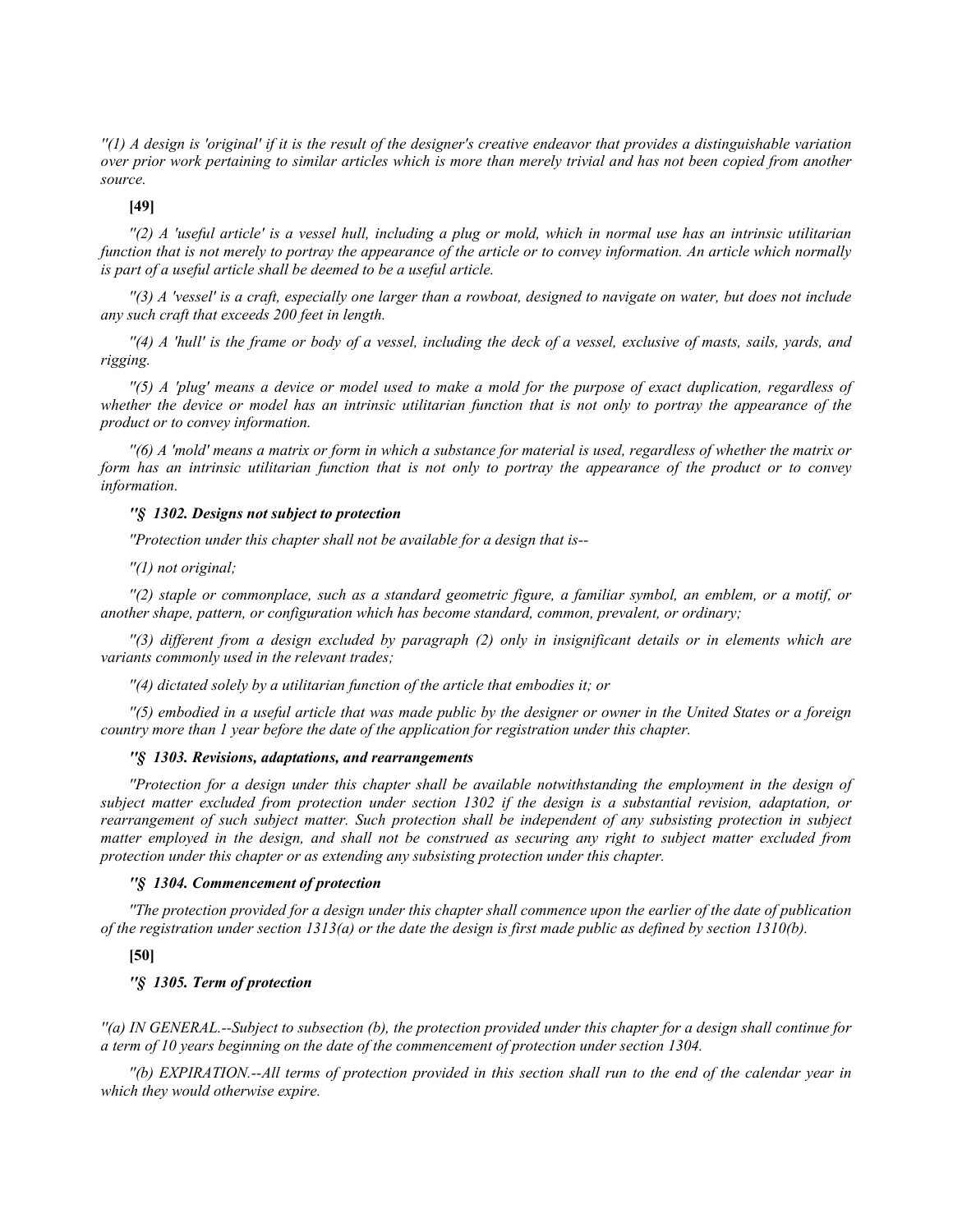*"(1) A design is 'original' if it is the result of the designer's creative endeavor that provides a distinguishable variation over prior work pertaining to similar articles which is more than merely trivial and has not been copied from another source.*

**[49]**

*"(2) A 'useful article' is a vessel hull, including a plug or mold, which in normal use has an intrinsic utilitarian function that is not merely to portray the appearance of the article or to convey information. An article which normally is part of a useful article shall be deemed to be a useful article.*

*"(3) A 'vessel' is a craft, especially one larger than a rowboat, designed to navigate on water, but does not include any such craft that exceeds 200 feet in length.*

*"(4) A 'hull' is the frame or body of a vessel, including the deck of a vessel, exclusive of masts, sails, yards, and rigging.*

*"(5) A 'plug' means a device or model used to make a mold for the purpose of exact duplication, regardless of whether the device or model has an intrinsic utilitarian function that is not only to portray the appearance of the product or to convey information.*

*"(6) A 'mold' means a matrix or form in which a substance for material is used, regardless of whether the matrix or form has an intrinsic utilitarian function that is not only to portray the appearance of the product or to convey information.*

***"§ 1302. Designs not subject to protection***

*"Protection under this chapter shall not be available for a design that is--*

*"(1) not original;*

*"(2) staple or commonplace, such as a standard geometric figure, a familiar symbol, an emblem, or a motif, or another shape, pattern, or configuration which has become standard, common, prevalent, or ordinary;*

*"(3) different from a design excluded by paragraph (2) only in insignificant details or in elements which are variants commonly used in the relevant trades;*

*"(4) dictated solely by a utilitarian function of the article that embodies it; or*

*"(5) embodied in a useful article that was made public by the designer or owner in the United States or a foreign country more than 1 year before the date of the application for registration under this chapter.*

***"§ 1303. Revisions, adaptations, and rearrangements***

*"Protection for a design under this chapter shall be available notwithstanding the employment in the design of subject matter excluded from protection under section 1302 if the design is a substantial revision, adaptation, or rearrangement of such subject matter. Such protection shall be independent of any subsisting protection in subject matter employed in the design, and shall not be construed as securing any right to subject matter excluded from protection under this chapter or as extending any subsisting protection under this chapter.*

***"§ 1304. Commencement of protection***

*"The protection provided for a design under this chapter shall commence upon the earlier of the date of publication of the registration under section 1313(a) or the date the design is first made public as defined by section 1310(b).*

**[50]**

***"§ 1305. Term of protection***

*"(a) IN GENERAL.--Subject to subsection (b), the protection provided under this chapter for a design shall continue for a term of 10 years beginning on the date of the commencement of protection under section 1304.*

*"(b) EXPIRATION.--All terms of protection provided in this section shall run to the end of the calendar year in which they would otherwise expire.*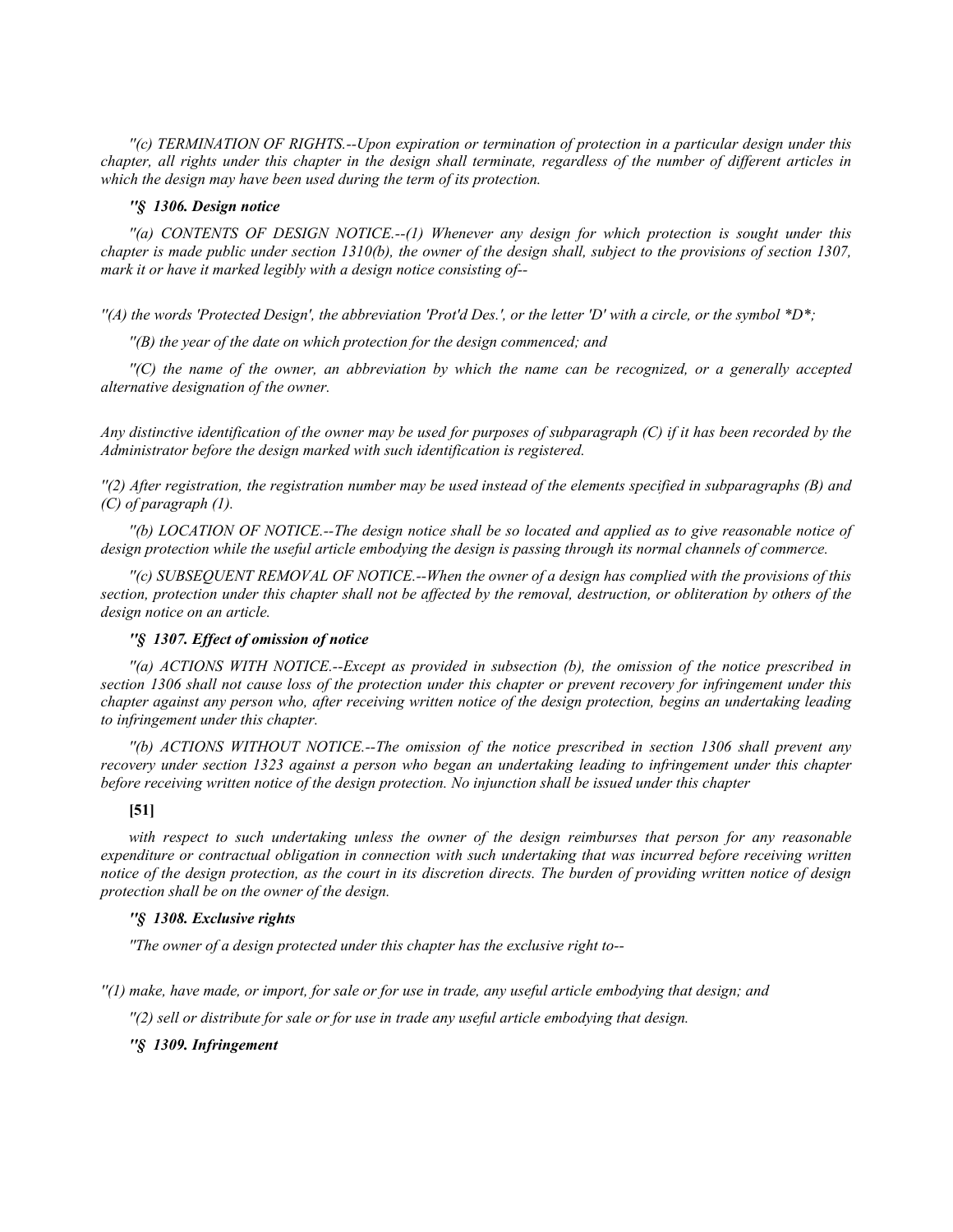*"(c) TERMINATION OF RIGHTS.--Upon expiration or termination of protection in a particular design under this chapter, all rights under this chapter in the design shall terminate, regardless of the number of different articles in which the design may have been used during the term of its protection.*

### *"§ 1306. Design notice*

*"(a) CONTENTS OF DESIGN NOTICE.--(1) Whenever any design for which protection is sought under this chapter is made public under section 1310(b), the owner of the design shall, subject to the provisions of section 1307, mark it or have it marked legibly with a design notice consisting of--*

"(A) the words 'Protected Design', the abbreviation 'Prot'd Des.', or the letter 'D' with a circle, or the symbol *D*;

*"(B) the year of the date on which protection for the design commenced; and*

*"(C) the name of the owner, an abbreviation by which the name can be recognized, or a generally accepted alternative designation of the owner.*

*Any distinctive identification of the owner may be used for purposes of subparagraph (C) if it has been recorded by the Administrator before the design marked with such identification is registered.*

*"(2) After registration, the registration number may be used instead of the elements specified in subparagraphs (B) and (C) of paragraph (1).*

*"(b) LOCATION OF NOTICE.--The design notice shall be so located and applied as to give reasonable notice of design protection while the useful article embodying the design is passing through its normal channels of commerce.*

*"(c) SUBSEQUENT REMOVAL OF NOTICE.--When the owner of a design has complied with the provisions of this section, protection under this chapter shall not be affected by the removal, destruction, or obliteration by others of the design notice on an article.*

### *"§ 1307. Effect of omission of notice*

*"(a) ACTIONS WITH NOTICE.--Except as provided in subsection (b), the omission of the notice prescribed in section 1306 shall not cause loss of the protection under this chapter or prevent recovery for infringement under this chapter against any person who, after receiving written notice of the design protection, begins an undertaking leading to infringement under this chapter.*

*"(b) ACTIONS WITHOUT NOTICE.--The omission of the notice prescribed in section 1306 shall prevent any recovery under section 1323 against a person who began an undertaking leading to infringement under this chapter before receiving written notice of the design protection. No injunction shall be issued under this chapter with respect to such undertaking unless the owner of the design reimburses that person for any reasonable expenditure or contractual obligation in connection with such undertaking that was incurred before receiving written notice of the design protection, as the court in its discretion directs. The burden of providing written notice of design protection shall be on the owner of the design.*

### *"§ 1308. Exclusive rights*

*"The owner of a design protected under this chapter has the exclusive right to--*

*"(1) make, have made, or import, for sale or for use in trade, any useful article embodying that design; and*

*"(2) sell or distribute for sale or for use in trade any useful article embodying that design.*

### *"§ 1309. Infringement*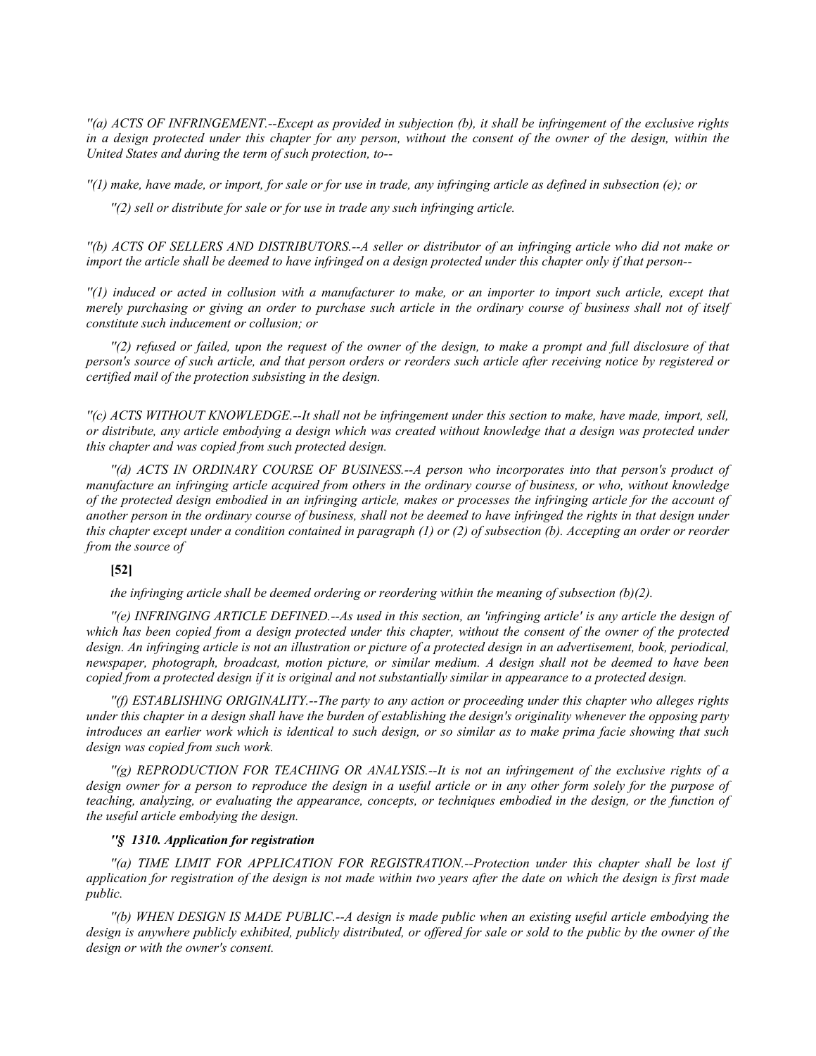*''(a) ACTS OF INFRINGEMENT.--Except as provided in subjection (b), it shall be infringement of the exclusive rights in a design protected under this chapter for any person, without the consent of the owner of the design, within the United States and during the term of such protection, to--*

*''(1) make, have made, or import, for sale or for use in trade, any infringing article as defined in subsection (e); or*

*''(2) sell or distribute for sale or for use in trade any such infringing article.*

*''(b) ACTS OF SELLERS AND DISTRIBUTORS.--A seller or distributor of an infringing article who did not make or import the article shall be deemed to have infringed on a design protected under this chapter only if that person--*

*''(1) induced or acted in collusion with a manufacturer to make, or an importer to import such article, except that merely purchasing or giving an order to purchase such article in the ordinary course of business shall not of itself constitute such inducement or collusion; or*

*''(2) refused or failed, upon the request of the owner of the design, to make a prompt and full disclosure of that person's source of such article, and that person orders or reorders such article after receiving notice by registered or certified mail of the protection subsisting in the design.*

*''(c) ACTS WITHOUT KNOWLEDGE.--It shall not be infringement under this section to make, have made, import, sell, or distribute, any article embodying a design which was created without knowledge that a design was protected under this chapter and was copied from such protected design.*

*''(d) ACTS IN ORDINARY COURSE OF BUSINESS.--A person who incorporates into that person's product of manufacture an infringing article acquired from others in the ordinary course of business, or who, without knowledge of the protected design embodied in an infringing article, makes or processes the infringing article for the account of another person in the ordinary course of business, shall not be deemed to have infringed the rights in that design under this chapter except under a condition contained in paragraph (1) or (2) of subsection (b). Accepting an order or reorder from the source of*

**[52]**

*the infringing article shall be deemed ordering or reordering within the meaning of subsection (b)(2).*

*''(e) INFRINGING ARTICLE DEFINED.--As used in this section, an 'infringing article' is any article the design of which has been copied from a design protected under this chapter, without the consent of the owner of the protected design. An infringing article is not an illustration or picture of a protected design in an advertisement, book, periodical, newspaper, photograph, broadcast, motion picture, or similar medium. A design shall not be deemed to have been copied from a protected design if it is original and not substantially similar in appearance to a protected design.*

*''(f) ESTABLISHING ORIGINALITY.--The party to any action or proceeding under this chapter who alleges rights under this chapter in a design shall have the burden of establishing the design's originality whenever the opposing party introduces an earlier work which is identical to such design, or so similar as to make prima facie showing that such design was copied from such work.*

*''(g) REPRODUCTION FOR TEACHING OR ANALYSIS.--It is not an infringement of the exclusive rights of a design owner for a person to reproduce the design in a useful article or in any other form solely for the purpose of teaching, analyzing, or evaluating the appearance, concepts, or techniques embodied in the design, or the function of the useful article embodying the design.*

***''§ 1310. Application for registration***

*''(a) TIME LIMIT FOR APPLICATION FOR REGISTRATION.--Protection under this chapter shall be lost if application for registration of the design is not made within two years after the date on which the design is first made public.*

*''(b) WHEN DESIGN IS MADE PUBLIC.--A design is made public when an existing useful article embodying the design is anywhere publicly exhibited, publicly distributed, or offered for sale or sold to the public by the owner of the design or with the owner's consent.*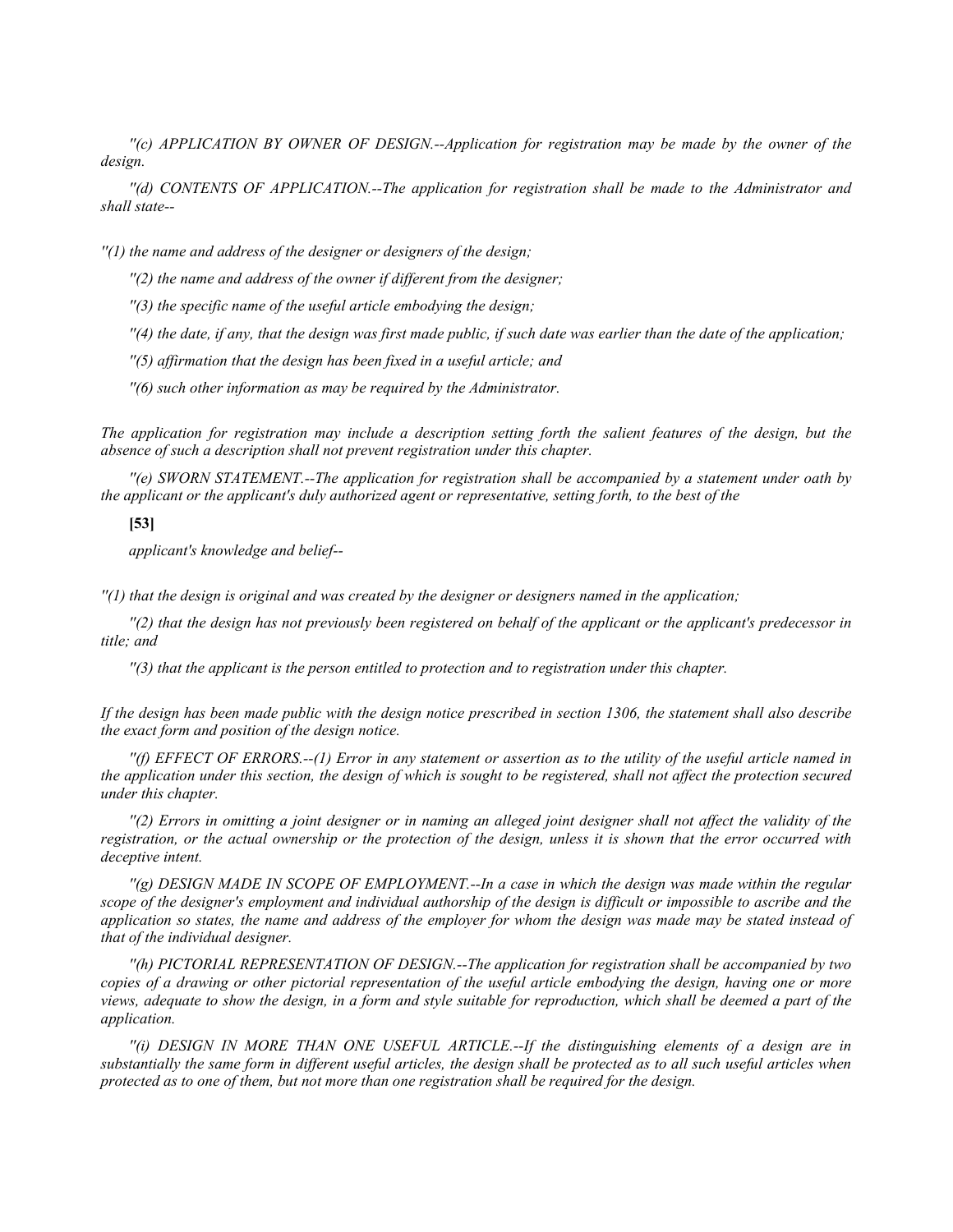*''(c) APPLICATION BY OWNER OF DESIGN.--Application for registration may be made by the owner of the design.*

*''(d) CONTENTS OF APPLICATION.--The application for registration shall be made to the Administrator and shall state--*

*''(1) the name and address of the designer or designers of the design;*

*''(2) the name and address of the owner if different from the designer;*

*''(3) the specific name of the useful article embodying the design;*

*''(4) the date, if any, that the design was first made public, if such date was earlier than the date of the application;*

*''(5) affirmation that the design has been fixed in a useful article; and*

*''(6) such other information as may be required by the Administrator.*

*The application for registration may include a description setting forth the salient features of the design, but the absence of such a description shall not prevent registration under this chapter.*

*''(e) SWORN STATEMENT.--The application for registration shall be accompanied by a statement under oath by the applicant or the applicant's duly authorized agent or representative, setting forth, to the best of the*

**[53]**

*applicant's knowledge and belief--*

*''(1) that the design is original and was created by the designer or designers named in the application;*

*''(2) that the design has not previously been registered on behalf of the applicant or the applicant's predecessor in title; and*

*''(3) that the applicant is the person entitled to protection and to registration under this chapter.*

*If the design has been made public with the design notice prescribed in section 1306, the statement shall also describe the exact form and position of the design notice.*

*''(f) EFFECT OF ERRORS.--(1) Error in any statement or assertion as to the utility of the useful article named in the application under this section, the design of which is sought to be registered, shall not affect the protection secured under this chapter.*

*''(2) Errors in omitting a joint designer or in naming an alleged joint designer shall not affect the validity of the registration, or the actual ownership or the protection of the design, unless it is shown that the error occurred with deceptive intent.*

*''(g) DESIGN MADE IN SCOPE OF EMPLOYMENT.--In a case in which the design was made within the regular scope of the designer's employment and individual authorship of the design is difficult or impossible to ascribe and the application so states, the name and address of the employer for whom the design was made may be stated instead of that of the individual designer.*

*''(h) PICTORIAL REPRESENTATION OF DESIGN.--The application for registration shall be accompanied by two copies of a drawing or other pictorial representation of the useful article embodying the design, having one or more views, adequate to show the design, in a form and style suitable for reproduction, which shall be deemed a part of the application.*

*''(i) DESIGN IN MORE THAN ONE USEFUL ARTICLE.--If the distinguishing elements of a design are in substantially the same form in different useful articles, the design shall be protected as to all such useful articles when protected as to one of them, but not more than one registration shall be required for the design.*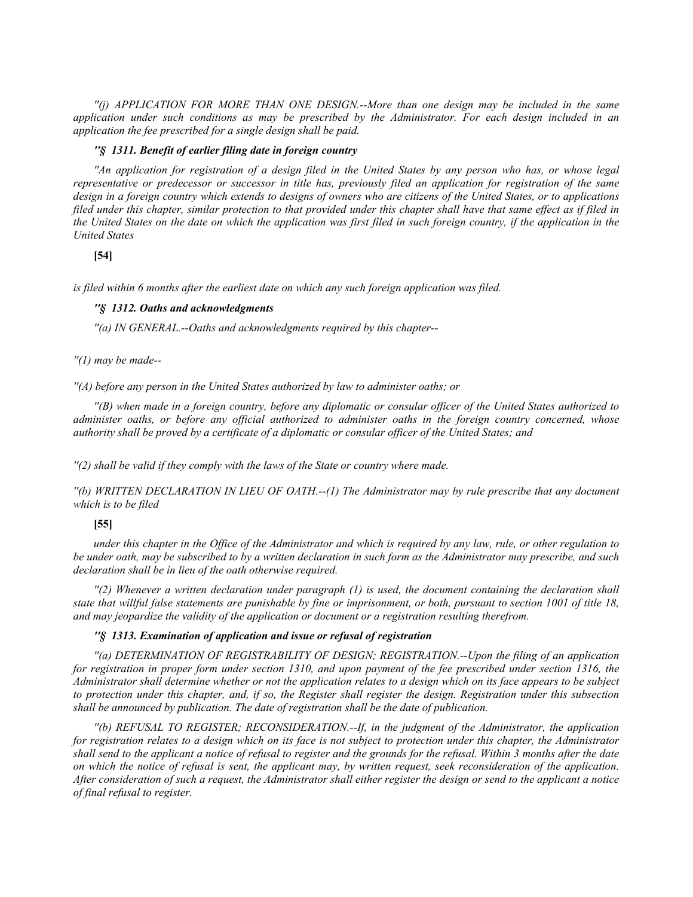*''(j) APPLICATION FOR MORE THAN ONE DESIGN.--More than one design may be included in the same application under such conditions as may be prescribed by the Administrator. For each design included in an application the fee prescribed for a single design shall be paid.*

***''§ 1311. Benefit of earlier filing date in foreign country***

*''An application for registration of a design filed in the United States by any person who has, or whose legal representative or predecessor or successor in title has, previously filed an application for registration of the same design in a foreign country which extends to designs of owners who are citizens of the United States, or to applications filed under this chapter, similar protection to that provided under this chapter shall have that same effect as if filed in the United States on the date on which the application was first filed in such foreign country, if the application in the United States*

**[54]**

*is filed within 6 months after the earliest date on which any such foreign application was filed.*

***''§ 1312. Oaths and acknowledgments***

*''(a) IN GENERAL.--Oaths and acknowledgments required by this chapter--*

*''(1) may be made--*

*''(A) before any person in the United States authorized by law to administer oaths; or*

*''(B) when made in a foreign country, before any diplomatic or consular officer of the United States authorized to administer oaths, or before any official authorized to administer oaths in the foreign country concerned, whose authority shall be proved by a certificate of a diplomatic or consular officer of the United States; and*

*''(2) shall be valid if they comply with the laws of the State or country where made.*

*''(b) WRITTEN DECLARATION IN LIEU OF OATH.--(1) The Administrator may by rule prescribe that any document which is to be filed*

**[55]**

*under this chapter in the Office of the Administrator and which is required by any law, rule, or other regulation to be under oath, may be subscribed to by a written declaration in such form as the Administrator may prescribe, and such declaration shall be in lieu of the oath otherwise required.*

*''(2) Whenever a written declaration under paragraph (1) is used, the document containing the declaration shall state that willful false statements are punishable by fine or imprisonment, or both, pursuant to section 1001 of title 18, and may jeopardize the validity of the application or document or a registration resulting therefrom.*

***''§ 1313. Examination of application and issue or refusal of registration***

*''(a) DETERMINATION OF REGISTRABILITY OF DESIGN; REGISTRATION.--Upon the filing of an application for registration in proper form under section 1310, and upon payment of the fee prescribed under section 1316, the Administrator shall determine whether or not the application relates to a design which on its face appears to be subject to protection under this chapter, and, if so, the Register shall register the design. Registration under this subsection shall be announced by publication. The date of registration shall be the date of publication.*

*''(b) REFUSAL TO REGISTER; RECONSIDERATION.--If, in the judgment of the Administrator, the application for registration relates to a design which on its face is not subject to protection under this chapter, the Administrator shall send to the applicant a notice of refusal to register and the grounds for the refusal. Within 3 months after the date on which the notice of refusal is sent, the applicant may, by written request, seek reconsideration of the application. After consideration of such a request, the Administrator shall either register the design or send to the applicant a notice of final refusal to register.*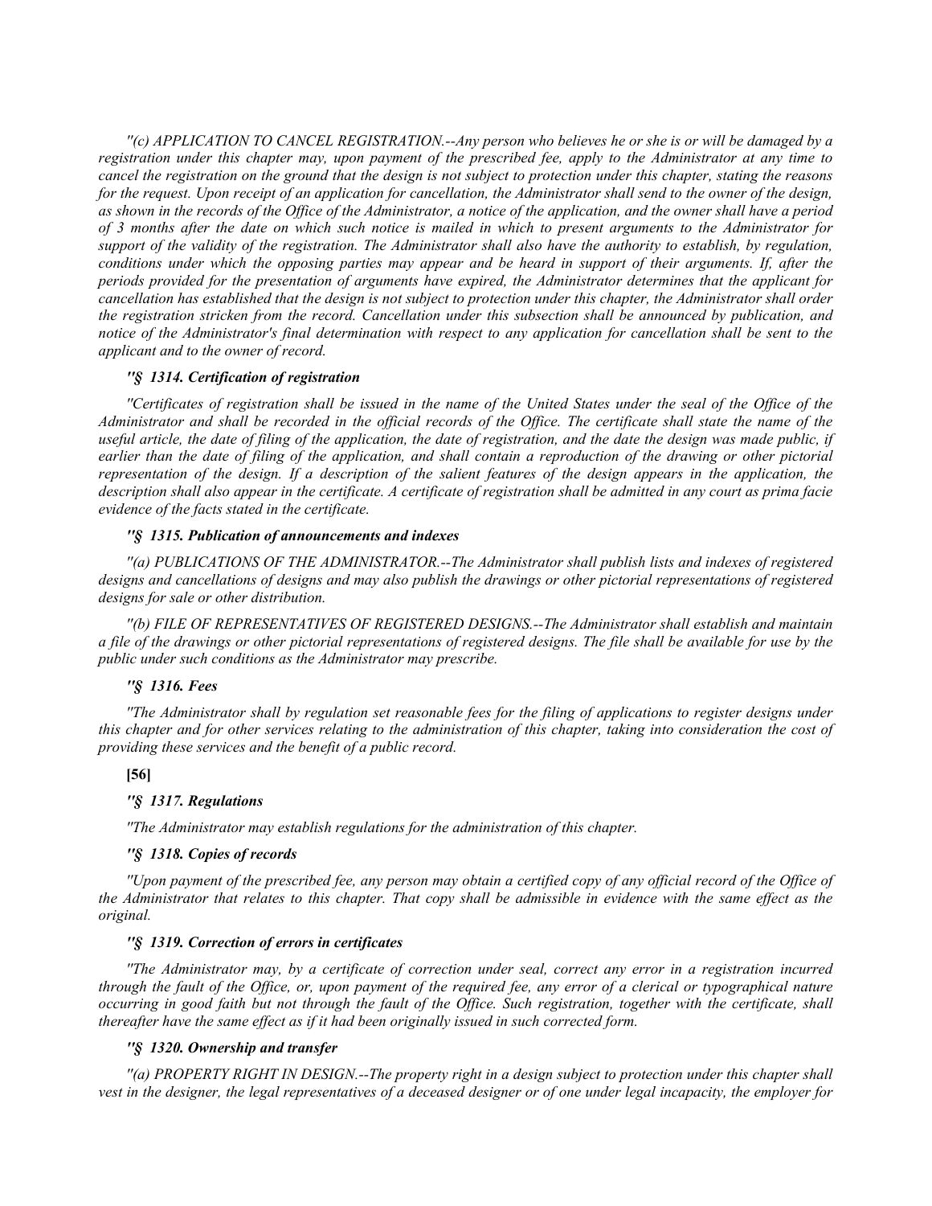*"(c) APPLICATION TO CANCEL REGISTRATION.--Any person who believes he or she is or will be damaged by a registration under this chapter may, upon payment of the prescribed fee, apply to the Administrator at any time to cancel the registration on the ground that the design is not subject to protection under this chapter, stating the reasons for the request. Upon receipt of an application for cancellation, the Administrator shall send to the owner of the design, as shown in the records of the Office of the Administrator, a notice of the application, and the owner shall have a period of 3 months after the date on which such notice is mailed in which to present arguments to the Administrator for support of the validity of the registration. The Administrator shall also have the authority to establish, by regulation, conditions under which the opposing parties may appear and be heard in support of their arguments. If, after the periods provided for the presentation of arguments have expired, the Administrator determines that the applicant for cancellation has established that the design is not subject to protection under this chapter, the Administrator shall order the registration stricken from the record. Cancellation under this subsection shall be announced by publication, and notice of the Administrator's final determination with respect to any application for cancellation shall be sent to the applicant and to the owner of record.*

### *"§ 1314. Certification of registration*

*"Certificates of registration shall be issued in the name of the United States under the seal of the Office of the Administrator and shall be recorded in the official records of the Office. The certificate shall state the name of the useful article, the date of filing of the application, the date of registration, and the date the design was made public, if earlier than the date of filing of the application, and shall contain a reproduction of the drawing or other pictorial representation of the design. If a description of the salient features of the design appears in the application, the description shall also appear in the certificate. A certificate of registration shall be admitted in any court as prima facie evidence of the facts stated in the certificate.*

### *"§ 1315. Publication of announcements and indexes*

*"(a) PUBLICATIONS OF THE ADMINISTRATOR.--The Administrator shall publish lists and indexes of registered designs and cancellations of designs and may also publish the drawings or other pictorial representations of registered designs for sale or other distribution.*

*"(b) FILE OF REPRESENTATIVES OF REGISTERED DESIGNS.--The Administrator shall establish and maintain a file of the drawings or other pictorial representations of registered designs. The file shall be available for use by the public under such conditions as the Administrator may prescribe.*

### *"§ 1316. Fees*

*"The Administrator shall by regulation set reasonable fees for the filing of applications to register designs under this chapter and for other services relating to the administration of this chapter, taking into consideration the cost of providing these services and the benefit of a public record.*

**[56]**

### *"§ 1317. Regulations*

*"The Administrator may establish regulations for the administration of this chapter.*

### *"§ 1318. Copies of records*

*"Upon payment of the prescribed fee, any person may obtain a certified copy of any official record of the Office of the Administrator that relates to this chapter. That copy shall be admissible in evidence with the same effect as the original.*

### *"§ 1319. Correction of errors in certificates*

*"The Administrator may, by a certificate of correction under seal, correct any error in a registration incurred through the fault of the Office, or, upon payment of the required fee, any error of a clerical or typographical nature occurring in good faith but not through the fault of the Office. Such registration, together with the certificate, shall thereafter have the same effect as if it had been originally issued in such corrected form.*

### *"§ 1320. Ownership and transfer*

*"(a) PROPERTY RIGHT IN DESIGN.--The property right in a design subject to protection under this chapter shall vest in the designer, the legal representatives of a deceased designer or of one under legal incapacity, the employer for*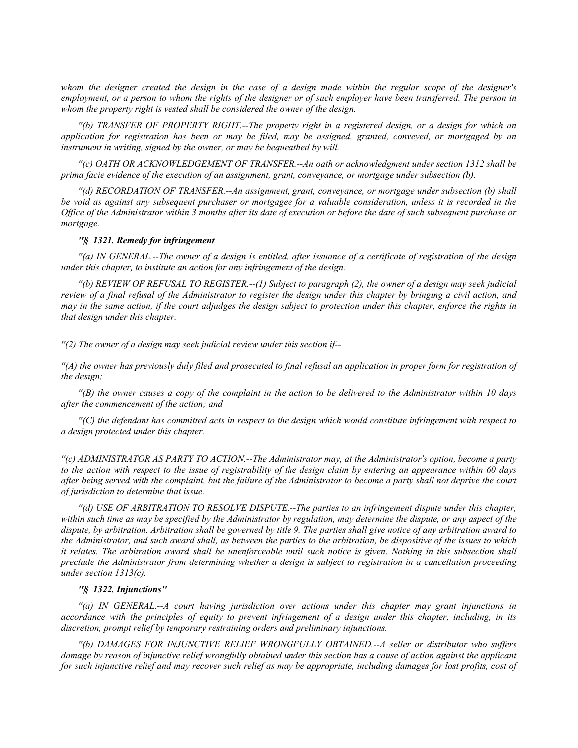*whom the designer created the design in the case of a design made within the regular scope of the designer's employment, or a person to whom the rights of the designer or of such employer have been transferred. The person in whom the property right is vested shall be considered the owner of the design.*

*''(b) TRANSFER OF PROPERTY RIGHT.--The property right in a registered design, or a design for which an application for registration has been or may be filed, may be assigned, granted, conveyed, or mortgaged by an instrument in writing, signed by the owner, or may be bequeathed by will.*

*''(c) OATH OR ACKNOWLEDGEMENT OF TRANSFER.--An oath or acknowledgment under section 1312 shall be prima facie evidence of the execution of an assignment, grant, conveyance, or mortgage under subsection (b).*

*''(d) RECORDATION OF TRANSFER.--An assignment, grant, conveyance, or mortgage under subsection (b) shall be void as against any subsequent purchaser or mortgagee for a valuable consideration, unless it is recorded in the Office of the Administrator within 3 months after its date of execution or before the date of such subsequent purchase or mortgage.*

***''§ 1321. Remedy for infringement***

*''(a) IN GENERAL.--The owner of a design is entitled, after issuance of a certificate of registration of the design under this chapter, to institute an action for any infringement of the design.*

*''(b) REVIEW OF REFUSAL TO REGISTER.--(1) Subject to paragraph (2), the owner of a design may seek judicial review of a final refusal of the Administrator to register the design under this chapter by bringing a civil action, and may in the same action, if the court adjudges the design subject to protection under this chapter, enforce the rights in that design under this chapter.*

*''(2) The owner of a design may seek judicial review under this section if--*

*''(A) the owner has previously duly filed and prosecuted to final refusal an application in proper form for registration of the design;*

*''(B) the owner causes a copy of the complaint in the action to be delivered to the Administrator within 10 days after the commencement of the action; and*

*''(C) the defendant has committed acts in respect to the design which would constitute infringement with respect to a design protected under this chapter.*

*''(c) ADMINISTRATOR AS PARTY TO ACTION.--The Administrator may, at the Administrator's option, become a party to the action with respect to the issue of registrability of the design claim by entering an appearance within 60 days after being served with the complaint, but the failure of the Administrator to become a party shall not deprive the court of jurisdiction to determine that issue.*

*''(d) USE OF ARBITRATION TO RESOLVE DISPUTE.--The parties to an infringement dispute under this chapter, within such time as may be specified by the Administrator by regulation, may determine the dispute, or any aspect of the dispute, by arbitration. Arbitration shall be governed by title 9. The parties shall give notice of any arbitration award to the Administrator, and such award shall, as between the parties to the arbitration, be dispositive of the issues to which it relates. The arbitration award shall be unenforceable until such notice is given. Nothing in this subsection shall preclude the Administrator from determining whether a design is subject to registration in a cancellation proceeding under section 1313(c).*

***''§ 1322. Injunctions''***

*''(a) IN GENERAL.--A court having jurisdiction over actions under this chapter may grant injunctions in accordance with the principles of equity to prevent infringement of a design under this chapter, including, in its discretion, prompt relief by temporary restraining orders and preliminary injunctions.*

*''(b) DAMAGES FOR INJUNCTIVE RELIEF WRONGFULLY OBTAINED.--A seller or distributor who suffers damage by reason of injunctive relief wrongfully obtained under this section has a cause of action against the applicant for such injunctive relief and may recover such relief as may be appropriate, including damages for lost profits, cost of*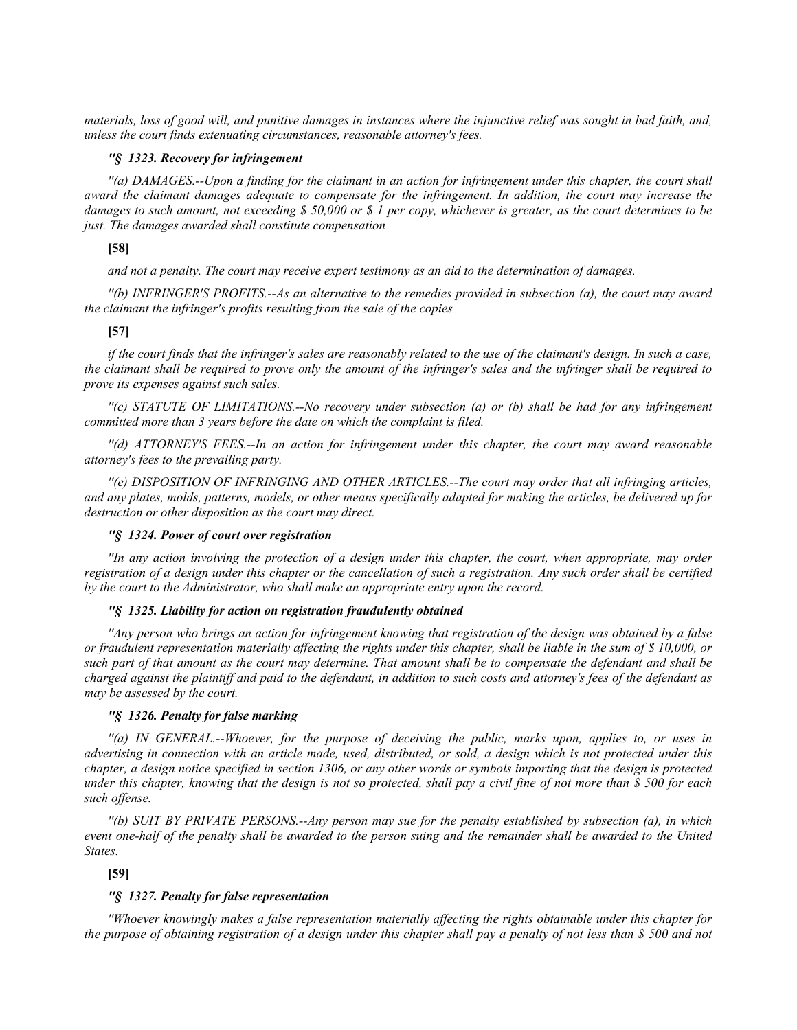*materials, loss of good will, and punitive damages in instances where the injunctive relief was sought in bad faith, and, unless the court finds extenuating circumstances, reasonable attorney's fees.*

***"§ 1323. Recovery for infringement***

*"(a) DAMAGES.--Upon a finding for the claimant in an action for infringement under this chapter, the court shall award the claimant damages adequate to compensate for the infringement. In addition, the court may increase the damages to such amount, not exceeding $ 50,000 or $ 1 per copy, whichever is greater, as the court determines to be just. The damages awarded shall constitute compensation*

**[58]**

*and not a penalty. The court may receive expert testimony as an aid to the determination of damages.*

*"(b) INFRINGER'S PROFITS.--As an alternative to the remedies provided in subsection (a), the court may award the claimant the infringer's profits resulting from the sale of the copies*

**[57]**

*if the court finds that the infringer's sales are reasonably related to the use of the claimant's design. In such a case, the claimant shall be required to prove only the amount of the infringer's sales and the infringer shall be required to prove its expenses against such sales.*

*"(c) STATUTE OF LIMITATIONS.--No recovery under subsection (a) or (b) shall be had for any infringement committed more than 3 years before the date on which the complaint is filed.*

*"(d) ATTORNEY'S FEES.--In an action for infringement under this chapter, the court may award reasonable attorney's fees to the prevailing party.*

*"(e) DISPOSITION OF INFRINGING AND OTHER ARTICLES.--The court may order that all infringing articles, and any plates, molds, patterns, models, or other means specifically adapted for making the articles, be delivered up for destruction or other disposition as the court may direct.*

***"§ 1324. Power of court over registration***

*"In any action involving the protection of a design under this chapter, the court, when appropriate, may order registration of a design under this chapter or the cancellation of such a registration. Any such order shall be certified by the court to the Administrator, who shall make an appropriate entry upon the record.*

***"§ 1325. Liability for action on registration fraudulently obtained***

*"Any person who brings an action for infringement knowing that registration of the design was obtained by a false or fraudulent representation materially affecting the rights under this chapter, shall be liable in the sum of $ 10,000, or such part of that amount as the court may determine. That amount shall be to compensate the defendant and shall be charged against the plaintiff and paid to the defendant, in addition to such costs and attorney's fees of the defendant as may be assessed by the court.*

***"§ 1326. Penalty for false marking***

*"(a) IN GENERAL.--Whoever, for the purpose of deceiving the public, marks upon, applies to, or uses in advertising in connection with an article made, used, distributed, or sold, a design which is not protected under this chapter, a design notice specified in section 1306, or any other words or symbols importing that the design is protected under this chapter, knowing that the design is not so protected, shall pay a civil fine of not more than $ 500 for each such offense.*

*"(b) SUIT BY PRIVATE PERSONS.--Any person may sue for the penalty established by subsection (a), in which event one-half of the penalty shall be awarded to the person suing and the remainder shall be awarded to the United States.*

**[59]**

***"§ 1327. Penalty for false representation***

*"Whoever knowingly makes a false representation materially affecting the rights obtainable under this chapter for the purpose of obtaining registration of a design under this chapter shall pay a penalty of not less than $ 500 and not*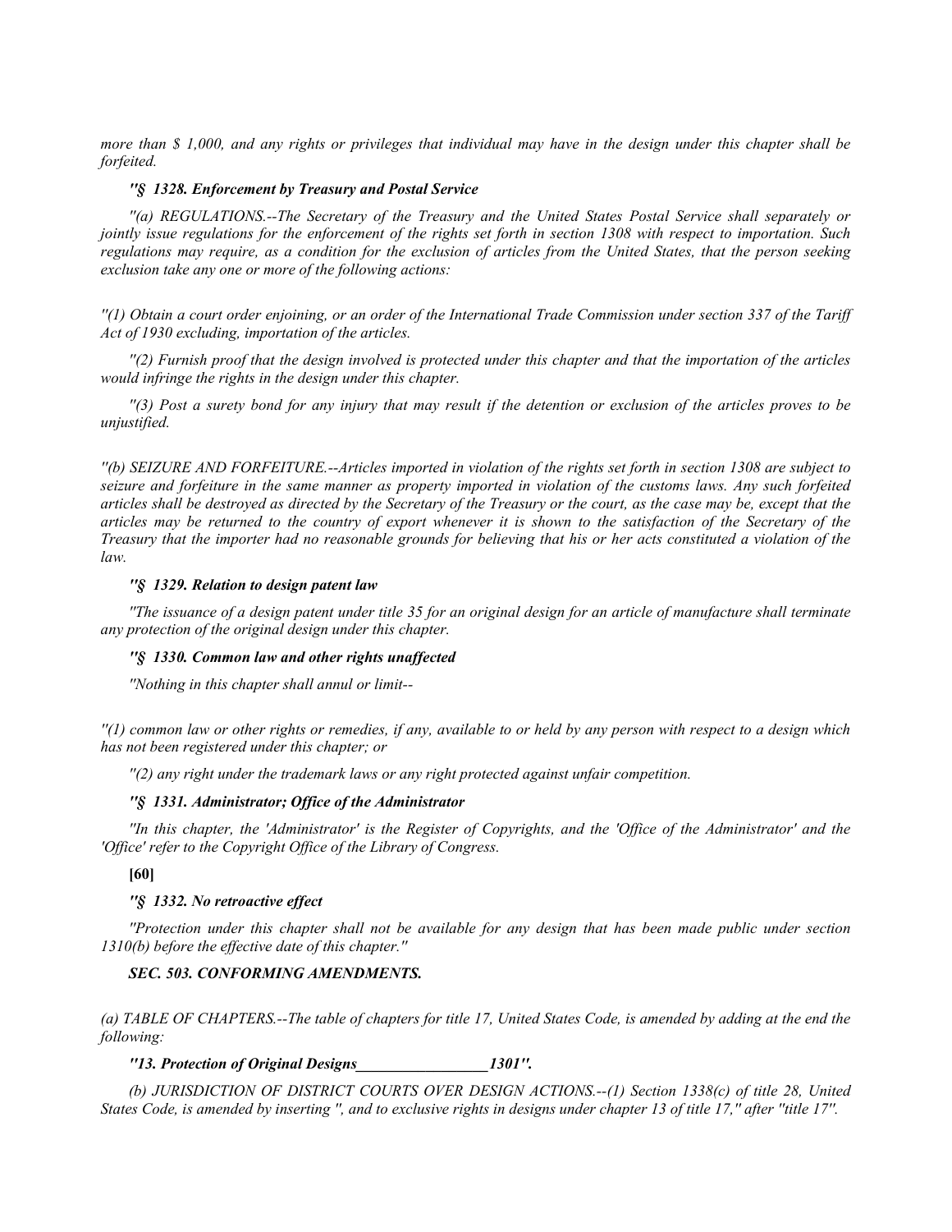*more than $ 1,000, and any rights or privileges that individual may have in the design under this chapter shall be forfeited.*

***"§ 1328. Enforcement by Treasury and Postal Service***

*"(a) REGULATIONS.--The Secretary of the Treasury and the United States Postal Service shall separately or jointly issue regulations for the enforcement of the rights set forth in section 1308 with respect to importation. Such regulations may require, as a condition for the exclusion of articles from the United States, that the person seeking exclusion take any one or more of the following actions:*

*"(1) Obtain a court order enjoining, or an order of the International Trade Commission under section 337 of the Tariff Act of 1930 excluding, importation of the articles.*

*"(2) Furnish proof that the design involved is protected under this chapter and that the importation of the articles would infringe the rights in the design under this chapter.*

*"(3) Post a surety bond for any injury that may result if the detention or exclusion of the articles proves to be unjustified.*

*"(b) SEIZURE AND FORFEITURE.--Articles imported in violation of the rights set forth in section 1308 are subject to seizure and forfeiture in the same manner as property imported in violation of the customs laws. Any such forfeited articles shall be destroyed as directed by the Secretary of the Treasury or the court, as the case may be, except that the articles may be returned to the country of export whenever it is shown to the satisfaction of the Secretary of the Treasury that the importer had no reasonable grounds for believing that his or her acts constituted a violation of the law.*

***"§ 1329. Relation to design patent law***

*"The issuance of a design patent under title 35 for an original design for an article of manufacture shall terminate any protection of the original design under this chapter.*

***"§ 1330. Common law and other rights unaffected***

*"Nothing in this chapter shall annul or limit--*

*"(1) common law or other rights or remedies, if any, available to or held by any person with respect to a design which has not been registered under this chapter; or*

*"(2) any right under the trademark laws or any right protected against unfair competition.*

***"§ 1331. Administrator; Office of the Administrator***

*"In this chapter, the 'Administrator' is the Register of Copyrights, and the 'Office of the Administrator' and the 'Office' refer to the Copyright Office of the Library of Congress.*

**[60]**

***"§ 1332. No retroactive effect***

*"Protection under this chapter shall not be available for any design that has been made public under section 1310(b) before the effective date of this chapter."*

***SEC. 503. CONFORMING AMENDMENTS.***

*(a) TABLE OF CHAPTERS.--The table of chapters for title 17, United States Code, is amended by adding at the end the following:*

***"13. Protection of Original Designs\_\_\_\_\_\_\_\_\_\_\_\_\_\_\_\_\_1301".***

*(b) JURISDICTION OF DISTRICT COURTS OVER DESIGN ACTIONS.--(1) Section 1338(c) of title 28, United States Code, is amended by inserting ", and to exclusive rights in designs under chapter 13 of title 17," after "title 17".*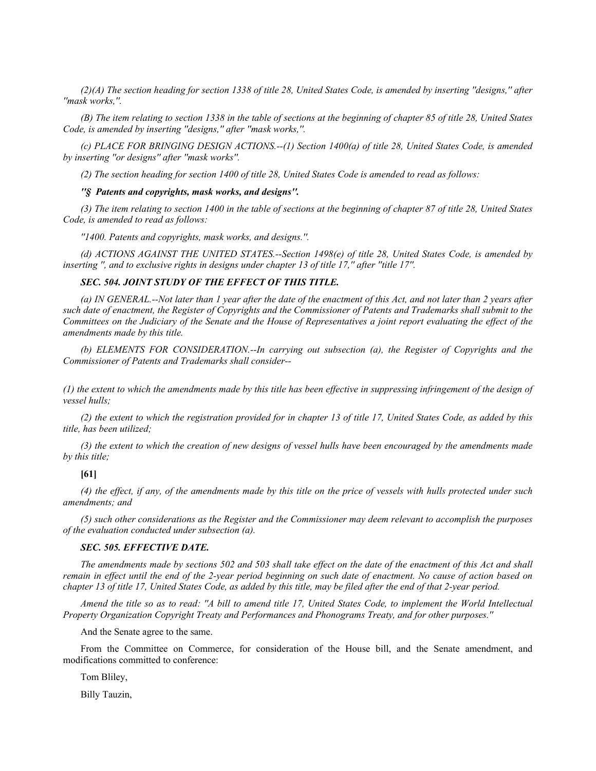*(2)(A) The section heading for section 1338 of title 28, United States Code, is amended by inserting ''designs,'' after ''mask works,''.*

*(B) The item relating to section 1338 in the table of sections at the beginning of chapter 85 of title 28, United States Code, is amended by inserting ''designs,'' after ''mask works,''.*

*(c) PLACE FOR BRINGING DESIGN ACTIONS.--(1) Section 1400(a) of title 28, United States Code, is amended by inserting ''or designs'' after ''mask works''.*

*(2) The section heading for section 1400 of title 28, United States Code is amended to read as follows:*

***''§ Patents and copyrights, mask works, and designs''.***

*(3) The item relating to section 1400 in the table of sections at the beginning of chapter 87 of title 28, United States Code, is amended to read as follows:*

*''1400. Patents and copyrights, mask works, and designs.''.*

*(d) ACTIONS AGAINST THE UNITED STATES.--Section 1498(e) of title 28, United States Code, is amended by inserting '', and to exclusive rights in designs under chapter 13 of title 17,'' after ''title 17''.*

***SEC. 504. JOINT STUDY OF THE EFFECT OF THIS TITLE.***

*(a) IN GENERAL.--Not later than 1 year after the date of the enactment of this Act, and not later than 2 years after such date of enactment, the Register of Copyrights and the Commissioner of Patents and Trademarks shall submit to the Committees on the Judiciary of the Senate and the House of Representatives a joint report evaluating the effect of the amendments made by this title.*

*(b) ELEMENTS FOR CONSIDERATION.--In carrying out subsection (a), the Register of Copyrights and the Commissioner of Patents and Trademarks shall consider--*

*(1) the extent to which the amendments made by this title has been effective in suppressing infringement of the design of vessel hulls;*

*(2) the extent to which the registration provided for in chapter 13 of title 17, United States Code, as added by this title, has been utilized;*

*(3) the extent to which the creation of new designs of vessel hulls have been encouraged by the amendments made by this title;*

**[61]**

*(4) the effect, if any, of the amendments made by this title on the price of vessels with hulls protected under such amendments; and*

*(5) such other considerations as the Register and the Commissioner may deem relevant to accomplish the purposes of the evaluation conducted under subsection (a).*

***SEC. 505. EFFECTIVE DATE.***

*The amendments made by sections 502 and 503 shall take effect on the date of the enactment of this Act and shall remain in effect until the end of the 2-year period beginning on such date of enactment. No cause of action based on chapter 13 of title 17, United States Code, as added by this title, may be filed after the end of that 2-year period.*

*Amend the title so as to read: ''A bill to amend title 17, United States Code, to implement the World Intellectual Property Organization Copyright Treaty and Performances and Phonograms Treaty, and for other purposes.''*

And the Senate agree to the same.

From the Committee on Commerce, for consideration of the House bill, and the Senate amendment, and modifications committed to conference:

Tom Bliley,

Billy Tauzin,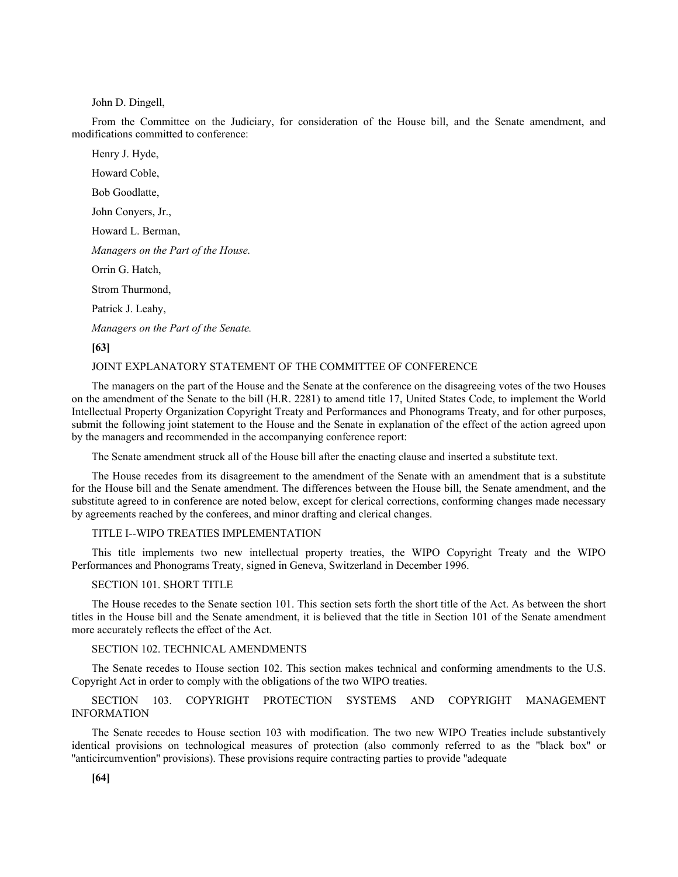John D. Dingell,

From the Committee on the Judiciary, for consideration of the House bill, and the Senate amendment, and modifications committed to conference:

Henry J. Hyde,

Howard Coble,

Bob Goodlatte,

John Conyers, Jr.,

Howard L. Berman,

*Managers on the Part of the House.*

Orrin G. Hatch,

Strom Thurmond,

Patrick J. Leahy,

*Managers on the Part of the Senate.*

**[63]**

JOINT EXPLANATORY STATEMENT OF THE COMMITTEE OF CONFERENCE

The managers on the part of the House and the Senate at the conference on the disagreeing votes of the two Houses on the amendment of the Senate to the bill (H.R. 2281) to amend title 17, United States Code, to implement the World Intellectual Property Organization Copyright Treaty and Performances and Phonograms Treaty, and for other purposes, submit the following joint statement to the House and the Senate in explanation of the effect of the action agreed upon by the managers and recommended in the accompanying conference report:

The Senate amendment struck all of the House bill after the enacting clause and inserted a substitute text.

The House recedes from its disagreement to the amendment of the Senate with an amendment that is a substitute for the House bill and the Senate amendment. The differences between the House bill, the Senate amendment, and the substitute agreed to in conference are noted below, except for clerical corrections, conforming changes made necessary by agreements reached by the conferees, and minor drafting and clerical changes.

TITLE I--WIPO TREATIES IMPLEMENTATION

This title implements two new intellectual property treaties, the WIPO Copyright Treaty and the WIPO Performances and Phonograms Treaty, signed in Geneva, Switzerland in December 1996.

SECTION 101. SHORT TITLE

The House recedes to the Senate section 101. This section sets forth the short title of the Act. As between the short titles in the House bill and the Senate amendment, it is believed that the title in Section 101 of the Senate amendment more accurately reflects the effect of the Act.

SECTION 102. TECHNICAL AMENDMENTS

The Senate recedes to House section 102. This section makes technical and conforming amendments to the U.S. Copyright Act in order to comply with the obligations of the two WIPO treaties.

SECTION 103. COPYRIGHT PROTECTION SYSTEMS AND COPYRIGHT MANAGEMENT INFORMATION

The Senate recedes to House section 103 with modification. The two new WIPO Treaties include substantively identical provisions on technological measures of protection (also commonly referred to as the "black box" or "anticircumvention" provisions). These provisions require contracting parties to provide "adequate

**[64]**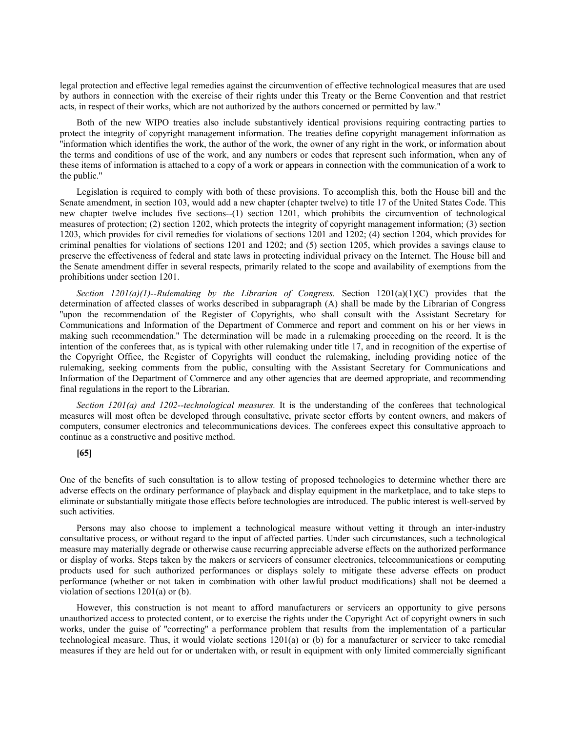legal protection and effective legal remedies against the circumvention of effective technological measures that are used by authors in connection with the exercise of their rights under this Treaty or the Berne Convention and that restrict acts, in respect of their works, which are not authorized by the authors concerned or permitted by law."

Both of the new WIPO treaties also include substantively identical provisions requiring contracting parties to protect the integrity of copyright management information. The treaties define copyright management information as "information which identifies the work, the author of the work, the owner of any right in the work, or information about the terms and conditions of use of the work, and any numbers or codes that represent such information, when any of these items of information is attached to a copy of a work or appears in connection with the communication of a work to the public."

Legislation is required to comply with both of these provisions. To accomplish this, both the House bill and the Senate amendment, in section 103, would add a new chapter (chapter twelve) to title 17 of the United States Code. This new chapter twelve includes five sections--(1) section 1201, which prohibits the circumvention of technological measures of protection; (2) section 1202, which protects the integrity of copyright management information; (3) section 1203, which provides for civil remedies for violations of sections 1201 and 1202; (4) section 1204, which provides for criminal penalties for violations of sections 1201 and 1202; and (5) section 1205, which provides a savings clause to preserve the effectiveness of federal and state laws in protecting individual privacy on the Internet. The House bill and the Senate amendment differ in several respects, primarily related to the scope and availability of exemptions from the prohibitions under section 1201.

*Section 1201(a)(1)--Rulemaking by the Librarian of Congress.* Section 1201(a)(1)(C) provides that the determination of affected classes of works described in subparagraph (A) shall be made by the Librarian of Congress "upon the recommendation of the Register of Copyrights, who shall consult with the Assistant Secretary for Communications and Information of the Department of Commerce and report and comment on his or her views in making such recommendation." The determination will be made in a rulemaking proceeding on the record. It is the intention of the conferees that, as is typical with other rulemaking under title 17, and in recognition of the expertise of the Copyright Office, the Register of Copyrights will conduct the rulemaking, including providing notice of the rulemaking, seeking comments from the public, consulting with the Assistant Secretary for Communications and Information of the Department of Commerce and any other agencies that are deemed appropriate, and recommending final regulations in the report to the Librarian.

*Section 1201(a) and 1202--technological measures.* It is the understanding of the conferees that technological measures will most often be developed through consultative, private sector efforts by content owners, and makers of computers, consumer electronics and telecommunications devices. The conferees expect this consultative approach to continue as a constructive and positive method.

**[65]**

One of the benefits of such consultation is to allow testing of proposed technologies to determine whether there are adverse effects on the ordinary performance of playback and display equipment in the marketplace, and to take steps to eliminate or substantially mitigate those effects before technologies are introduced. The public interest is well-served by such activities.

Persons may also choose to implement a technological measure without vetting it through an inter-industry consultative process, or without regard to the input of affected parties. Under such circumstances, such a technological measure may materially degrade or otherwise cause recurring appreciable adverse effects on the authorized performance or display of works. Steps taken by the makers or servicers of consumer electronics, telecommunications or computing products used for such authorized performances or displays solely to mitigate these adverse effects on product performance (whether or not taken in combination with other lawful product modifications) shall not be deemed a violation of sections 1201(a) or (b).

However, this construction is not meant to afford manufacturers or servicers an opportunity to give persons unauthorized access to protected content, or to exercise the rights under the Copyright Act of copyright owners in such works, under the guise of "correcting" a performance problem that results from the implementation of a particular technological measure. Thus, it would violate sections 1201(a) or (b) for a manufacturer or servicer to take remedial measures if they are held out for or undertaken with, or result in equipment with only limited commercially significant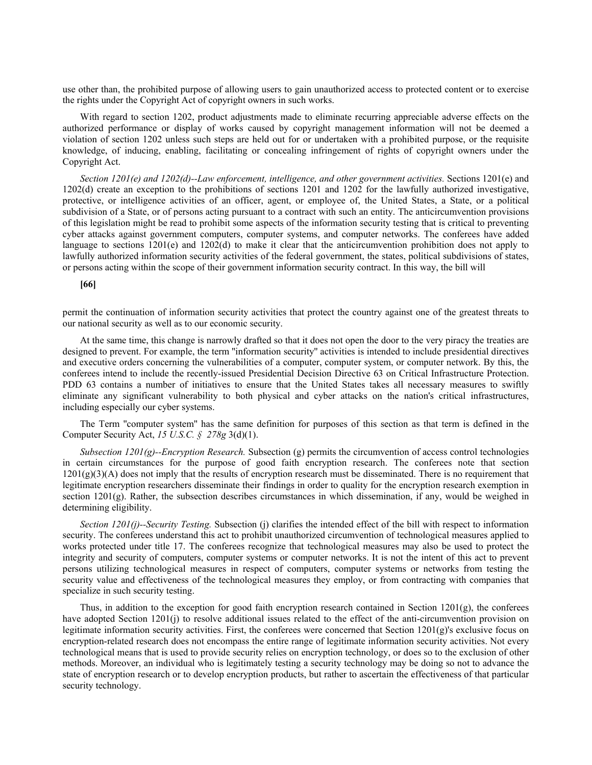use other than, the prohibited purpose of allowing users to gain unauthorized access to protected content or to exercise the rights under the Copyright Act of copyright owners in such works.

With regard to section 1202, product adjustments made to eliminate recurring appreciable adverse effects on the authorized performance or display of works caused by copyright management information will not be deemed a violation of section 1202 unless such steps are held out for or undertaken with a prohibited purpose, or the requisite knowledge, of inducing, enabling, facilitating or concealing infringement of rights of copyright owners under the Copyright Act.

*Section 1201(e) and 1202(d)--Law enforcement, intelligence, and other government activities.* Sections 1201(e) and 1202(d) create an exception to the prohibitions of sections 1201 and 1202 for the lawfully authorized investigative, protective, or intelligence activities of an officer, agent, or employee of, the United States, a State, or a political subdivision of a State, or of persons acting pursuant to a contract with such an entity. The anticircumvention provisions of this legislation might be read to prohibit some aspects of the information security testing that is critical to preventing cyber attacks against government computers, computer systems, and computer networks. The conferees have added language to sections 1201(e) and 1202(d) to make it clear that the anticircumvention prohibition does not apply to lawfully authorized information security activities of the federal government, the states, political subdivisions of states, or persons acting within the scope of their government information security contract. In this way, the bill will

**[66]**

permit the continuation of information security activities that protect the country against one of the greatest threats to our national security as well as to our economic security.

At the same time, this change is narrowly drafted so that it does not open the door to the very piracy the treaties are designed to prevent. For example, the term "information security" activities is intended to include presidential directives and executive orders concerning the vulnerabilities of a computer, computer system, or computer network. By this, the conferees intend to include the recently-issued Presidential Decision Directive 63 on Critical Infrastructure Protection. PDD 63 contains a number of initiatives to ensure that the United States takes all necessary measures to swiftly eliminate any significant vulnerability to both physical and cyber attacks on the nation's critical infrastructures, including especially our cyber systems.

The Term "computer system" has the same definition for purposes of this section as that term is defined in the Computer Security Act, *15 U.S.C. § 278g* 3(d)(1).

*Subsection 1201(g)--Encryption Research.* Subsection (g) permits the circumvention of access control technologies in certain circumstances for the purpose of good faith encryption research. The conferees note that section 1201(g)(3)(A) does not imply that the results of encryption research must be disseminated. There is no requirement that legitimate encryption researchers disseminate their findings in order to quality for the encryption research exemption in section 1201(g). Rather, the subsection describes circumstances in which dissemination, if any, would be weighed in determining eligibility.

*Section 1201(j)--Security Testing.* Subsection (j) clarifies the intended effect of the bill with respect to information security. The conferees understand this act to prohibit unauthorized circumvention of technological measures applied to works protected under title 17. The conferees recognize that technological measures may also be used to protect the integrity and security of computers, computer systems or computer networks. It is not the intent of this act to prevent persons utilizing technological measures in respect of computers, computer systems or networks from testing the security value and effectiveness of the technological measures they employ, or from contracting with companies that specialize in such security testing.

Thus, in addition to the exception for good faith encryption research contained in Section 1201(g), the conferees have adopted Section 1201(j) to resolve additional issues related to the effect of the anti-circumvention provision on legitimate information security activities. First, the conferees were concerned that Section 1201(g)'s exclusive focus on encryption-related research does not encompass the entire range of legitimate information security activities. Not every technological means that is used to provide security relies on encryption technology, or does so to the exclusion of other methods. Moreover, an individual who is legitimately testing a security technology may be doing so not to advance the state of encryption research or to develop encryption products, but rather to ascertain the effectiveness of that particular security technology.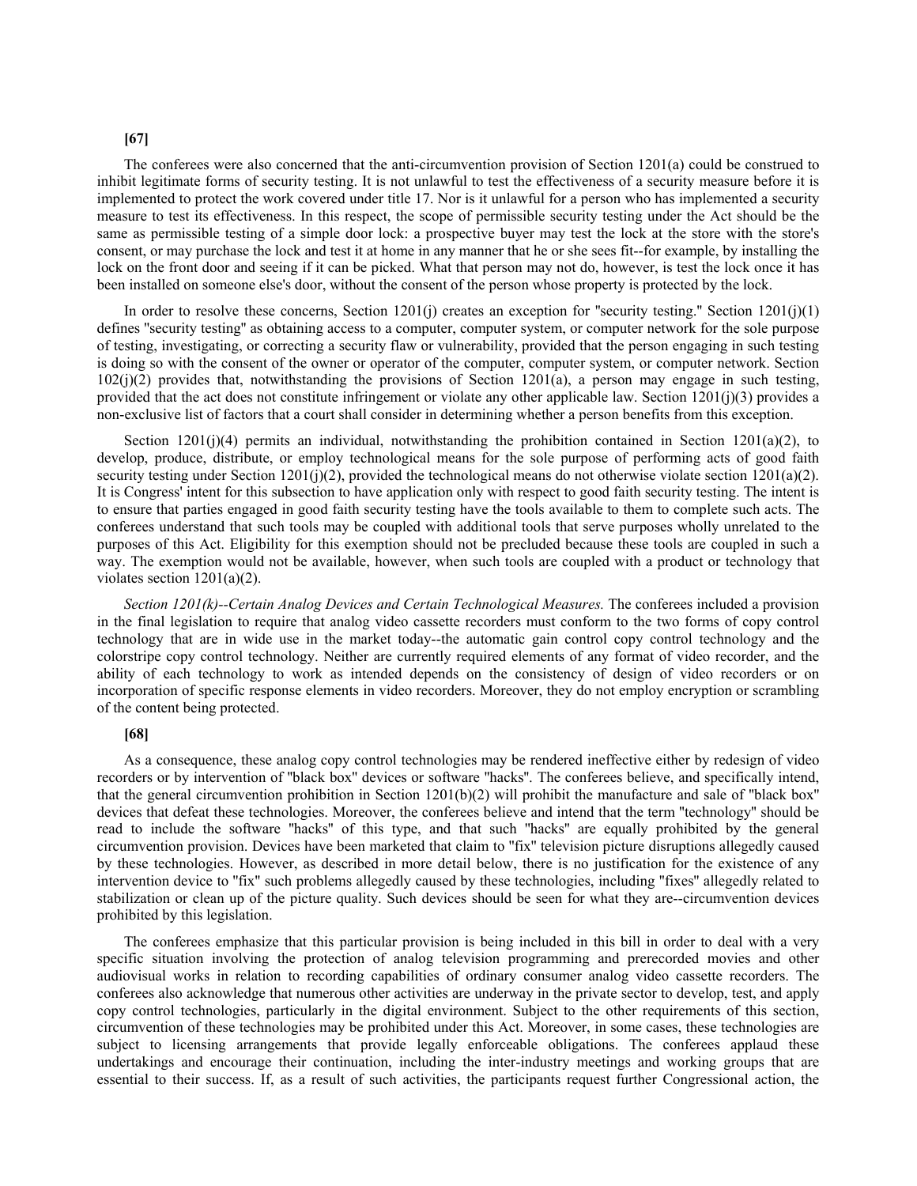**[67]**

The conferees were also concerned that the anti-circumvention provision of Section 1201(a) could be construed to inhibit legitimate forms of security testing. It is not unlawful to test the effectiveness of a security measure before it is implemented to protect the work covered under title 17. Nor is it unlawful for a person who has implemented a security measure to test its effectiveness. In this respect, the scope of permissible security testing under the Act should be the same as permissible testing of a simple door lock: a prospective buyer may test the lock at the store with the store's consent, or may purchase the lock and test it at home in any manner that he or she sees fit--for example, by installing the lock on the front door and seeing if it can be picked. What that person may not do, however, is test the lock once it has been installed on someone else's door, without the consent of the person whose property is protected by the lock.

In order to resolve these concerns, Section 1201(j) creates an exception for "security testing." Section 1201(j)(1) defines "security testing" as obtaining access to a computer, computer system, or computer network for the sole purpose of testing, investigating, or correcting a security flaw or vulnerability, provided that the person engaging in such testing is doing so with the consent of the owner or operator of the computer, computer system, or computer network. Section 102(j)(2) provides that, notwithstanding the provisions of Section 1201(a), a person may engage in such testing, provided that the act does not constitute infringement or violate any other applicable law. Section 1201(j)(3) provides a non-exclusive list of factors that a court shall consider in determining whether a person benefits from this exception.

Section 1201(j)(4) permits an individual, notwithstanding the prohibition contained in Section 1201(a)(2), to develop, produce, distribute, or employ technological means for the sole purpose of performing acts of good faith security testing under Section 1201(j)(2), provided the technological means do not otherwise violate section 1201(a)(2). It is Congress' intent for this subsection to have application only with respect to good faith security testing. The intent is to ensure that parties engaged in good faith security testing have the tools available to them to complete such acts. The conferees understand that such tools may be coupled with additional tools that serve purposes wholly unrelated to the purposes of this Act. Eligibility for this exemption should not be precluded because these tools are coupled in such a way. The exemption would not be available, however, when such tools are coupled with a product or technology that violates section 1201(a)(2).

*Section 1201(k)--Certain Analog Devices and Certain Technological Measures.* The conferees included a provision in the final legislation to require that analog video cassette recorders must conform to the two forms of copy control technology that are in wide use in the market today--the automatic gain control copy control technology and the colorstripe copy control technology. Neither are currently required elements of any format of video recorder, and the ability of each technology to work as intended depends on the consistency of design of video recorders or on incorporation of specific response elements in video recorders. Moreover, they do not employ encryption or scrambling of the content being protected.

**[68]**

As a consequence, these analog copy control technologies may be rendered ineffective either by redesign of video recorders or by intervention of "black box" devices or software "hacks". The conferees believe, and specifically intend, that the general circumvention prohibition in Section 1201(b)(2) will prohibit the manufacture and sale of "black box" devices that defeat these technologies. Moreover, the conferees believe and intend that the term "technology" should be read to include the software "hacks" of this type, and that such "hacks" are equally prohibited by the general circumvention provision. Devices have been marketed that claim to "fix" television picture disruptions allegedly caused by these technologies. However, as described in more detail below, there is no justification for the existence of any intervention device to "fix" such problems allegedly caused by these technologies, including "fixes" allegedly related to stabilization or clean up of the picture quality. Such devices should be seen for what they are--circumvention devices prohibited by this legislation.

The conferees emphasize that this particular provision is being included in this bill in order to deal with a very specific situation involving the protection of analog television programming and prerecorded movies and other audiovisual works in relation to recording capabilities of ordinary consumer analog video cassette recorders. The conferees also acknowledge that numerous other activities are underway in the private sector to develop, test, and apply copy control technologies, particularly in the digital environment. Subject to the other requirements of this section, circumvention of these technologies may be prohibited under this Act. Moreover, in some cases, these technologies are subject to licensing arrangements that provide legally enforceable obligations. The conferees applaud these undertakings and encourage their continuation, including the inter-industry meetings and working groups that are essential to their success. If, as a result of such activities, the participants request further Congressional action, the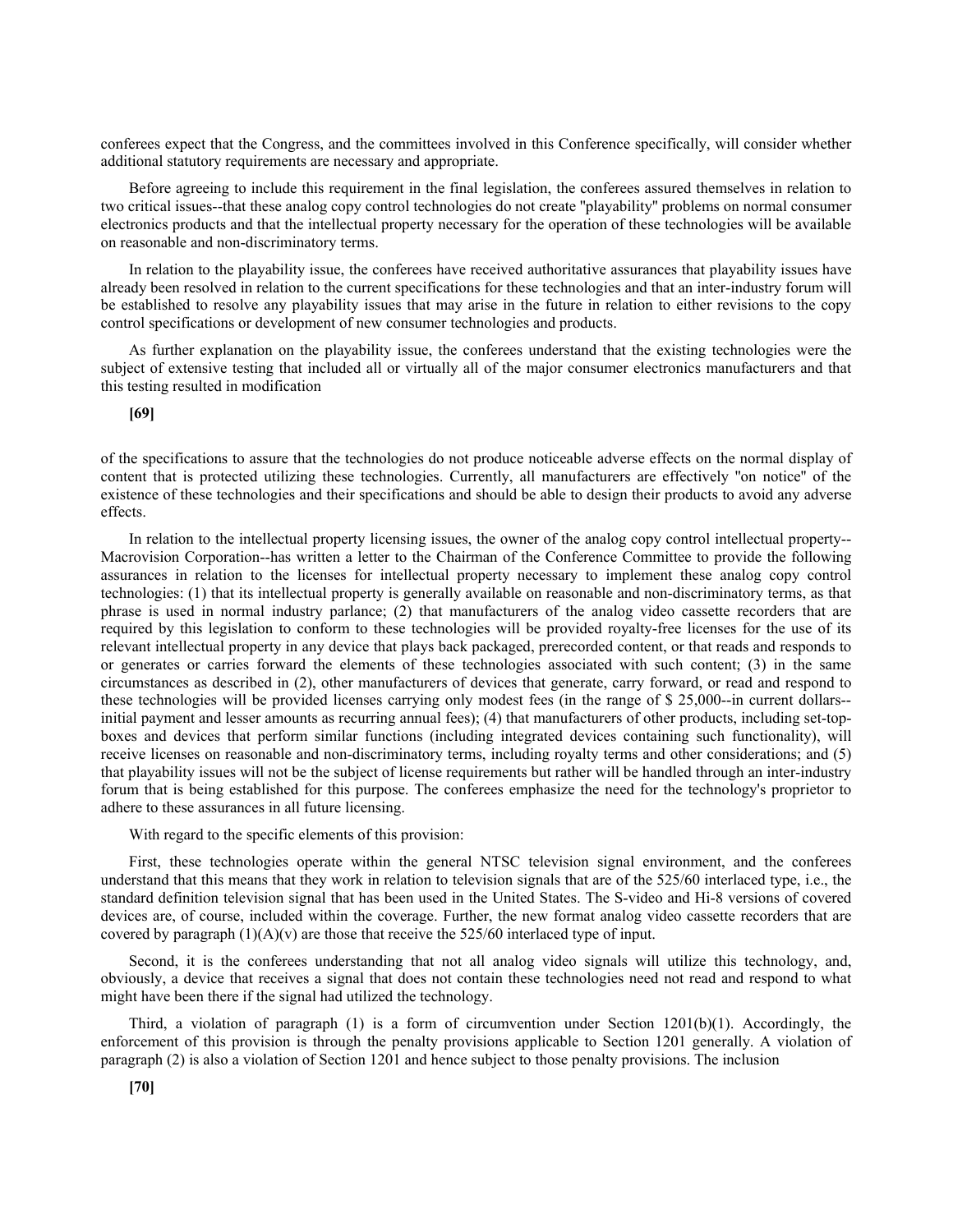conferees expect that the Congress, and the committees involved in this Conference specifically, will consider whether additional statutory requirements are necessary and appropriate.

Before agreeing to include this requirement in the final legislation, the conferees assured themselves in relation to two critical issues--that these analog copy control technologies do not create "playability" problems on normal consumer electronics products and that the intellectual property necessary for the operation of these technologies will be available on reasonable and non-discriminatory terms.

In relation to the playability issue, the conferees have received authoritative assurances that playability issues have already been resolved in relation to the current specifications for these technologies and that an inter-industry forum will be established to resolve any playability issues that may arise in the future in relation to either revisions to the copy control specifications or development of new consumer technologies and products.

As further explanation on the playability issue, the conferees understand that the existing technologies were the subject of extensive testing that included all or virtually all of the major consumer electronics manufacturers and that this testing resulted in modification

**[69]**

of the specifications to assure that the technologies do not produce noticeable adverse effects on the normal display of content that is protected utilizing these technologies. Currently, all manufacturers are effectively "on notice" of the existence of these technologies and their specifications and should be able to design their products to avoid any adverse effects.

In relation to the intellectual property licensing issues, the owner of the analog copy control intellectual property--Macrovision Corporation--has written a letter to the Chairman of the Conference Committee to provide the following assurances in relation to the licenses for intellectual property necessary to implement these analog copy control technologies: (1) that its intellectual property is generally available on reasonable and non-discriminatory terms, as that phrase is used in normal industry parlance; (2) that manufacturers of the analog video cassette recorders that are required by this legislation to conform to these technologies will be provided royalty-free licenses for the use of its relevant intellectual property in any device that plays back packaged, prerecorded content, or that reads and responds to or generates or carries forward the elements of these technologies associated with such content; (3) in the same circumstances as described in (2), other manufacturers of devices that generate, carry forward, or read and respond to these technologies will be provided licenses carrying only modest fees (in the range of $ 25,000--in current dollars--initial payment and lesser amounts as recurring annual fees); (4) that manufacturers of other products, including set-top-boxes and devices that perform similar functions (including integrated devices containing such functionality), will receive licenses on reasonable and non-discriminatory terms, including royalty terms and other considerations; and (5) that playability issues will not be the subject of license requirements but rather will be handled through an inter-industry forum that is being established for this purpose. The conferees emphasize the need for the technology's proprietor to adhere to these assurances in all future licensing.

With regard to the specific elements of this provision:

First, these technologies operate within the general NTSC television signal environment, and the conferees understand that this means that they work in relation to television signals that are of the 525/60 interlaced type, i.e., the standard definition television signal that has been used in the United States. The S-video and Hi-8 versions of covered devices are, of course, included within the coverage. Further, the new format analog video cassette recorders that are covered by paragraph (1)(A)(v) are those that receive the 525/60 interlaced type of input.

Second, it is the conferees understanding that not all analog video signals will utilize this technology, and, obviously, a device that receives a signal that does not contain these technologies need not read and respond to what might have been there if the signal had utilized the technology.

Third, a violation of paragraph (1) is a form of circumvention under Section 1201(b)(1). Accordingly, the enforcement of this provision is through the penalty provisions applicable to Section 1201 generally. A violation of paragraph (2) is also a violation of Section 1201 and hence subject to those penalty provisions. The inclusion

**[70]**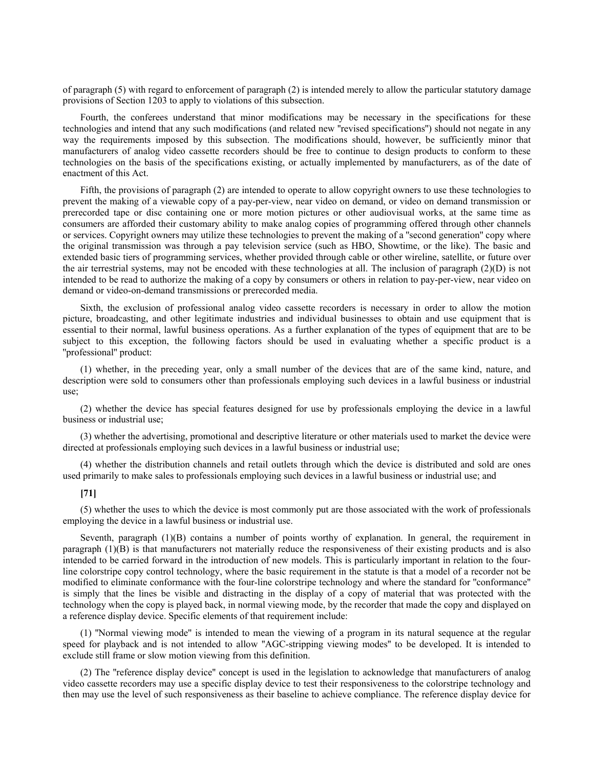of paragraph (5) with regard to enforcement of paragraph (2) is intended merely to allow the particular statutory damage provisions of Section 1203 to apply to violations of this subsection.

Fourth, the conferees understand that minor modifications may be necessary in the specifications for these technologies and intend that any such modifications (and related new "revised specifications") should not negate in any way the requirements imposed by this subsection. The modifications should, however, be sufficiently minor that manufacturers of analog video cassette recorders should be free to continue to design products to conform to these technologies on the basis of the specifications existing, or actually implemented by manufacturers, as of the date of enactment of this Act.

Fifth, the provisions of paragraph (2) are intended to operate to allow copyright owners to use these technologies to prevent the making of a viewable copy of a pay-per-view, near video on demand, or video on demand transmission or prerecorded tape or disc containing one or more motion pictures or other audiovisual works, at the same time as consumers are afforded their customary ability to make analog copies of programming offered through other channels or services. Copyright owners may utilize these technologies to prevent the making of a "second generation" copy where the original transmission was through a pay television service (such as HBO, Showtime, or the like). The basic and extended basic tiers of programming services, whether provided through cable or other wireline, satellite, or future over the air terrestrial systems, may not be encoded with these technologies at all. The inclusion of paragraph (2)(D) is not intended to be read to authorize the making of a copy by consumers or others in relation to pay-per-view, near video on demand or video-on-demand transmissions or prerecorded media.

Sixth, the exclusion of professional analog video cassette recorders is necessary in order to allow the motion picture, broadcasting, and other legitimate industries and individual businesses to obtain and use equipment that is essential to their normal, lawful business operations. As a further explanation of the types of equipment that are to be subject to this exception, the following factors should be used in evaluating whether a specific product is a "professional" product:

(1) whether, in the preceding year, only a small number of the devices that are of the same kind, nature, and description were sold to consumers other than professionals employing such devices in a lawful business or industrial use;

(2) whether the device has special features designed for use by professionals employing the device in a lawful business or industrial use;

(3) whether the advertising, promotional and descriptive literature or other materials used to market the device were directed at professionals employing such devices in a lawful business or industrial use;

(4) whether the distribution channels and retail outlets through which the device is distributed and sold are ones used primarily to make sales to professionals employing such devices in a lawful business or industrial use; and

**[71]**

(5) whether the uses to which the device is most commonly put are those associated with the work of professionals employing the device in a lawful business or industrial use.

Seventh, paragraph (1)(B) contains a number of points worthy of explanation. In general, the requirement in paragraph (1)(B) is that manufacturers not materially reduce the responsiveness of their existing products and is also intended to be carried forward in the introduction of new models. This is particularly important in relation to the four-line colorstripe copy control technology, where the basic requirement in the statute is that a model of a recorder not be modified to eliminate conformance with the four-line colorstripe technology and where the standard for "conformance" is simply that the lines be visible and distracting in the display of a copy of material that was protected with the technology when the copy is played back, in normal viewing mode, by the recorder that made the copy and displayed on a reference display device. Specific elements of that requirement include:

(1) "Normal viewing mode" is intended to mean the viewing of a program in its natural sequence at the regular speed for playback and is not intended to allow "AGC-stripping viewing modes" to be developed. It is intended to exclude still frame or slow motion viewing from this definition.

(2) The "reference display device" concept is used in the legislation to acknowledge that manufacturers of analog video cassette recorders may use a specific display device to test their responsiveness to the colorstripe technology and then may use the level of such responsiveness as their baseline to achieve compliance. The reference display device for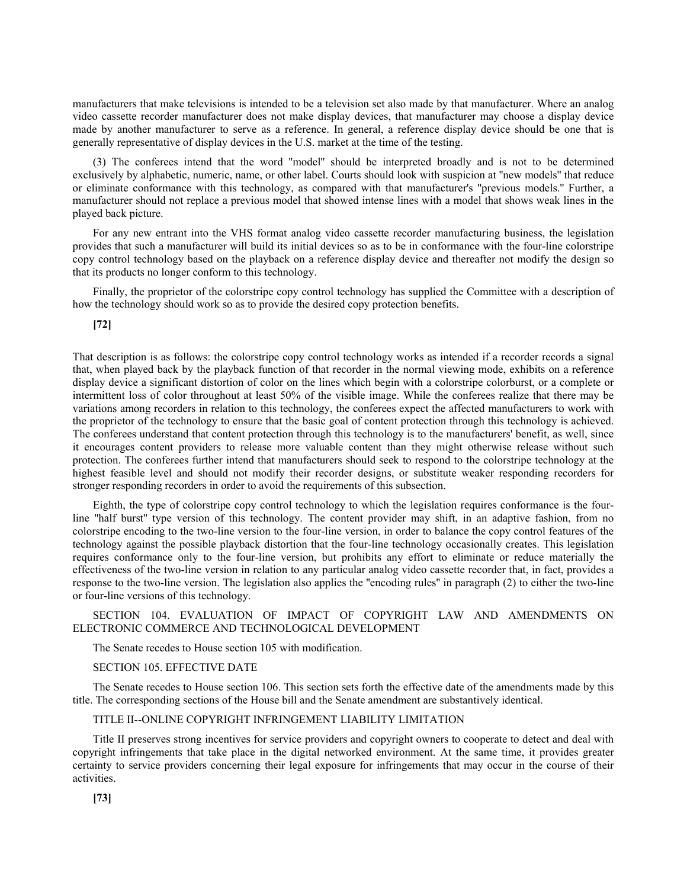manufacturers that make televisions is intended to be a television set also made by that manufacturer. Where an analog video cassette recorder manufacturer does not make display devices, that manufacturer may choose a display device made by another manufacturer to serve as a reference. In general, a reference display device should be one that is generally representative of display devices in the U.S. market at the time of the testing.

(3) The conferees intend that the word "model" should be interpreted broadly and is not to be determined exclusively by alphabetic, numeric, name, or other label. Courts should look with suspicion at "new models" that reduce or eliminate conformance with this technology, as compared with that manufacturer's "previous models." Further, a manufacturer should not replace a previous model that showed intense lines with a model that shows weak lines in the played back picture.

For any new entrant into the VHS format analog video cassette recorder manufacturing business, the legislation provides that such a manufacturer will build its initial devices so as to be in conformance with the four-line colorstripe copy control technology based on the playback on a reference display device and thereafter not modify the design so that its products no longer conform to this technology.

Finally, the proprietor of the colorstripe copy control technology has supplied the Committee with a description of how the technology should work so as to provide the desired copy protection benefits.

**[72]**

That description is as follows: the colorstripe copy control technology works as intended if a recorder records a signal that, when played back by the playback function of that recorder in the normal viewing mode, exhibits on a reference display device a significant distortion of color on the lines which begin with a colorstripe colorburst, or a complete or intermittent loss of color throughout at least 50% of the visible image. While the conferees realize that there may be variations among recorders in relation to this technology, the conferees expect the affected manufacturers to work with the proprietor of the technology to ensure that the basic goal of content protection through this technology is achieved. The conferees understand that content protection through this technology is to the manufacturers' benefit, as well, since it encourages content providers to release more valuable content than they might otherwise release without such protection. The conferees further intend that manufacturers should seek to respond to the colorstripe technology at the highest feasible level and should not modify their recorder designs, or substitute weaker responding recorders for stronger responding recorders in order to avoid the requirements of this subsection.

Eighth, the type of colorstripe copy control technology to which the legislation requires conformance is the four-line "half burst" type version of this technology. The content provider may shift, in an adaptive fashion, from no colorstripe encoding to the two-line version to the four-line version, in order to balance the copy control features of the technology against the possible playback distortion that the four-line technology occasionally creates. This legislation requires conformance only to the four-line version, but prohibits any effort to eliminate or reduce materially the effectiveness of the two-line version in relation to any particular analog video cassette recorder that, in fact, provides a response to the two-line version. The legislation also applies the "encoding rules" in paragraph (2) to either the two-line or four-line versions of this technology.

SECTION 104. EVALUATION OF IMPACT OF COPYRIGHT LAW AND AMENDMENTS ON ELECTRONIC COMMERCE AND TECHNOLOGICAL DEVELOPMENT

The Senate recedes to House section 105 with modification.

SECTION 105. EFFECTIVE DATE

The Senate recedes to House section 106. This section sets forth the effective date of the amendments made by this title. The corresponding sections of the House bill and the Senate amendment are substantively identical.

TITLE II--ONLINE COPYRIGHT INFRINGEMENT LIABILITY LIMITATION

Title II preserves strong incentives for service providers and copyright owners to cooperate to detect and deal with copyright infringements that take place in the digital networked environment. At the same time, it provides greater certainty to service providers concerning their legal exposure for infringements that may occur in the course of their activities.

**[73]**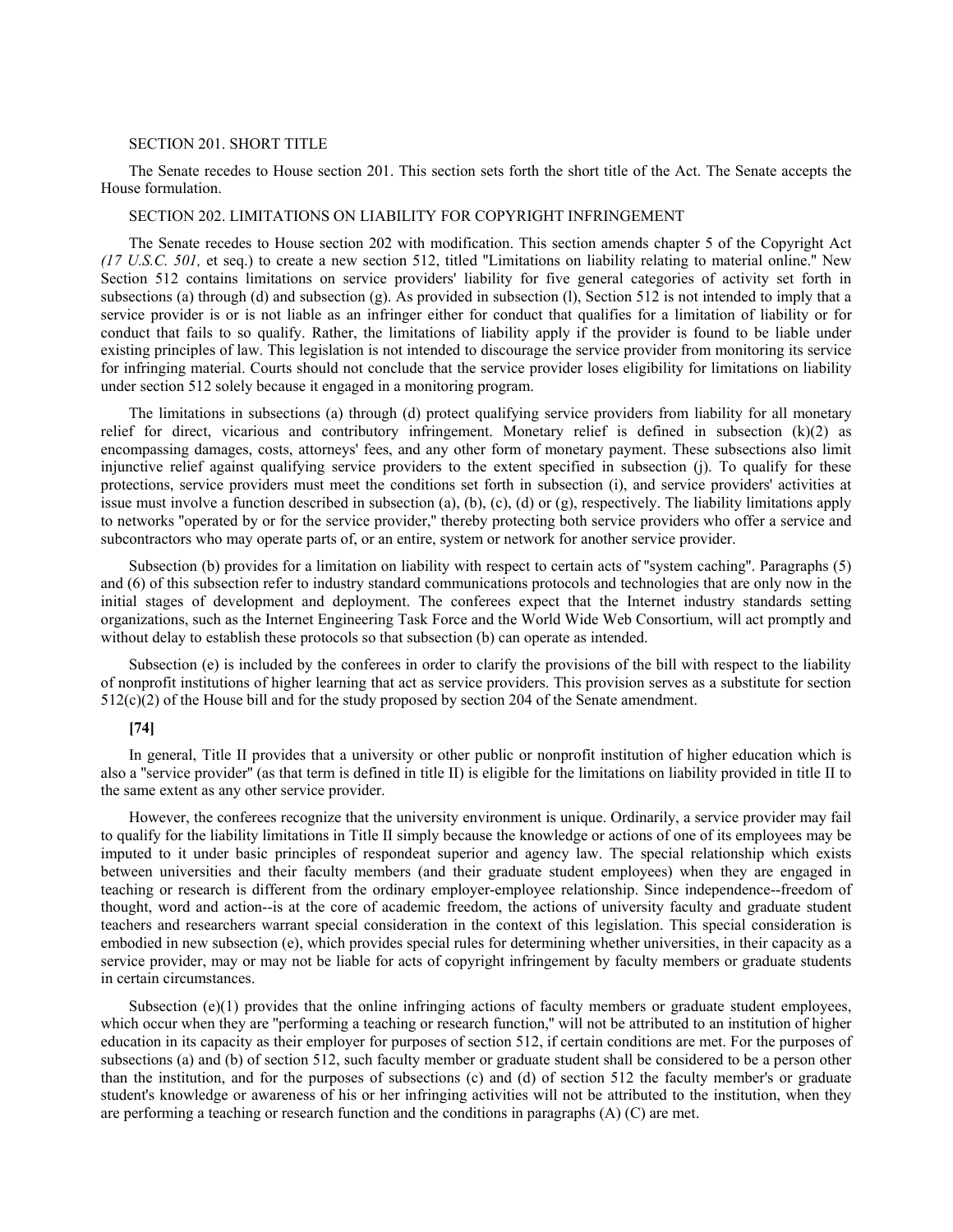SECTION 201. SHORT TITLE

The Senate recedes to House section 201. This section sets forth the short title of the Act. The Senate accepts the House formulation.

SECTION 202. LIMITATIONS ON LIABILITY FOR COPYRIGHT INFRINGEMENT

The Senate recedes to House section 202 with modification. This section amends chapter 5 of the Copyright Act *(17 U.S.C. 501,* et seq.) to create a new section 512, titled "Limitations on liability relating to material online." New Section 512 contains limitations on service providers' liability for five general categories of activity set forth in subsections (a) through (d) and subsection (g). As provided in subsection (l), Section 512 is not intended to imply that a service provider is or is not liable as an infringer either for conduct that qualifies for a limitation of liability or for conduct that fails to so qualify. Rather, the limitations of liability apply if the provider is found to be liable under existing principles of law. This legislation is not intended to discourage the service provider from monitoring its service for infringing material. Courts should not conclude that the service provider loses eligibility for limitations on liability under section 512 solely because it engaged in a monitoring program.

The limitations in subsections (a) through (d) protect qualifying service providers from liability for all monetary relief for direct, vicarious and contributory infringement. Monetary relief is defined in subsection (k)(2) as encompassing damages, costs, attorneys' fees, and any other form of monetary payment. These subsections also limit injunctive relief against qualifying service providers to the extent specified in subsection (j). To qualify for these protections, service providers must meet the conditions set forth in subsection (i), and service providers' activities at issue must involve a function described in subsection (a), (b), (c), (d) or (g), respectively. The liability limitations apply to networks "operated by or for the service provider," thereby protecting both service providers who offer a service and subcontractors who may operate parts of, or an entire, system or network for another service provider.

Subsection (b) provides for a limitation on liability with respect to certain acts of "system caching". Paragraphs (5) and (6) of this subsection refer to industry standard communications protocols and technologies that are only now in the initial stages of development and deployment. The conferees expect that the Internet industry standards setting organizations, such as the Internet Engineering Task Force and the World Wide Web Consortium, will act promptly and without delay to establish these protocols so that subsection (b) can operate as intended.

Subsection (e) is included by the conferees in order to clarify the provisions of the bill with respect to the liability of nonprofit institutions of higher learning that act as service providers. This provision serves as a substitute for section 512(c)(2) of the House bill and for the study proposed by section 204 of the Senate amendment.

**[74]**

In general, Title II provides that a university or other public or nonprofit institution of higher education which is also a "service provider" (as that term is defined in title II) is eligible for the limitations on liability provided in title II to the same extent as any other service provider.

However, the conferees recognize that the university environment is unique. Ordinarily, a service provider may fail to qualify for the liability limitations in Title II simply because the knowledge or actions of one of its employees may be imputed to it under basic principles of respondeat superior and agency law. The special relationship which exists between universities and their faculty members (and their graduate student employees) when they are engaged in teaching or research is different from the ordinary employer-employee relationship. Since independence--freedom of thought, word and action--is at the core of academic freedom, the actions of university faculty and graduate student teachers and researchers warrant special consideration in the context of this legislation. This special consideration is embodied in new subsection (e), which provides special rules for determining whether universities, in their capacity as a service provider, may or may not be liable for acts of copyright infringement by faculty members or graduate students in certain circumstances.

Subsection (e)(1) provides that the online infringing actions of faculty members or graduate student employees, which occur when they are "performing a teaching or research function," will not be attributed to an institution of higher education in its capacity as their employer for purposes of section 512, if certain conditions are met. For the purposes of subsections (a) and (b) of section 512, such faculty member or graduate student shall be considered to be a person other than the institution, and for the purposes of subsections (c) and (d) of section 512 the faculty member's or graduate student's knowledge or awareness of his or her infringing activities will not be attributed to the institution, when they are performing a teaching or research function and the conditions in paragraphs (A) (C) are met.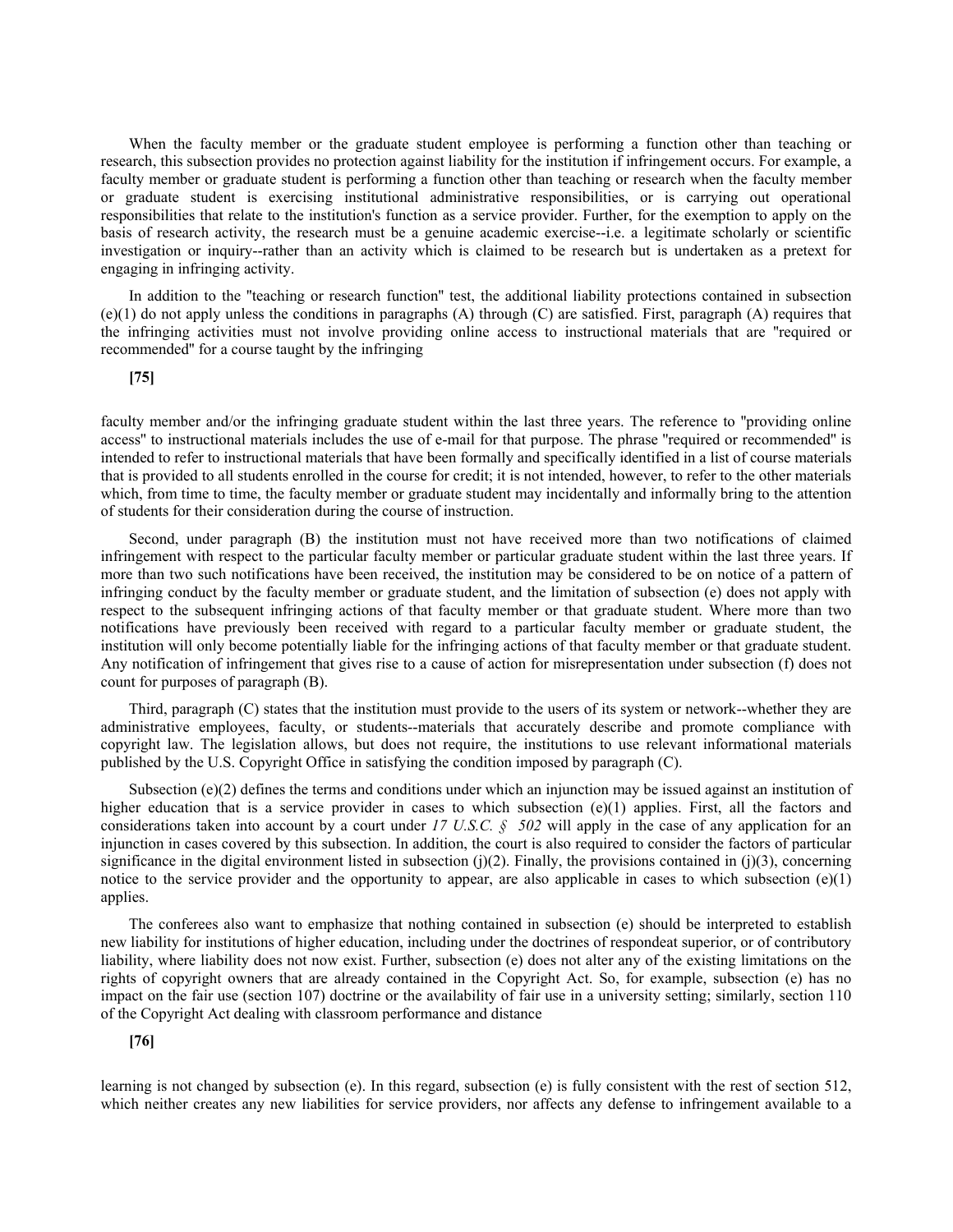When the faculty member or the graduate student employee is performing a function other than teaching or research, this subsection provides no protection against liability for the institution if infringement occurs. For example, a faculty member or graduate student is performing a function other than teaching or research when the faculty member or graduate student is exercising institutional administrative responsibilities, or is carrying out operational responsibilities that relate to the institution's function as a service provider. Further, for the exemption to apply on the basis of research activity, the research must be a genuine academic exercise--i.e. a legitimate scholarly or scientific investigation or inquiry--rather than an activity which is claimed to be research but is undertaken as a pretext for engaging in infringing activity.

In addition to the "teaching or research function" test, the additional liability protections contained in subsection (e)(1) do not apply unless the conditions in paragraphs (A) through (C) are satisfied. First, paragraph (A) requires that the infringing activities must not involve providing online access to instructional materials that are "required or recommended" for a course taught by the infringing

**[75]**

faculty member and/or the infringing graduate student within the last three years. The reference to "providing online access" to instructional materials includes the use of e-mail for that purpose. The phrase "required or recommended" is intended to refer to instructional materials that have been formally and specifically identified in a list of course materials that is provided to all students enrolled in the course for credit; it is not intended, however, to refer to the other materials which, from time to time, the faculty member or graduate student may incidentally and informally bring to the attention of students for their consideration during the course of instruction.

Second, under paragraph (B) the institution must not have received more than two notifications of claimed infringement with respect to the particular faculty member or particular graduate student within the last three years. If more than two such notifications have been received, the institution may be considered to be on notice of a pattern of infringing conduct by the faculty member or graduate student, and the limitation of subsection (e) does not apply with respect to the subsequent infringing actions of that faculty member or that graduate student. Where more than two notifications have previously been received with regard to a particular faculty member or graduate student, the institution will only become potentially liable for the infringing actions of that faculty member or that graduate student. Any notification of infringement that gives rise to a cause of action for misrepresentation under subsection (f) does not count for purposes of paragraph (B).

Third, paragraph (C) states that the institution must provide to the users of its system or network--whether they are administrative employees, faculty, or students--materials that accurately describe and promote compliance with copyright law. The legislation allows, but does not require, the institutions to use relevant informational materials published by the U.S. Copyright Office in satisfying the condition imposed by paragraph (C).

Subsection (e)(2) defines the terms and conditions under which an injunction may be issued against an institution of higher education that is a service provider in cases to which subsection (e)(1) applies. First, all the factors and considerations taken into account by a court under *17 U.S.C. § 502* will apply in the case of any application for an injunction in cases covered by this subsection. In addition, the court is also required to consider the factors of particular significance in the digital environment listed in subsection (j)(2). Finally, the provisions contained in (j)(3), concerning notice to the service provider and the opportunity to appear, are also applicable in cases to which subsection (e)(1) applies.

The conferees also want to emphasize that nothing contained in subsection (e) should be interpreted to establish new liability for institutions of higher education, including under the doctrines of respondeat superior, or of contributory liability, where liability does not now exist. Further, subsection (e) does not alter any of the existing limitations on the rights of copyright owners that are already contained in the Copyright Act. So, for example, subsection (e) has no impact on the fair use (section 107) doctrine or the availability of fair use in a university setting; similarly, section 110 of the Copyright Act dealing with classroom performance and distance

**[76]**

learning is not changed by subsection (e). In this regard, subsection (e) is fully consistent with the rest of section 512, which neither creates any new liabilities for service providers, nor affects any defense to infringement available to a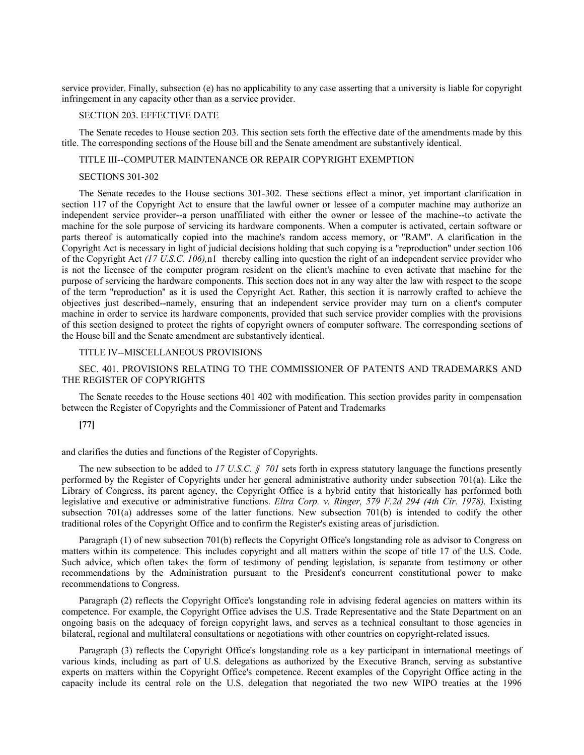service provider. Finally, subsection (e) has no applicability to any case asserting that a university is liable for copyright infringement in any capacity other than as a service provider.

SECTION 203. EFFECTIVE DATE

The Senate recedes to House section 203. This section sets forth the effective date of the amendments made by this title. The corresponding sections of the House bill and the Senate amendment are substantively identical.

TITLE III--COMPUTER MAINTENANCE OR REPAIR COPYRIGHT EXEMPTION

SECTIONS 301-302

The Senate recedes to the House sections 301-302. These sections effect a minor, yet important clarification in section 117 of the Copyright Act to ensure that the lawful owner or lessee of a computer machine may authorize an independent service provider--a person unaffiliated with either the owner or lessee of the machine--to activate the machine for the sole purpose of servicing its hardware components. When a computer is activated, certain software or parts thereof is automatically copied into the machine's random access memory, or "RAM". A clarification in the Copyright Act is necessary in light of judicial decisions holding that such copying is a "reproduction" under section 106 of the Copyright Act *(17 U.S.C. 106),*n1 thereby calling into question the right of an independent service provider who is not the licensee of the computer program resident on the client's machine to even activate that machine for the purpose of servicing the hardware components. This section does not in any way alter the law with respect to the scope of the term "reproduction" as it is used the Copyright Act. Rather, this section it is narrowly crafted to achieve the objectives just described--namely, ensuring that an independent service provider may turn on a client's computer machine in order to service its hardware components, provided that such service provider complies with the provisions of this section designed to protect the rights of copyright owners of computer software. The corresponding sections of the House bill and the Senate amendment are substantively identical.

TITLE IV--MISCELLANEOUS PROVISIONS

SEC. 401. PROVISIONS RELATING TO THE COMMISSIONER OF PATENTS AND TRADEMARKS AND THE REGISTER OF COPYRIGHTS

The Senate recedes to the House sections 401 402 with modification. This section provides parity in compensation between the Register of Copyrights and the Commissioner of Patent and Trademarks

**[77]**

and clarifies the duties and functions of the Register of Copyrights.

The new subsection to be added to *17 U.S.C. § 701* sets forth in express statutory language the functions presently performed by the Register of Copyrights under her general administrative authority under subsection 701(a). Like the Library of Congress, its parent agency, the Copyright Office is a hybrid entity that historically has performed both legislative and executive or administrative functions. *Eltra Corp. v. Ringer, 579 F.2d 294 (4th Cir. 1978).* Existing subsection 701(a) addresses some of the latter functions. New subsection 701(b) is intended to codify the other traditional roles of the Copyright Office and to confirm the Register's existing areas of jurisdiction.

Paragraph (1) of new subsection 701(b) reflects the Copyright Office's longstanding role as advisor to Congress on matters within its competence. This includes copyright and all matters within the scope of title 17 of the U.S. Code. Such advice, which often takes the form of testimony of pending legislation, is separate from testimony or other recommendations by the Administration pursuant to the President's concurrent constitutional power to make recommendations to Congress.

Paragraph (2) reflects the Copyright Office's longstanding role in advising federal agencies on matters within its competence. For example, the Copyright Office advises the U.S. Trade Representative and the State Department on an ongoing basis on the adequacy of foreign copyright laws, and serves as a technical consultant to those agencies in bilateral, regional and multilateral consultations or negotiations with other countries on copyright-related issues.

Paragraph (3) reflects the Copyright Office's longstanding role as a key participant in international meetings of various kinds, including as part of U.S. delegations as authorized by the Executive Branch, serving as substantive experts on matters within the Copyright Office's competence. Recent examples of the Copyright Office acting in the capacity include its central role on the U.S. delegation that negotiated the two new WIPO treaties at the 1996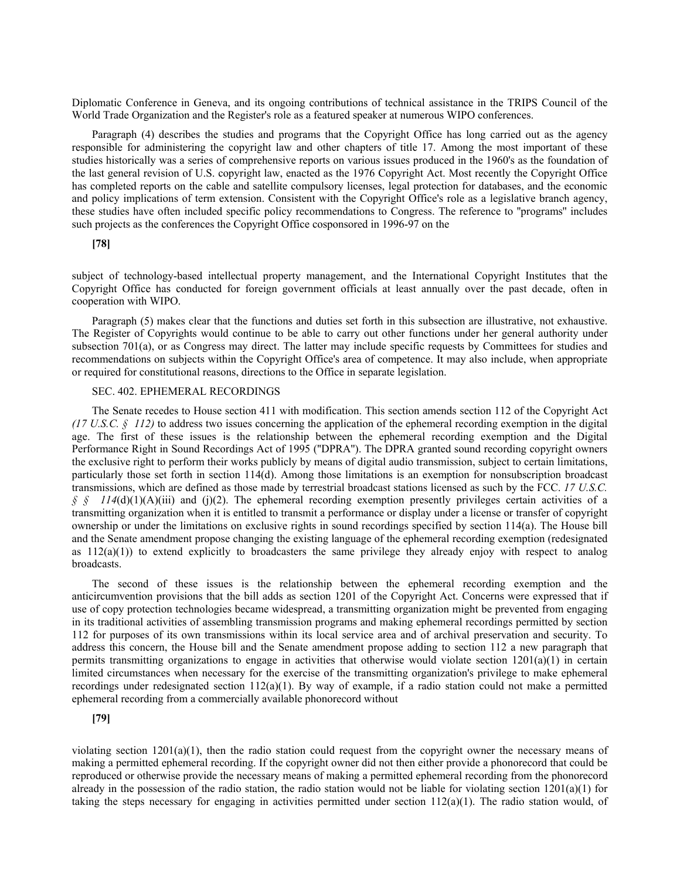Diplomatic Conference in Geneva, and its ongoing contributions of technical assistance in the TRIPS Council of the World Trade Organization and the Register's role as a featured speaker at numerous WIPO conferences.

Paragraph (4) describes the studies and programs that the Copyright Office has long carried out as the agency responsible for administering the copyright law and other chapters of title 17. Among the most important of these studies historically was a series of comprehensive reports on various issues produced in the 1960's as the foundation of the last general revision of U.S. copyright law, enacted as the 1976 Copyright Act. Most recently the Copyright Office has completed reports on the cable and satellite compulsory licenses, legal protection for databases, and the economic and policy implications of term extension. Consistent with the Copyright Office's role as a legislative branch agency, these studies have often included specific policy recommendations to Congress. The reference to "programs" includes such projects as the conferences the Copyright Office cosponsored in 1996-97 on the

**[78]**

subject of technology-based intellectual property management, and the International Copyright Institutes that the Copyright Office has conducted for foreign government officials at least annually over the past decade, often in cooperation with WIPO.

Paragraph (5) makes clear that the functions and duties set forth in this subsection are illustrative, not exhaustive. The Register of Copyrights would continue to be able to carry out other functions under her general authority under subsection 701(a), or as Congress may direct. The latter may include specific requests by Committees for studies and recommendations on subjects within the Copyright Office's area of competence. It may also include, when appropriate or required for constitutional reasons, directions to the Office in separate legislation.

SEC. 402. EPHEMERAL RECORDINGS

The Senate recedes to House section 411 with modification. This section amends section 112 of the Copyright Act *(17 U.S.C. § 112)* to address two issues concerning the application of the ephemeral recording exemption in the digital age. The first of these issues is the relationship between the ephemeral recording exemption and the Digital Performance Right in Sound Recordings Act of 1995 ("DPRA"). The DPRA granted sound recording copyright owners the exclusive right to perform their works publicly by means of digital audio transmission, subject to certain limitations, particularly those set forth in section 114(d). Among those limitations is an exemption for nonsubscription broadcast transmissions, which are defined as those made by terrestrial broadcast stations licensed as such by the FCC. *17 U.S.C. § § 114*(d)(1)(A)(iii) and (j)(2). The ephemeral recording exemption presently privileges certain activities of a transmitting organization when it is entitled to transmit a performance or display under a license or transfer of copyright ownership or under the limitations on exclusive rights in sound recordings specified by section 114(a). The House bill and the Senate amendment propose changing the existing language of the ephemeral recording exemption (redesignated as 112(a)(1)) to extend explicitly to broadcasters the same privilege they already enjoy with respect to analog broadcasts.

The second of these issues is the relationship between the ephemeral recording exemption and the anticircumvention provisions that the bill adds as section 1201 of the Copyright Act. Concerns were expressed that if use of copy protection technologies became widespread, a transmitting organization might be prevented from engaging in its traditional activities of assembling transmission programs and making ephemeral recordings permitted by section 112 for purposes of its own transmissions within its local service area and of archival preservation and security. To address this concern, the House bill and the Senate amendment propose adding to section 112 a new paragraph that permits transmitting organizations to engage in activities that otherwise would violate section 1201(a)(1) in certain limited circumstances when necessary for the exercise of the transmitting organization's privilege to make ephemeral recordings under redesignated section 112(a)(1). By way of example, if a radio station could not make a permitted ephemeral recording from a commercially available phonorecord without

**[79]**

violating section 1201(a)(1), then the radio station could request from the copyright owner the necessary means of making a permitted ephemeral recording. If the copyright owner did not then either provide a phonorecord that could be reproduced or otherwise provide the necessary means of making a permitted ephemeral recording from the phonorecord already in the possession of the radio station, the radio station would not be liable for violating section 1201(a)(1) for taking the steps necessary for engaging in activities permitted under section 112(a)(1). The radio station would, of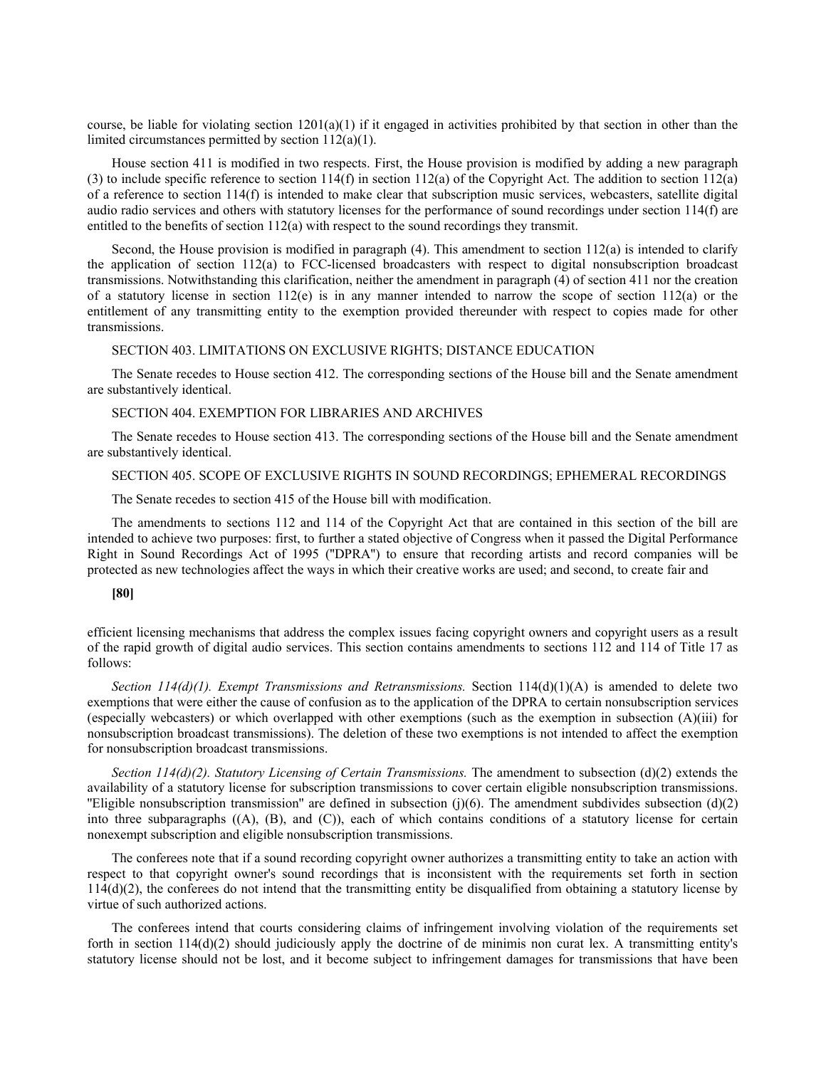course, be liable for violating section 1201(a)(1) if it engaged in activities prohibited by that section in other than the limited circumstances permitted by section 112(a)(1).

House section 411 is modified in two respects. First, the House provision is modified by adding a new paragraph (3) to include specific reference to section 114(f) in section 112(a) of the Copyright Act. The addition to section 112(a) of a reference to section 114(f) is intended to make clear that subscription music services, webcasters, satellite digital audio radio services and others with statutory licenses for the performance of sound recordings under section 114(f) are entitled to the benefits of section 112(a) with respect to the sound recordings they transmit.

Second, the House provision is modified in paragraph (4). This amendment to section 112(a) is intended to clarify the application of section 112(a) to FCC-licensed broadcasters with respect to digital nonsubscription broadcast transmissions. Notwithstanding this clarification, neither the amendment in paragraph (4) of section 411 nor the creation of a statutory license in section 112(e) is in any manner intended to narrow the scope of section 112(a) or the entitlement of any transmitting entity to the exemption provided thereunder with respect to copies made for other transmissions.

SECTION 403. LIMITATIONS ON EXCLUSIVE RIGHTS; DISTANCE EDUCATION

The Senate recedes to House section 412. The corresponding sections of the House bill and the Senate amendment are substantively identical.

SECTION 404. EXEMPTION FOR LIBRARIES AND ARCHIVES

The Senate recedes to House section 413. The corresponding sections of the House bill and the Senate amendment are substantively identical.

SECTION 405. SCOPE OF EXCLUSIVE RIGHTS IN SOUND RECORDINGS; EPHEMERAL RECORDINGS

The Senate recedes to section 415 of the House bill with modification.

The amendments to sections 112 and 114 of the Copyright Act that are contained in this section of the bill are intended to achieve two purposes: first, to further a stated objective of Congress when it passed the Digital Performance Right in Sound Recordings Act of 1995 ("DPRA") to ensure that recording artists and record companies will be protected as new technologies affect the ways in which their creative works are used; and second, to create fair and

**[80]**

efficient licensing mechanisms that address the complex issues facing copyright owners and copyright users as a result of the rapid growth of digital audio services. This section contains amendments to sections 112 and 114 of Title 17 as follows:

*Section 114(d)(1). Exempt Transmissions and Retransmissions.* Section 114(d)(1)(A) is amended to delete two exemptions that were either the cause of confusion as to the application of the DPRA to certain nonsubscription services (especially webcasters) or which overlapped with other exemptions (such as the exemption in subsection (A)(iii) for nonsubscription broadcast transmissions). The deletion of these two exemptions is not intended to affect the exemption for nonsubscription broadcast transmissions.

*Section 114(d)(2). Statutory Licensing of Certain Transmissions.* The amendment to subsection (d)(2) extends the availability of a statutory license for subscription transmissions to cover certain eligible nonsubscription transmissions. "Eligible nonsubscription transmission" are defined in subsection (j)(6). The amendment subdivides subsection (d)(2) into three subparagraphs ((A), (B), and (C)), each of which contains conditions of a statutory license for certain nonexempt subscription and eligible nonsubscription transmissions.

The conferees note that if a sound recording copyright owner authorizes a transmitting entity to take an action with respect to that copyright owner's sound recordings that is inconsistent with the requirements set forth in section 114(d)(2), the conferees do not intend that the transmitting entity be disqualified from obtaining a statutory license by virtue of such authorized actions.

The conferees intend that courts considering claims of infringement involving violation of the requirements set forth in section 114(d)(2) should judiciously apply the doctrine of de minimis non curat lex. A transmitting entity's statutory license should not be lost, and it become subject to infringement damages for transmissions that have been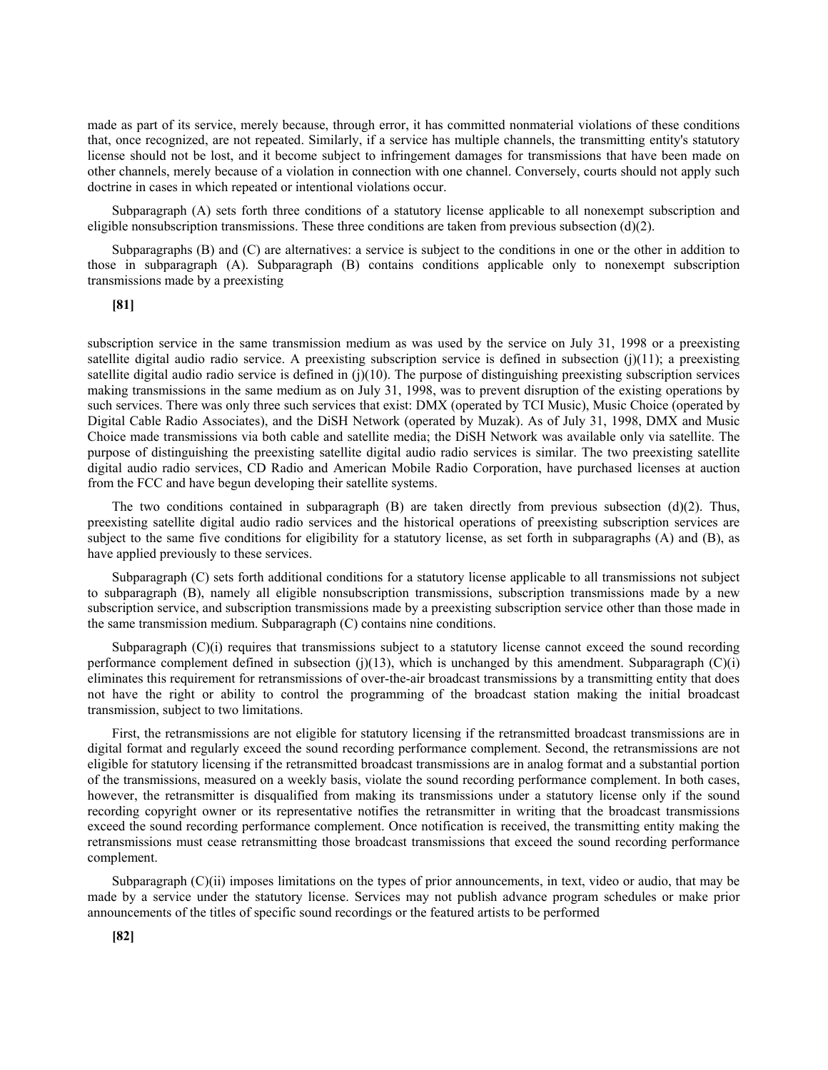made as part of its service, merely because, through error, it has committed nonmaterial violations of these conditions that, once recognized, are not repeated. Similarly, if a service has multiple channels, the transmitting entity's statutory license should not be lost, and it become subject to infringement damages for transmissions that have been made on other channels, merely because of a violation in connection with one channel. Conversely, courts should not apply such doctrine in cases in which repeated or intentional violations occur.

Subparagraph (A) sets forth three conditions of a statutory license applicable to all nonexempt subscription and eligible nonsubscription transmissions. These three conditions are taken from previous subsection (d)(2).

Subparagraphs (B) and (C) are alternatives: a service is subject to the conditions in one or the other in addition to those in subparagraph (A). Subparagraph (B) contains conditions applicable only to nonexempt subscription transmissions made by a preexisting

**[81]**

subscription service in the same transmission medium as was used by the service on July 31, 1998 or a preexisting satellite digital audio radio service. A preexisting subscription service is defined in subsection (j)(11); a preexisting satellite digital audio radio service is defined in (j)(10). The purpose of distinguishing preexisting subscription services making transmissions in the same medium as on July 31, 1998, was to prevent disruption of the existing operations by such services. There was only three such services that exist: DMX (operated by TCI Music), Music Choice (operated by Digital Cable Radio Associates), and the DiSH Network (operated by Muzak). As of July 31, 1998, DMX and Music Choice made transmissions via both cable and satellite media; the DiSH Network was available only via satellite. The purpose of distinguishing the preexisting satellite digital audio radio services is similar. The two preexisting satellite digital audio radio services, CD Radio and American Mobile Radio Corporation, have purchased licenses at auction from the FCC and have begun developing their satellite systems.

The two conditions contained in subparagraph (B) are taken directly from previous subsection (d)(2). Thus, preexisting satellite digital audio radio services and the historical operations of preexisting subscription services are subject to the same five conditions for eligibility for a statutory license, as set forth in subparagraphs (A) and (B), as have applied previously to these services.

Subparagraph (C) sets forth additional conditions for a statutory license applicable to all transmissions not subject to subparagraph (B), namely all eligible nonsubscription transmissions, subscription transmissions made by a new subscription service, and subscription transmissions made by a preexisting subscription service other than those made in the same transmission medium. Subparagraph (C) contains nine conditions.

Subparagraph (C)(i) requires that transmissions subject to a statutory license cannot exceed the sound recording performance complement defined in subsection (j)(13), which is unchanged by this amendment. Subparagraph (C)(i) eliminates this requirement for retransmissions of over-the-air broadcast transmissions by a transmitting entity that does not have the right or ability to control the programming of the broadcast station making the initial broadcast transmission, subject to two limitations.

First, the retransmissions are not eligible for statutory licensing if the retransmitted broadcast transmissions are in digital format and regularly exceed the sound recording performance complement. Second, the retransmissions are not eligible for statutory licensing if the retransmitted broadcast transmissions are in analog format and a substantial portion of the transmissions, measured on a weekly basis, violate the sound recording performance complement. In both cases, however, the retransmitter is disqualified from making its transmissions under a statutory license only if the sound recording copyright owner or its representative notifies the retransmitter in writing that the broadcast transmissions exceed the sound recording performance complement. Once notification is received, the transmitting entity making the retransmissions must cease retransmitting those broadcast transmissions that exceed the sound recording performance complement.

Subparagraph (C)(ii) imposes limitations on the types of prior announcements, in text, video or audio, that may be made by a service under the statutory license. Services may not publish advance program schedules or make prior announcements of the titles of specific sound recordings or the featured artists to be performed

**[82]**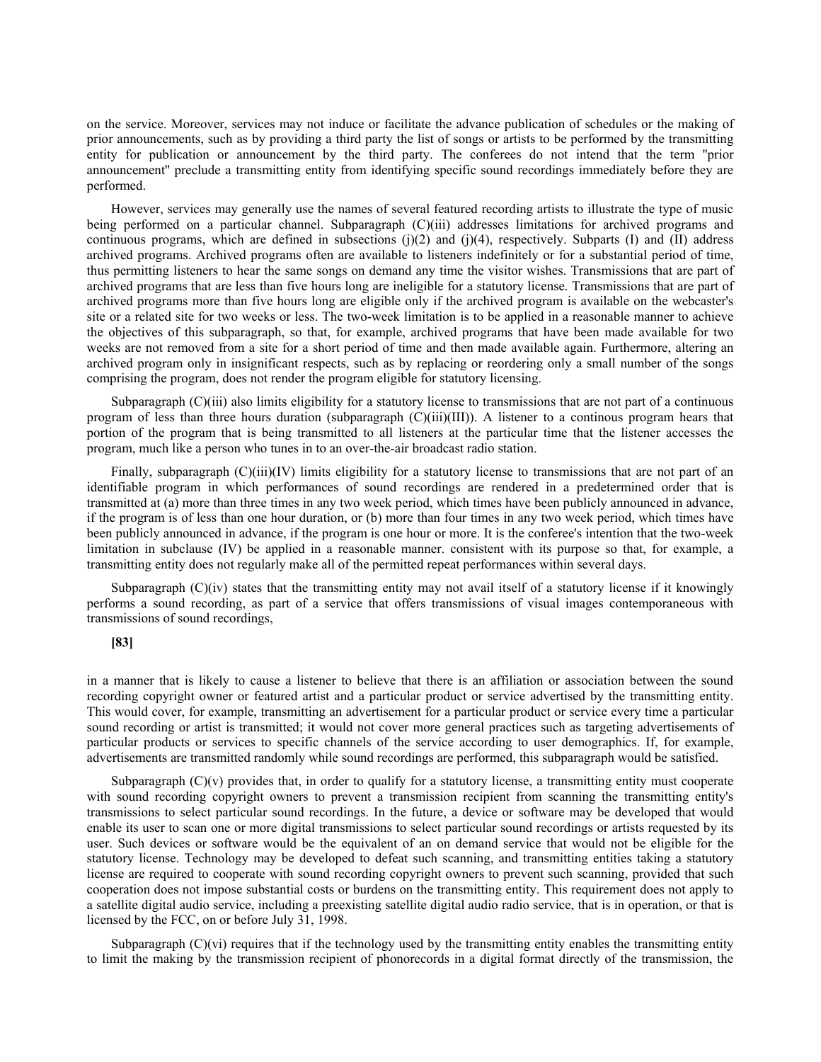on the service. Moreover, services may not induce or facilitate the advance publication of schedules or the making of prior announcements, such as by providing a third party the list of songs or artists to be performed by the transmitting entity for publication or announcement by the third party. The conferees do not intend that the term "prior announcement" preclude a transmitting entity from identifying specific sound recordings immediately before they are performed.

However, services may generally use the names of several featured recording artists to illustrate the type of music being performed on a particular channel. Subparagraph (C)(iii) addresses limitations for archived programs and continuous programs, which are defined in subsections (j)(2) and (j)(4), respectively. Subparts (I) and (II) address archived programs. Archived programs often are available to listeners indefinitely or for a substantial period of time, thus permitting listeners to hear the same songs on demand any time the visitor wishes. Transmissions that are part of archived programs that are less than five hours long are ineligible for a statutory license. Transmissions that are part of archived programs more than five hours long are eligible only if the archived program is available on the webcaster's site or a related site for two weeks or less. The two-week limitation is to be applied in a reasonable manner to achieve the objectives of this subparagraph, so that, for example, archived programs that have been made available for two weeks are not removed from a site for a short period of time and then made available again. Furthermore, altering an archived program only in insignificant respects, such as by replacing or reordering only a small number of the songs comprising the program, does not render the program eligible for statutory licensing.

Subparagraph (C)(iii) also limits eligibility for a statutory license to transmissions that are not part of a continuous program of less than three hours duration (subparagraph (C)(iii)(III)). A listener to a continous program hears that portion of the program that is being transmitted to all listeners at the particular time that the listener accesses the program, much like a person who tunes in to an over-the-air broadcast radio station.

Finally, subparagraph (C)(iii)(IV) limits eligibility for a statutory license to transmissions that are not part of an identifiable program in which performances of sound recordings are rendered in a predetermined order that is transmitted at (a) more than three times in any two week period, which times have been publicly announced in advance, if the program is of less than one hour duration, or (b) more than four times in any two week period, which times have been publicly announced in advance, if the program is one hour or more. It is the conferee's intention that the two-week limitation in subclause (IV) be applied in a reasonable manner. consistent with its purpose so that, for example, a transmitting entity does not regularly make all of the permitted repeat performances within several days.

Subparagraph (C)(iv) states that the transmitting entity may not avail itself of a statutory license if it knowingly performs a sound recording, as part of a service that offers transmissions of visual images contemporaneous with transmissions of sound recordings,

**[83]**

in a manner that is likely to cause a listener to believe that there is an affiliation or association between the sound recording copyright owner or featured artist and a particular product or service advertised by the transmitting entity. This would cover, for example, transmitting an advertisement for a particular product or service every time a particular sound recording or artist is transmitted; it would not cover more general practices such as targeting advertisements of particular products or services to specific channels of the service according to user demographics. If, for example, advertisements are transmitted randomly while sound recordings are performed, this subparagraph would be satisfied.

Subparagraph (C)(v) provides that, in order to qualify for a statutory license, a transmitting entity must cooperate with sound recording copyright owners to prevent a transmission recipient from scanning the transmitting entity's transmissions to select particular sound recordings. In the future, a device or software may be developed that would enable its user to scan one or more digital transmissions to select particular sound recordings or artists requested by its user. Such devices or software would be the equivalent of an on demand service that would not be eligible for the statutory license. Technology may be developed to defeat such scanning, and transmitting entities taking a statutory license are required to cooperate with sound recording copyright owners to prevent such scanning, provided that such cooperation does not impose substantial costs or burdens on the transmitting entity. This requirement does not apply to a satellite digital audio service, including a preexisting satellite digital audio radio service, that is in operation, or that is licensed by the FCC, on or before July 31, 1998.

Subparagraph (C)(vi) requires that if the technology used by the transmitting entity enables the transmitting entity to limit the making by the transmission recipient of phonorecords in a digital format directly of the transmission, the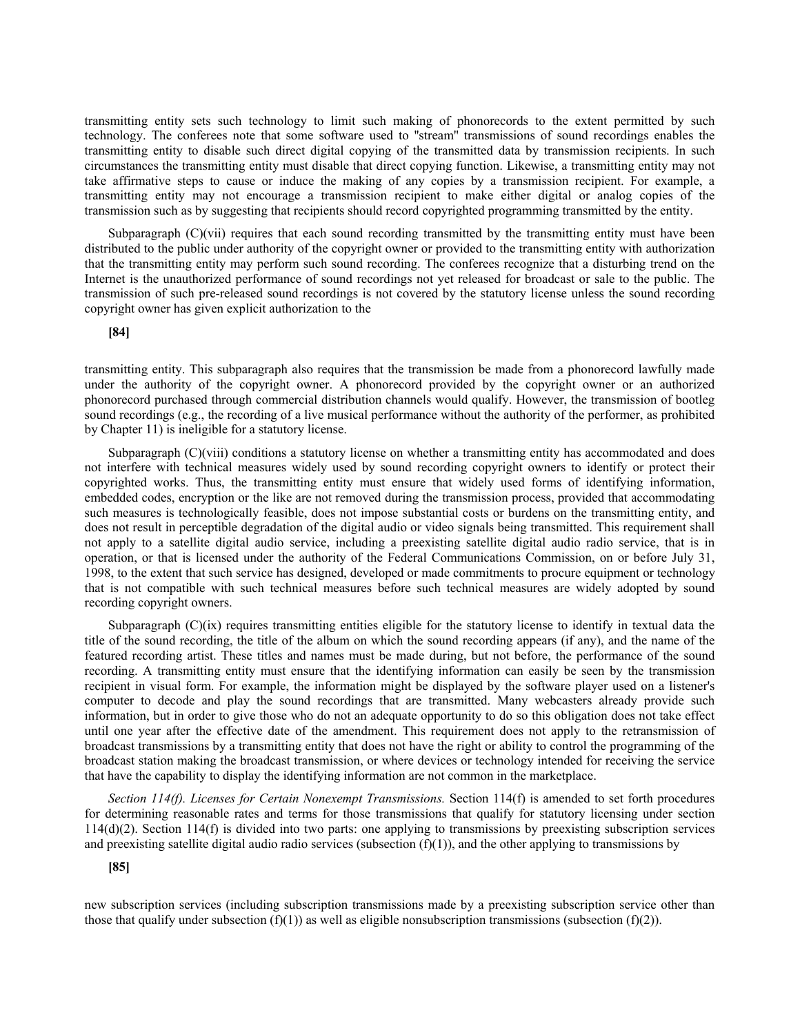transmitting entity sets such technology to limit such making of phonorecords to the extent permitted by such technology. The conferees note that some software used to "stream" transmissions of sound recordings enables the transmitting entity to disable such direct digital copying of the transmitted data by transmission recipients. In such circumstances the transmitting entity must disable that direct copying function. Likewise, a transmitting entity may not take affirmative steps to cause or induce the making of any copies by a transmission recipient. For example, a transmitting entity may not encourage a transmission recipient to make either digital or analog copies of the transmission such as by suggesting that recipients should record copyrighted programming transmitted by the entity.

Subparagraph (C)(vii) requires that each sound recording transmitted by the transmitting entity must have been distributed to the public under authority of the copyright owner or provided to the transmitting entity with authorization that the transmitting entity may perform such sound recording. The conferees recognize that a disturbing trend on the Internet is the unauthorized performance of sound recordings not yet released for broadcast or sale to the public. The transmission of such pre-released sound recordings is not covered by the statutory license unless the sound recording copyright owner has given explicit authorization to the

**[84]**

transmitting entity. This subparagraph also requires that the transmission be made from a phonorecord lawfully made under the authority of the copyright owner. A phonorecord provided by the copyright owner or an authorized phonorecord purchased through commercial distribution channels would qualify. However, the transmission of bootleg sound recordings (e.g., the recording of a live musical performance without the authority of the performer, as prohibited by Chapter 11) is ineligible for a statutory license.

Subparagraph (C)(viii) conditions a statutory license on whether a transmitting entity has accommodated and does not interfere with technical measures widely used by sound recording copyright owners to identify or protect their copyrighted works. Thus, the transmitting entity must ensure that widely used forms of identifying information, embedded codes, encryption or the like are not removed during the transmission process, provided that accommodating such measures is technologically feasible, does not impose substantial costs or burdens on the transmitting entity, and does not result in perceptible degradation of the digital audio or video signals being transmitted. This requirement shall not apply to a satellite digital audio service, including a preexisting satellite digital audio radio service, that is in operation, or that is licensed under the authority of the Federal Communications Commission, on or before July 31, 1998, to the extent that such service has designed, developed or made commitments to procure equipment or technology that is not compatible with such technical measures before such technical measures are widely adopted by sound recording copyright owners.

Subparagraph (C)(ix) requires transmitting entities eligible for the statutory license to identify in textual data the title of the sound recording, the title of the album on which the sound recording appears (if any), and the name of the featured recording artist. These titles and names must be made during, but not before, the performance of the sound recording. A transmitting entity must ensure that the identifying information can easily be seen by the transmission recipient in visual form. For example, the information might be displayed by the software player used on a listener's computer to decode and play the sound recordings that are transmitted. Many webcasters already provide such information, but in order to give those who do not an adequate opportunity to do so this obligation does not take effect until one year after the effective date of the amendment. This requirement does not apply to the retransmission of broadcast transmissions by a transmitting entity that does not have the right or ability to control the programming of the broadcast station making the broadcast transmission, or where devices or technology intended for receiving the service that have the capability to display the identifying information are not common in the marketplace.

*Section 114(f). Licenses for Certain Nonexempt Transmissions.* Section 114(f) is amended to set forth procedures for determining reasonable rates and terms for those transmissions that qualify for statutory licensing under section 114(d)(2). Section 114(f) is divided into two parts: one applying to transmissions by preexisting subscription services and preexisting satellite digital audio radio services (subsection (f)(1)), and the other applying to transmissions by

**[85]**

new subscription services (including subscription transmissions made by a preexisting subscription service other than those that qualify under subsection (f)(1)) as well as eligible nonsubscription transmissions (subsection (f)(2)).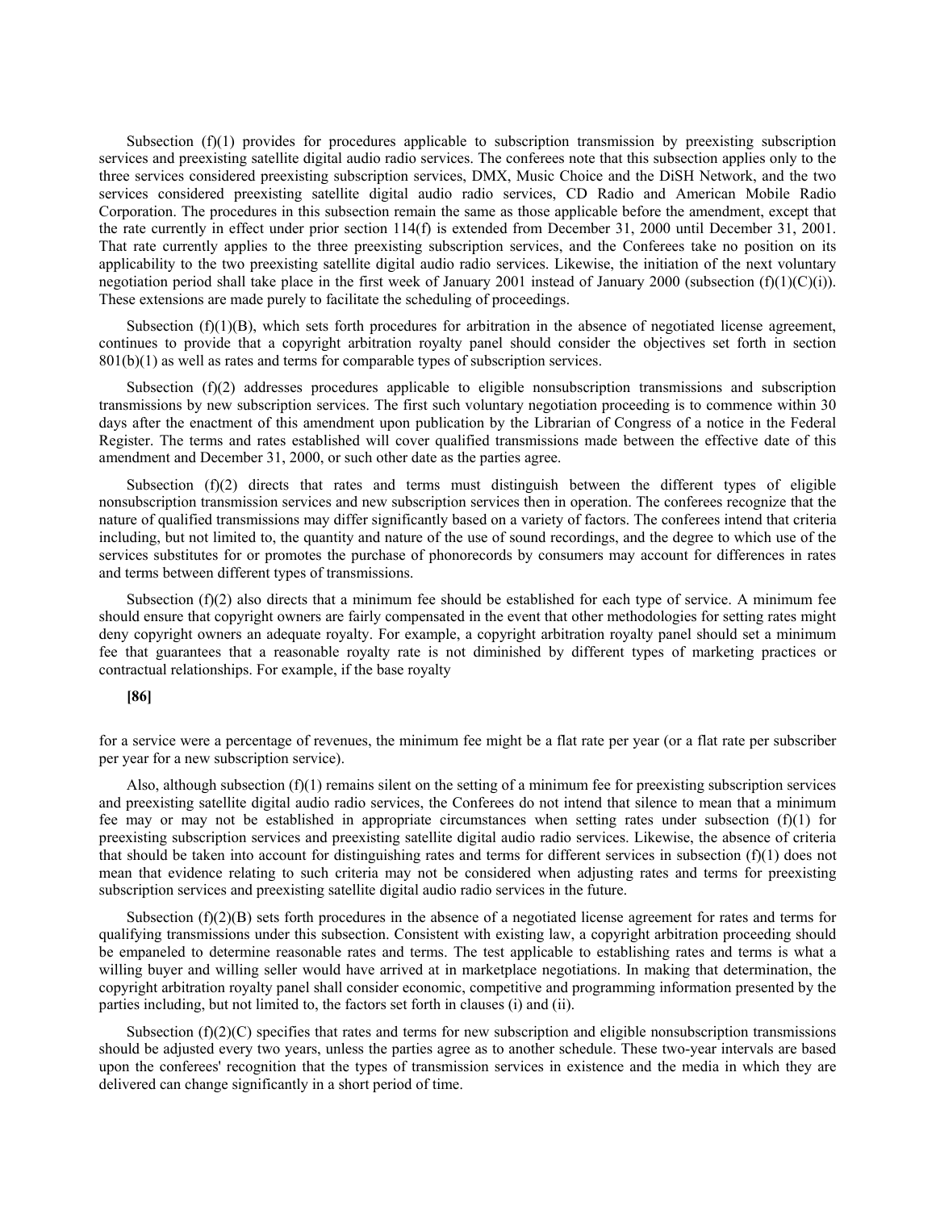Subsection (f)(1) provides for procedures applicable to subscription transmission by preexisting subscription services and preexisting satellite digital audio radio services. The conferees note that this subsection applies only to the three services considered preexisting subscription services, DMX, Music Choice and the DiSH Network, and the two services considered preexisting satellite digital audio radio services, CD Radio and American Mobile Radio Corporation. The procedures in this subsection remain the same as those applicable before the amendment, except that the rate currently in effect under prior section 114(f) is extended from December 31, 2000 until December 31, 2001. That rate currently applies to the three preexisting subscription services, and the Conferees take no position on its applicability to the two preexisting satellite digital audio radio services. Likewise, the initiation of the next voluntary negotiation period shall take place in the first week of January 2001 instead of January 2000 (subsection (f)(1)(C)(i)). These extensions are made purely to facilitate the scheduling of proceedings.

Subsection (f)(1)(B), which sets forth procedures for arbitration in the absence of negotiated license agreement, continues to provide that a copyright arbitration royalty panel should consider the objectives set forth in section 801(b)(1) as well as rates and terms for comparable types of subscription services.

Subsection (f)(2) addresses procedures applicable to eligible nonsubscription transmissions and subscription transmissions by new subscription services. The first such voluntary negotiation proceeding is to commence within 30 days after the enactment of this amendment upon publication by the Librarian of Congress of a notice in the Federal Register. The terms and rates established will cover qualified transmissions made between the effective date of this amendment and December 31, 2000, or such other date as the parties agree.

Subsection (f)(2) directs that rates and terms must distinguish between the different types of eligible nonsubscription transmission services and new subscription services then in operation. The conferees recognize that the nature of qualified transmissions may differ significantly based on a variety of factors. The conferees intend that criteria including, but not limited to, the quantity and nature of the use of sound recordings, and the degree to which use of the services substitutes for or promotes the purchase of phonorecords by consumers may account for differences in rates and terms between different types of transmissions.

Subsection (f)(2) also directs that a minimum fee should be established for each type of service. A minimum fee should ensure that copyright owners are fairly compensated in the event that other methodologies for setting rates might deny copyright owners an adequate royalty. For example, a copyright arbitration royalty panel should set a minimum fee that guarantees that a reasonable royalty rate is not diminished by different types of marketing practices or contractual relationships. For example, if the base royalty

**[86]**

for a service were a percentage of revenues, the minimum fee might be a flat rate per year (or a flat rate per subscriber per year for a new subscription service).

Also, although subsection (f)(1) remains silent on the setting of a minimum fee for preexisting subscription services and preexisting satellite digital audio radio services, the Conferees do not intend that silence to mean that a minimum fee may or may not be established in appropriate circumstances when setting rates under subsection (f)(1) for preexisting subscription services and preexisting satellite digital audio radio services. Likewise, the absence of criteria that should be taken into account for distinguishing rates and terms for different services in subsection (f)(1) does not mean that evidence relating to such criteria may not be considered when adjusting rates and terms for preexisting subscription services and preexisting satellite digital audio radio services in the future.

Subsection (f)(2)(B) sets forth procedures in the absence of a negotiated license agreement for rates and terms for qualifying transmissions under this subsection. Consistent with existing law, a copyright arbitration proceeding should be empaneled to determine reasonable rates and terms. The test applicable to establishing rates and terms is what a willing buyer and willing seller would have arrived at in marketplace negotiations. In making that determination, the copyright arbitration royalty panel shall consider economic, competitive and programming information presented by the parties including, but not limited to, the factors set forth in clauses (i) and (ii).

Subsection (f)(2)(C) specifies that rates and terms for new subscription and eligible nonsubscription transmissions should be adjusted every two years, unless the parties agree as to another schedule. These two-year intervals are based upon the conferees' recognition that the types of transmission services in existence and the media in which they are delivered can change significantly in a short period of time.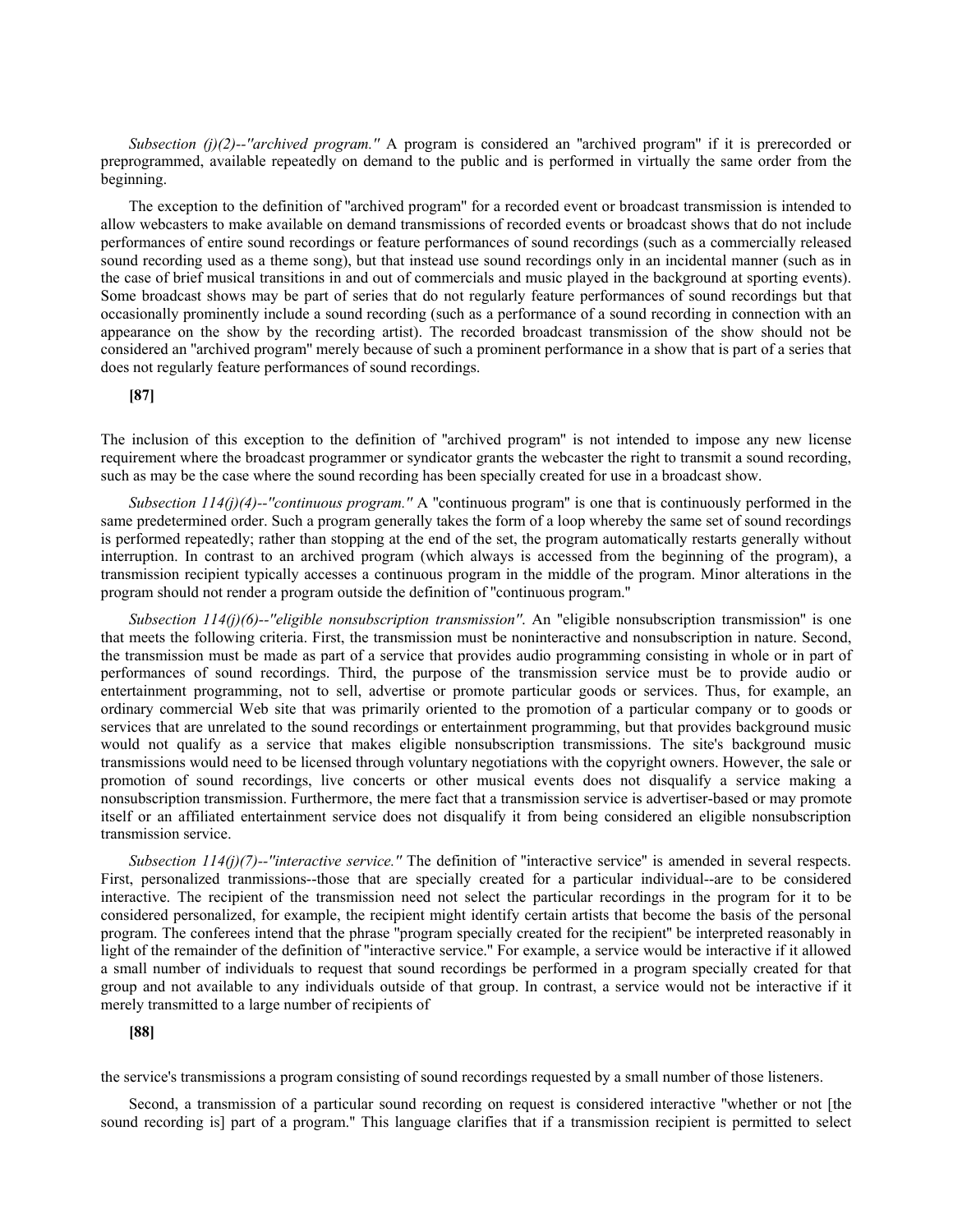*Subsection (j)(2)--"archived program."* A program is considered an "archived program" if it is prerecorded or preprogrammed, available repeatedly on demand to the public and is performed in virtually the same order from the beginning.

The exception to the definition of "archived program" for a recorded event or broadcast transmission is intended to allow webcasters to make available on demand transmissions of recorded events or broadcast shows that do not include performances of entire sound recordings or feature performances of sound recordings (such as a commercially released sound recording used as a theme song), but that instead use sound recordings only in an incidental manner (such as in the case of brief musical transitions in and out of commercials and music played in the background at sporting events). Some broadcast shows may be part of series that do not regularly feature performances of sound recordings but that occasionally prominently include a sound recording (such as a performance of a sound recording in connection with an appearance on the show by the recording artist). The recorded broadcast transmission of the show should not be considered an "archived program" merely because of such a prominent performance in a show that is part of a series that does not regularly feature performances of sound recordings.

**[87]**

The inclusion of this exception to the definition of "archived program" is not intended to impose any new license requirement where the broadcast programmer or syndicator grants the webcaster the right to transmit a sound recording, such as may be the case where the sound recording has been specially created for use in a broadcast show.

*Subsection 114(j)(4)--"continuous program."* A "continuous program" is one that is continuously performed in the same predetermined order. Such a program generally takes the form of a loop whereby the same set of sound recordings is performed repeatedly; rather than stopping at the end of the set, the program automatically restarts generally without interruption. In contrast to an archived program (which always is accessed from the beginning of the program), a transmission recipient typically accesses a continuous program in the middle of the program. Minor alterations in the program should not render a program outside the definition of "continuous program."

*Subsection 114(j)(6)--"eligible nonsubscription transmission".* An "eligible nonsubscription transmission" is one that meets the following criteria. First, the transmission must be noninteractive and nonsubscription in nature. Second, the transmission must be made as part of a service that provides audio programming consisting in whole or in part of performances of sound recordings. Third, the purpose of the transmission service must be to provide audio or entertainment programming, not to sell, advertise or promote particular goods or services. Thus, for example, an ordinary commercial Web site that was primarily oriented to the promotion of a particular company or to goods or services that are unrelated to the sound recordings or entertainment programming, but that provides background music would not qualify as a service that makes eligible nonsubscription transmissions. The site's background music transmissions would need to be licensed through voluntary negotiations with the copyright owners. However, the sale or promotion of sound recordings, live concerts or other musical events does not disqualify a service making a nonsubscription transmission. Furthermore, the mere fact that a transmission service is advertiser-based or may promote itself or an affiliated entertainment service does not disqualify it from being considered an eligible nonsubscription transmission service.

*Subsection 114(j)(7)--"interactive service."* The definition of "interactive service" is amended in several respects. First, personalized tranmissions--those that are specially created for a particular individual--are to be considered interactive. The recipient of the transmission need not select the particular recordings in the program for it to be considered personalized, for example, the recipient might identify certain artists that become the basis of the personal program. The conferees intend that the phrase "program specially created for the recipient" be interpreted reasonably in light of the remainder of the definition of "interactive service." For example, a service would be interactive if it allowed a small number of individuals to request that sound recordings be performed in a program specially created for that group and not available to any individuals outside of that group. In contrast, a service would not be interactive if it merely transmitted to a large number of recipients of

**[88]**

the service's transmissions a program consisting of sound recordings requested by a small number of those listeners.

Second, a transmission of a particular sound recording on request is considered interactive "whether or not [the sound recording is] part of a program." This language clarifies that if a transmission recipient is permitted to select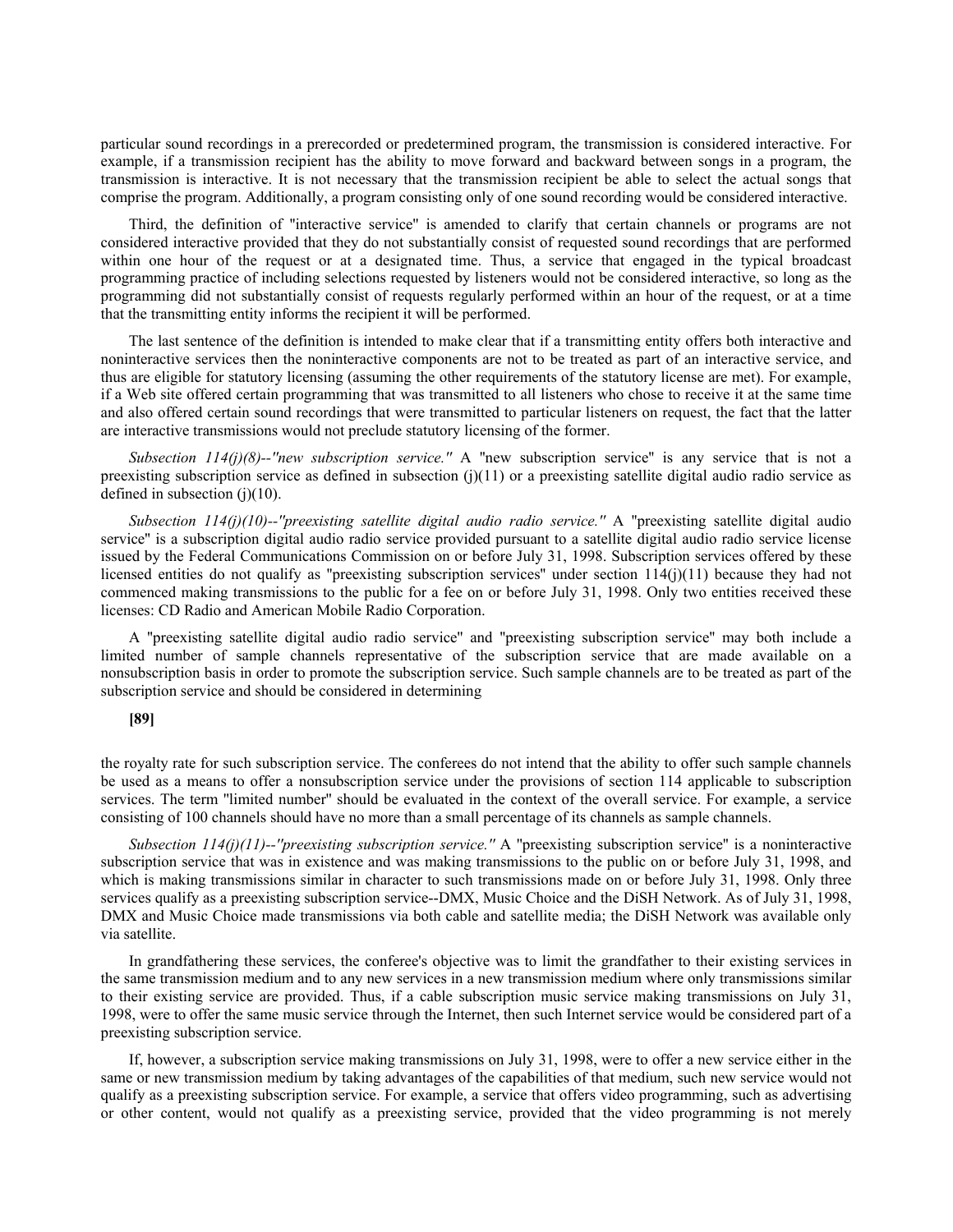particular sound recordings in a prerecorded or predetermined program, the transmission is considered interactive. For example, if a transmission recipient has the ability to move forward and backward between songs in a program, the transmission is interactive. It is not necessary that the transmission recipient be able to select the actual songs that comprise the program. Additionally, a program consisting only of one sound recording would be considered interactive.

Third, the definition of "interactive service" is amended to clarify that certain channels or programs are not considered interactive provided that they do not substantially consist of requested sound recordings that are performed within one hour of the request or at a designated time. Thus, a service that engaged in the typical broadcast programming practice of including selections requested by listeners would not be considered interactive, so long as the programming did not substantially consist of requests regularly performed within an hour of the request, or at a time that the transmitting entity informs the recipient it will be performed.

The last sentence of the definition is intended to make clear that if a transmitting entity offers both interactive and noninteractive services then the noninteractive components are not to be treated as part of an interactive service, and thus are eligible for statutory licensing (assuming the other requirements of the statutory license are met). For example, if a Web site offered certain programming that was transmitted to all listeners who chose to receive it at the same time and also offered certain sound recordings that were transmitted to particular listeners on request, the fact that the latter are interactive transmissions would not preclude statutory licensing of the former.

*Subsection 114(j)(8)--"new subscription service."* A "new subscription service" is any service that is not a preexisting subscription service as defined in subsection (j)(11) or a preexisting satellite digital audio radio service as defined in subsection (j)(10).

*Subsection 114(j)(10)--"preexisting satellite digital audio radio service."* A "preexisting satellite digital audio service" is a subscription digital audio radio service provided pursuant to a satellite digital audio radio service license issued by the Federal Communications Commission on or before July 31, 1998. Subscription services offered by these licensed entities do not qualify as "preexisting subscription services" under section 114(j)(11) because they had not commenced making transmissions to the public for a fee on or before July 31, 1998. Only two entities received these licenses: CD Radio and American Mobile Radio Corporation.

A "preexisting satellite digital audio radio service" and "preexisting subscription service" may both include a limited number of sample channels representative of the subscription service that are made available on a nonsubscription basis in order to promote the subscription service. Such sample channels are to be treated as part of the subscription service and should be considered in determining

**[89]**

the royalty rate for such subscription service. The conferees do not intend that the ability to offer such sample channels be used as a means to offer a nonsubscription service under the provisions of section 114 applicable to subscription services. The term "limited number" should be evaluated in the context of the overall service. For example, a service consisting of 100 channels should have no more than a small percentage of its channels as sample channels.

*Subsection 114(j)(11)--"preexisting subscription service."* A "preexisting subscription service" is a noninteractive subscription service that was in existence and was making transmissions to the public on or before July 31, 1998, and which is making transmissions similar in character to such transmissions made on or before July 31, 1998. Only three services qualify as a preexisting subscription service--DMX, Music Choice and the DiSH Network. As of July 31, 1998, DMX and Music Choice made transmissions via both cable and satellite media; the DiSH Network was available only via satellite.

In grandfathering these services, the conferee's objective was to limit the grandfather to their existing services in the same transmission medium and to any new services in a new transmission medium where only transmissions similar to their existing service are provided. Thus, if a cable subscription music service making transmissions on July 31, 1998, were to offer the same music service through the Internet, then such Internet service would be considered part of a preexisting subscription service.

If, however, a subscription service making transmissions on July 31, 1998, were to offer a new service either in the same or new transmission medium by taking advantages of the capabilities of that medium, such new service would not qualify as a preexisting subscription service. For example, a service that offers video programming, such as advertising or other content, would not qualify as a preexisting service, provided that the video programming is not merely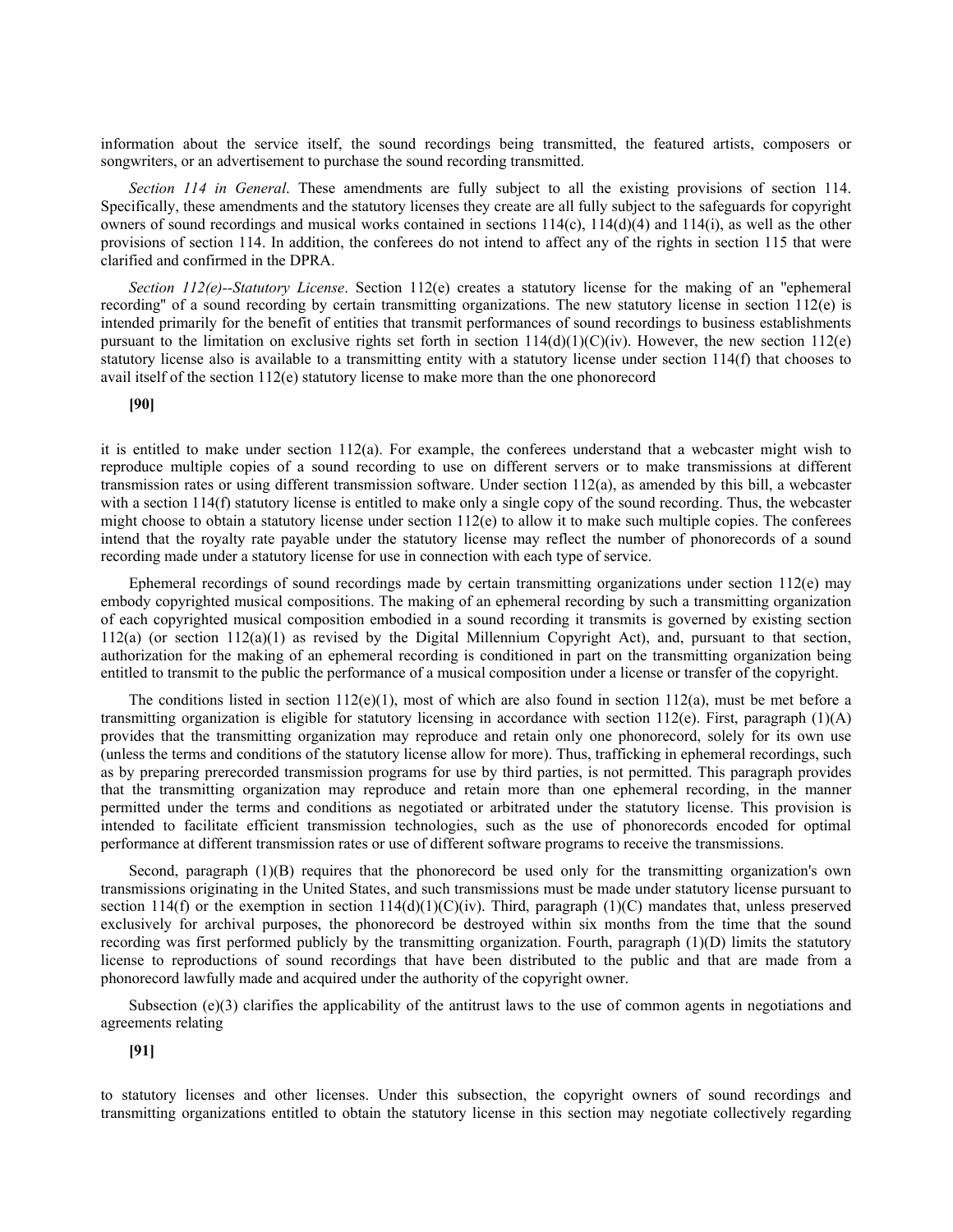information about the service itself, the sound recordings being transmitted, the featured artists, composers or songwriters, or an advertisement to purchase the sound recording transmitted.

*Section 114 in General*. These amendments are fully subject to all the existing provisions of section 114. Specifically, these amendments and the statutory licenses they create are all fully subject to the safeguards for copyright owners of sound recordings and musical works contained in sections 114(c), 114(d)(4) and 114(i), as well as the other provisions of section 114. In addition, the conferees do not intend to affect any of the rights in section 115 that were clarified and confirmed in the DPRA.

*Section 112(e)--Statutory License*. Section 112(e) creates a statutory license for the making of an "ephemeral recording" of a sound recording by certain transmitting organizations. The new statutory license in section 112(e) is intended primarily for the benefit of entities that transmit performances of sound recordings to business establishments pursuant to the limitation on exclusive rights set forth in section 114(d)(1)(C)(iv). However, the new section 112(e) statutory license also is available to a transmitting entity with a statutory license under section 114(f) that chooses to avail itself of the section 112(e) statutory license to make more than the one phonorecord

**[90]**

it is entitled to make under section 112(a). For example, the conferees understand that a webcaster might wish to reproduce multiple copies of a sound recording to use on different servers or to make transmissions at different transmission rates or using different transmission software. Under section 112(a), as amended by this bill, a webcaster with a section 114(f) statutory license is entitled to make only a single copy of the sound recording. Thus, the webcaster might choose to obtain a statutory license under section 112(e) to allow it to make such multiple copies. The conferees intend that the royalty rate payable under the statutory license may reflect the number of phonorecords of a sound recording made under a statutory license for use in connection with each type of service.

Ephemeral recordings of sound recordings made by certain transmitting organizations under section 112(e) may embody copyrighted musical compositions. The making of an ephemeral recording by such a transmitting organization of each copyrighted musical composition embodied in a sound recording it transmits is governed by existing section 112(a) (or section 112(a)(1) as revised by the Digital Millennium Copyright Act), and, pursuant to that section, authorization for the making of an ephemeral recording is conditioned in part on the transmitting organization being entitled to transmit to the public the performance of a musical composition under a license or transfer of the copyright.

The conditions listed in section 112(e)(1), most of which are also found in section 112(a), must be met before a transmitting organization is eligible for statutory licensing in accordance with section 112(e). First, paragraph (1)(A) provides that the transmitting organization may reproduce and retain only one phonorecord, solely for its own use (unless the terms and conditions of the statutory license allow for more). Thus, trafficking in ephemeral recordings, such as by preparing prerecorded transmission programs for use by third parties, is not permitted. This paragraph provides that the transmitting organization may reproduce and retain more than one ephemeral recording, in the manner permitted under the terms and conditions as negotiated or arbitrated under the statutory license. This provision is intended to facilitate efficient transmission technologies, such as the use of phonorecords encoded for optimal performance at different transmission rates or use of different software programs to receive the transmissions.

Second, paragraph (1)(B) requires that the phonorecord be used only for the transmitting organization's own transmissions originating in the United States, and such transmissions must be made under statutory license pursuant to section 114(f) or the exemption in section 114(d)(1)(C)(iv). Third, paragraph (1)(C) mandates that, unless preserved exclusively for archival purposes, the phonorecord be destroyed within six months from the time that the sound recording was first performed publicly by the transmitting organization. Fourth, paragraph (1)(D) limits the statutory license to reproductions of sound recordings that have been distributed to the public and that are made from a phonorecord lawfully made and acquired under the authority of the copyright owner.

Subsection (e)(3) clarifies the applicability of the antitrust laws to the use of common agents in negotiations and agreements relating

**[91]**

to statutory licenses and other licenses. Under this subsection, the copyright owners of sound recordings and transmitting organizations entitled to obtain the statutory license in this section may negotiate collectively regarding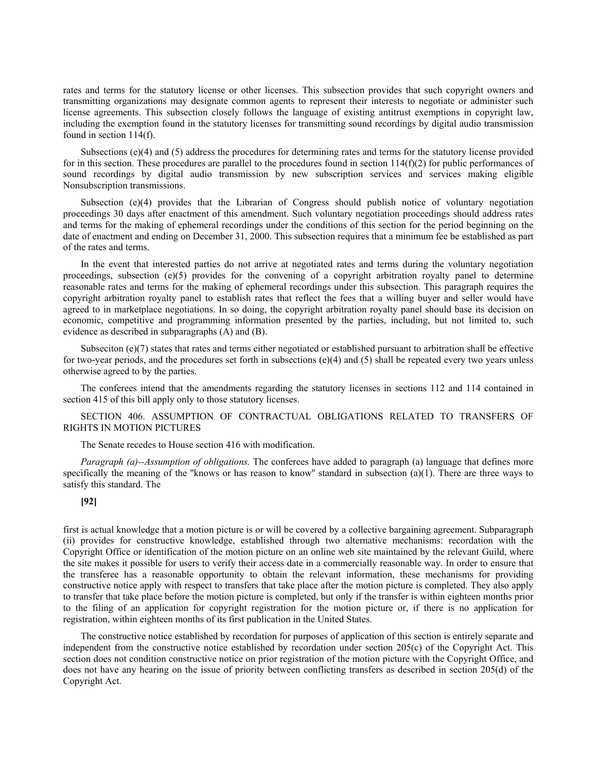rates and terms for the statutory license or other licenses. This subsection provides that such copyright owners and transmitting organizations may designate common agents to represent their interests to negotiate or administer such license agreements. This subsection closely follows the language of existing antitrust exemptions in copyright law, including the exemption found in the statutory licenses for transmitting sound recordings by digital audio transmission found in section 114(f).

Subsections (e)(4) and (5) address the procedures for determining rates and terms for the statutory license provided for in this section. These procedures are parallel to the procedures found in section 114(f)(2) for public performances of sound recordings by digital audio transmission by new subscription services and services making eligible Nonsubscription transmissions.

Subsection (e)(4) provides that the Librarian of Congress should publish notice of voluntary negotiation proceedings 30 days after enactment of this amendment. Such voluntary negotiation proceedings should address rates and terms for the making of ephemeral recordings under the conditions of this section for the period beginning on the date of enactment and ending on December 31, 2000. This subsection requires that a minimum fee be established as part of the rates and terms.

In the event that interested parties do not arrive at negotiated rates and terms during the voluntary negotiation proceedings, subsection (e)(5) provides for the convening of a copyright arbitration royalty panel to determine reasonable rates and terms for the making of ephemeral recordings under this subsection. This paragraph requires the copyright arbitration royalty panel to establish rates that reflect the fees that a willing buyer and seller would have agreed to in marketplace negotiations. In so doing, the copyright arbitration royalty panel should base its decision on economic, competitive and programming information presented by the parties, including, but not limited to, such evidence as described in subparagraphs (A) and (B).

Subseciton (e)(7) states that rates and terms either negotiated or established pursuant to arbitration shall be effective for two-year periods, and the procedures set forth in subsections (e)(4) and (5) shall be repeated every two years unless otherwise agreed to by the parties.

The conferees intend that the amendments regarding the statutory licenses in sections 112 and 114 contained in section 415 of this bill apply only to those statutory licenses.

SECTION 406. ASSUMPTION OF CONTRACTUAL OBLIGATIONS RELATED TO TRANSFERS OF RIGHTS IN MOTION PICTURES

The Senate recedes to House section 416 with modification.

*Paragraph (a)--Assumption of obligations.* The conferees have added to paragraph (a) language that defines more specifically the meaning of the "knows or has reason to know" standard in subsection (a)(1). There are three ways to satisfy this standard. The

**[92]**

first is actual knowledge that a motion picture is or will be covered by a collective bargaining agreement. Subparagraph (ii) provides for constructive knowledge, established through two alternative mechanisms: recordation with the Copyright Office or identification of the motion picture on an online web site maintained by the relevant Guild, where the site makes it possible for users to verify their access date in a commercially reasonable way. In order to ensure that the transferee has a reasonable opportunity to obtain the relevant information, these mechanisms for providing constructive notice apply with respect to transfers that take place after the motion picture is completed. They also apply to transfer that take place before the motion picture is completed, but only if the transfer is within eighteen months prior to the filing of an application for copyright registration for the motion picture or, if there is no application for registration, within eighteen months of its first publication in the United States.

The constructive notice established by recordation for purposes of application of this section is entirely separate and independent from the constructive notice established by recordation under section 205(c) of the Copyright Act. This section does not condition constructive notice on prior registration of the motion picture with the Copyright Office, and does not have any hearing on the issue of priority between conflicting transfers as described in section 205(d) of the Copyright Act.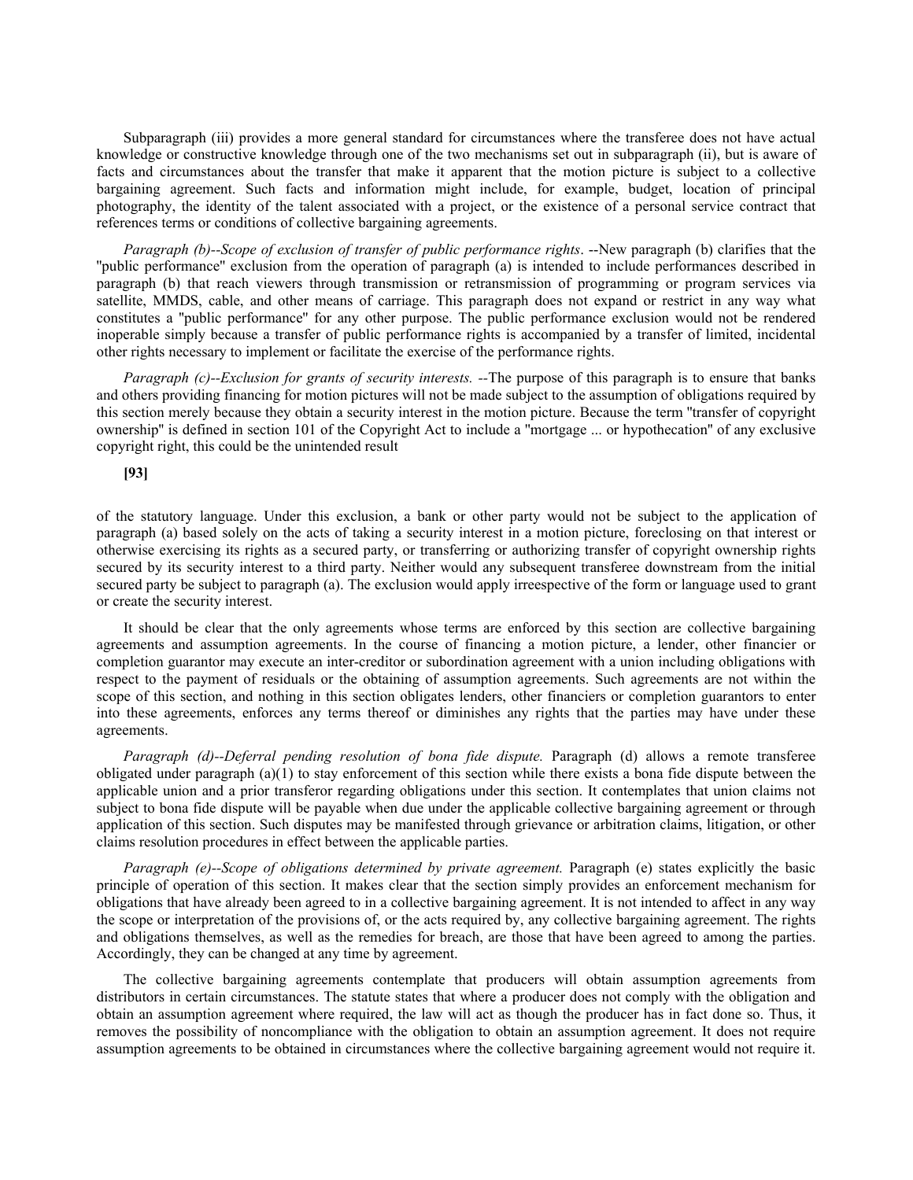Subparagraph (iii) provides a more general standard for circumstances where the transferee does not have actual knowledge or constructive knowledge through one of the two mechanisms set out in subparagraph (ii), but is aware of facts and circumstances about the transfer that make it apparent that the motion picture is subject to a collective bargaining agreement. Such facts and information might include, for example, budget, location of principal photography, the identity of the talent associated with a project, or the existence of a personal service contract that references terms or conditions of collective bargaining agreements.

*Paragraph (b)--Scope of exclusion of transfer of public performance rights*. --New paragraph (b) clarifies that the "public performance" exclusion from the operation of paragraph (a) is intended to include performances described in paragraph (b) that reach viewers through transmission or retransmission of programming or program services via satellite, MMDS, cable, and other means of carriage. This paragraph does not expand or restrict in any way what constitutes a "public performance" for any other purpose. The public performance exclusion would not be rendered inoperable simply because a transfer of public performance rights is accompanied by a transfer of limited, incidental other rights necessary to implement or facilitate the exercise of the performance rights.

*Paragraph (c)--Exclusion for grants of security interests.* --The purpose of this paragraph is to ensure that banks and others providing financing for motion pictures will not be made subject to the assumption of obligations required by this section merely because they obtain a security interest in the motion picture. Because the term "transfer of copyright ownership" is defined in section 101 of the Copyright Act to include a "mortgage ... or hypothecation" of any exclusive copyright right, this could be the unintended result

**[93]**

of the statutory language. Under this exclusion, a bank or other party would not be subject to the application of paragraph (a) based solely on the acts of taking a security interest in a motion picture, foreclosing on that interest or otherwise exercising its rights as a secured party, or transferring or authorizing transfer of copyright ownership rights secured by its security interest to a third party. Neither would any subsequent transferee downstream from the initial secured party be subject to paragraph (a). The exclusion would apply irreespective of the form or language used to grant or create the security interest.

It should be clear that the only agreements whose terms are enforced by this section are collective bargaining agreements and assumption agreements. In the course of financing a motion picture, a lender, other financier or completion guarantor may execute an inter-creditor or subordination agreement with a union including obligations with respect to the payment of residuals or the obtaining of assumption agreements. Such agreements are not within the scope of this section, and nothing in this section obligates lenders, other financiers or completion guarantors to enter into these agreements, enforces any terms thereof or diminishes any rights that the parties may have under these agreements.

*Paragraph (d)--Deferral pending resolution of bona fide dispute.* Paragraph (d) allows a remote transferee obligated under paragraph (a)(1) to stay enforcement of this section while there exists a bona fide dispute between the applicable union and a prior transferor regarding obligations under this section. It contemplates that union claims not subject to bona fide dispute will be payable when due under the applicable collective bargaining agreement or through application of this section. Such disputes may be manifested through grievance or arbitration claims, litigation, or other claims resolution procedures in effect between the applicable parties.

*Paragraph (e)--Scope of obligations determined by private agreement.* Paragraph (e) states explicitly the basic principle of operation of this section. It makes clear that the section simply provides an enforcement mechanism for obligations that have already been agreed to in a collective bargaining agreement. It is not intended to affect in any way the scope or interpretation of the provisions of, or the acts required by, any collective bargaining agreement. The rights and obligations themselves, as well as the remedies for breach, are those that have been agreed to among the parties. Accordingly, they can be changed at any time by agreement.

The collective bargaining agreements contemplate that producers will obtain assumption agreements from distributors in certain circumstances. The statute states that where a producer does not comply with the obligation and obtain an assumption agreement where required, the law will act as though the producer has in fact done so. Thus, it removes the possibility of noncompliance with the obligation to obtain an assumption agreement. It does not require assumption agreements to be obtained in circumstances where the collective bargaining agreement would not require it.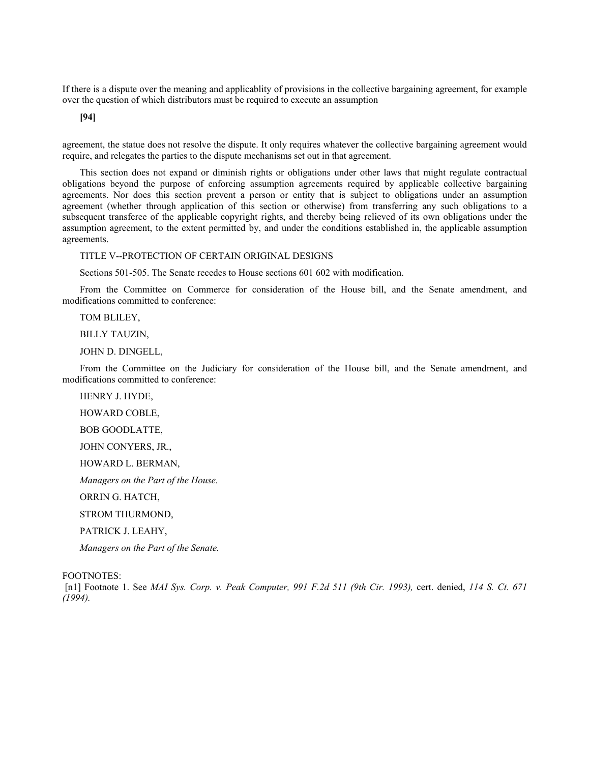If there is a dispute over the meaning and applicablity of provisions in the collective bargaining agreement, for example over the question of which distributors must be required to execute an assumption

**[94]**

agreement, the statue does not resolve the dispute. It only requires whatever the collective bargaining agreement would require, and relegates the parties to the dispute mechanisms set out in that agreement.

This section does not expand or diminish rights or obligations under other laws that might regulate contractual obligations beyond the purpose of enforcing assumption agreements required by applicable collective bargaining agreements. Nor does this section prevent a person or entity that is subject to obligations under an assumption agreement (whether through application of this section or otherwise) from transferring any such obligations to a subsequent transferee of the applicable copyright rights, and thereby being relieved of its own obligations under the assumption agreement, to the extent permitted by, and under the conditions established in, the applicable assumption agreements.

TITLE V--PROTECTION OF CERTAIN ORIGINAL DESIGNS

Sections 501-505. The Senate recedes to House sections 601 602 with modification.

From the Committee on Commerce for consideration of the House bill, and the Senate amendment, and modifications committed to conference:

TOM BLILEY,

BILLY TAUZIN,

JOHN D. DINGELL,

From the Committee on the Judiciary for consideration of the House bill, and the Senate amendment, and modifications committed to conference:

HENRY J. HYDE,

HOWARD COBLE,

BOB GOODLATTE,

JOHN CONYERS, JR.,

HOWARD L. BERMAN,

*Managers on the Part of the House.*

ORRIN G. HATCH,

STROM THURMOND,

PATRICK J. LEAHY,

*Managers on the Part of the Senate.*

FOOTNOTES:

[n1] Footnote 1. See *MAI Sys. Corp. v. Peak Computer, 991 F.2d 511 (9th Cir. 1993),* cert. denied, *114 S. Ct. 671 (1994).*